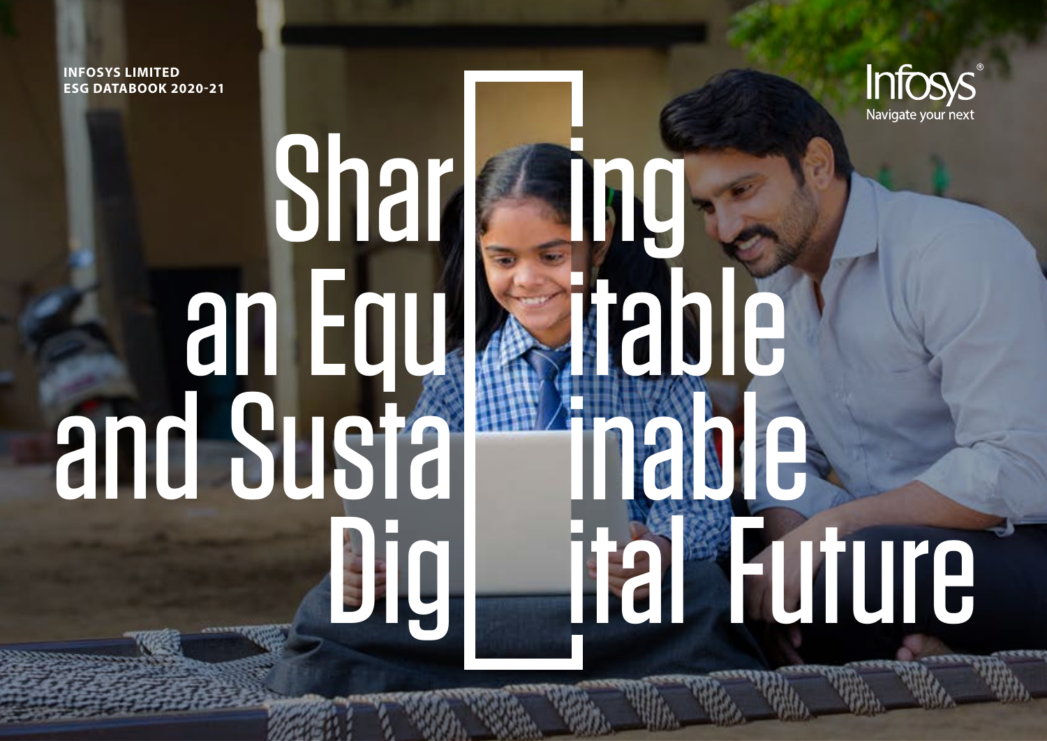INFOSYS LIMITED
ESG DATABOOK 2020-21

Infosys®
Navigate your next

# Sharing an Equitable and Sustainable Digital Future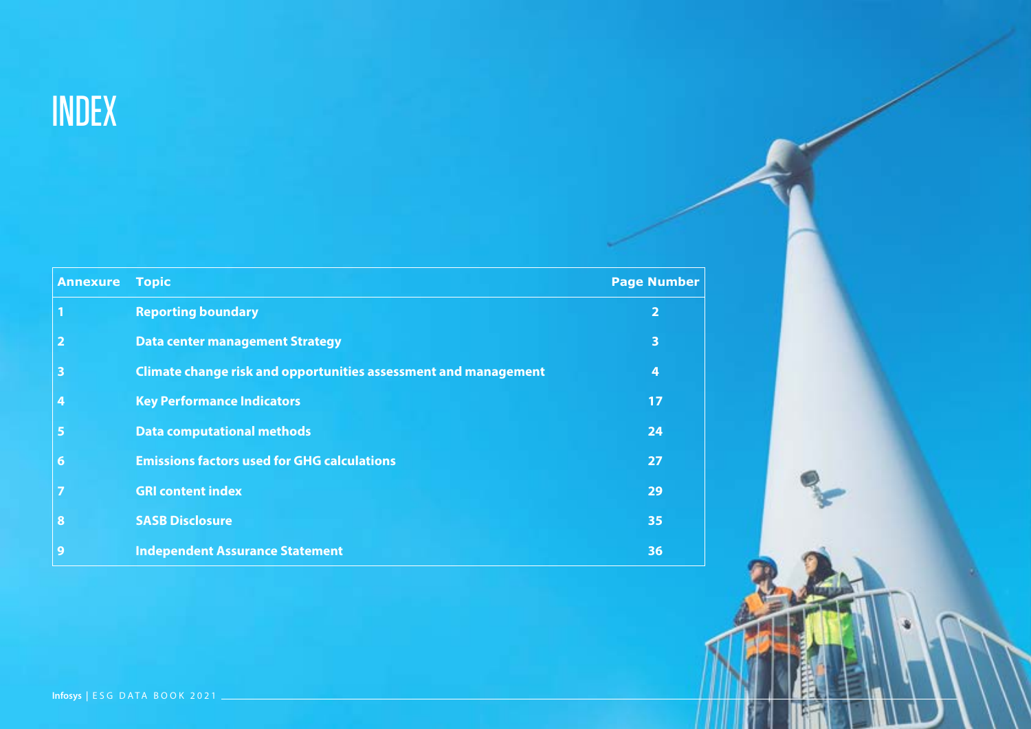# INDEX

| Annexure | Topic | Page Number |
|---|---|---|
| 1 | Reporting boundary | 2 |
| 2 | Data center management Strategy | 3 |
| 3 | Climate change risk and opportunities assessment and management | 4 |
| 4 | Key Performance Indicators | 17 |
| 5 | Data computational methods | 24 |
| 6 | Emissions factors used for GHG calculations | 27 |
| 7 | GRI content index | 29 |
| 8 | SASB Disclosure | 35 |
| 9 | Independent Assurance Statement | 36 |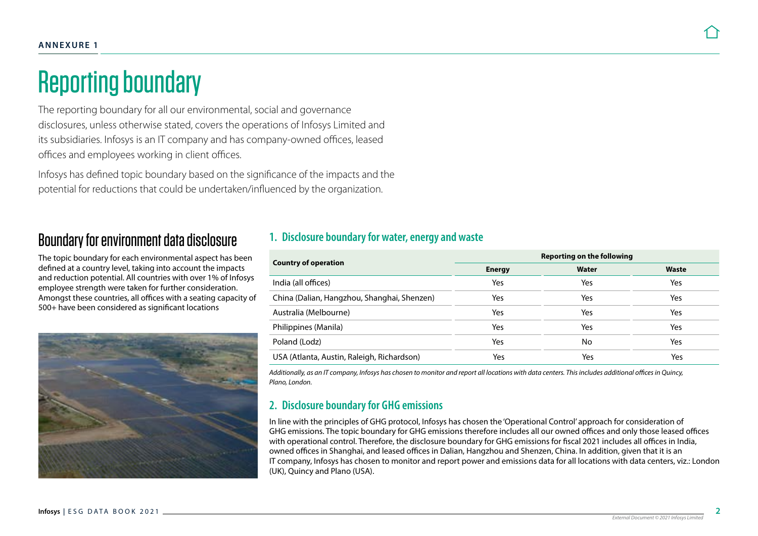ANNEXURE 1

# Reporting boundary

The reporting boundary for all our environmental, social and governance disclosures, unless otherwise stated, covers the operations of Infosys Limited and its subsidiaries. Infosys is an IT company and has company-owned offices, leased offices and employees working in client offices.

Infosys has defined topic boundary based on the significance of the impacts and the potential for reductions that could be undertaken/influenced by the organization.

## Boundary for environment data disclosure

The topic boundary for each environmental aspect has been defined at a country level, taking into account the impacts and reduction potential. All countries with over 1% of Infosys employee strength were taken for further consideration. Amongst these countries, all offices with a seating capacity of 500+ have been considered as significant locations

### 1. Disclosure boundary for water, energy and waste

| Country of operation | Reporting on the following | | |
|---|---|---|---|
| | Energy | Water | Waste |
| India (all offices) | Yes | Yes | Yes |
| China (Dalian, Hangzhou, Shanghai, Shenzen) | Yes | Yes | Yes |
| Australia (Melbourne) | Yes | Yes | Yes |
| Philippines (Manila) | Yes | Yes | Yes |
| Poland (Lodz) | Yes | No | Yes |
| USA (Atlanta, Austin, Raleigh, Richardson) | Yes | Yes | Yes |

*Additionally, as an IT company, Infosys has chosen to monitor and report all locations with data centers. This includes additional offices in Quincy, Plano, London.*

### 2. Disclosure boundary for GHG emissions

In line with the principles of GHG protocol, Infosys has chosen the 'Operational Control' approach for consideration of GHG emissions. The topic boundary for GHG emissions therefore includes all our owned offices and only those leased offices with operational control. Therefore, the disclosure boundary for GHG emissions for fiscal 2021 includes all offices in India, owned offices in Shanghai, and leased offices in Dalian, Hangzhou and Shenzen, China. In addition, given that it is an IT company, Infosys has chosen to monitor and report power and emissions data for all locations with data centers, viz.: London (UK), Quincy and Plano (USA).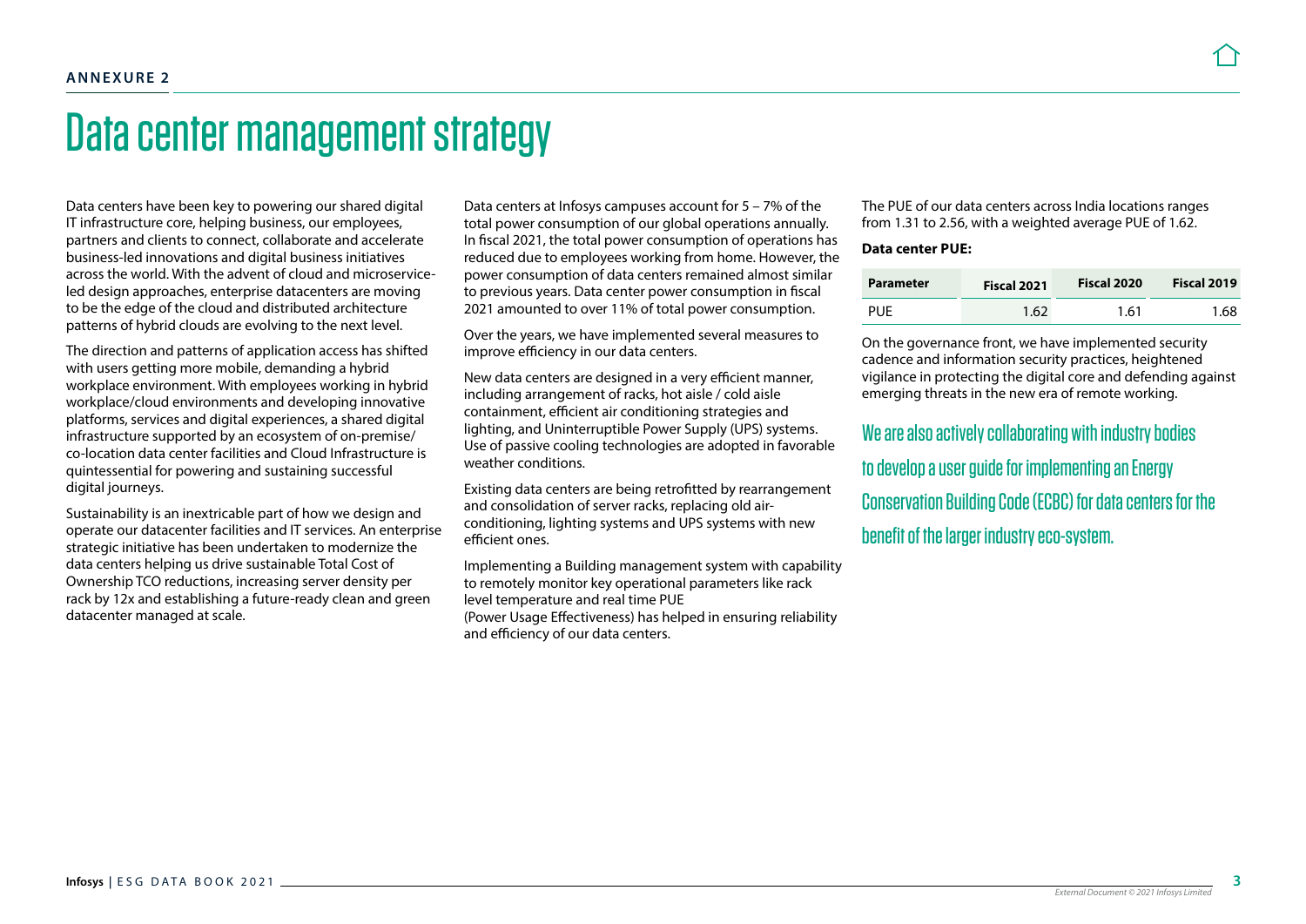ANNEXURE 2

# Data center management strategy

Data centers have been key to powering our shared digital IT infrastructure core, helping business, our employees, partners and clients to connect, collaborate and accelerate business-led innovations and digital business initiatives across the world. With the advent of cloud and microservice-led design approaches, enterprise datacenters are moving to be the edge of the cloud and distributed architecture patterns of hybrid clouds are evolving to the next level.

The direction and patterns of application access has shifted with users getting more mobile, demanding a hybrid workplace environment. With employees working in hybrid workplace/cloud environments and developing innovative platforms, services and digital experiences, a shared digital infrastructure supported by an ecosystem of on-premise/co-location data center facilities and Cloud Infrastructure is quintessential for powering and sustaining successful digital journeys.

Sustainability is an inextricable part of how we design and operate our datacenter facilities and IT services. An enterprise strategic initiative has been undertaken to modernize the data centers helping us drive sustainable Total Cost of Ownership TCO reductions, increasing server density per rack by 12x and establishing a future-ready clean and green datacenter managed at scale.

Data centers at Infosys campuses account for 5 – 7% of the total power consumption of our global operations annually. In fiscal 2021, the total power consumption of operations has reduced due to employees working from home. However, the power consumption of data centers remained almost similar to previous years. Data center power consumption in fiscal 2021 amounted to over 11% of total power consumption.

Over the years, we have implemented several measures to improve efficiency in our data centers.

New data centers are designed in a very efficient manner, including arrangement of racks, hot aisle / cold aisle containment, efficient air conditioning strategies and lighting, and Uninterruptible Power Supply (UPS) systems. Use of passive cooling technologies are adopted in favorable weather conditions.

Existing data centers are being retrofitted by rearrangement and consolidation of server racks, replacing old air-conditioning, lighting systems and UPS systems with new efficient ones.

Implementing a Building management system with capability to remotely monitor key operational parameters like rack level temperature and real time PUE (Power Usage Effectiveness) has helped in ensuring reliability and efficiency of our data centers.

The PUE of our data centers across India locations ranges from 1.31 to 2.56, with a weighted average PUE of 1.62.

**Data center PUE:**

| Parameter | Fiscal 2021 | Fiscal 2020 | Fiscal 2019 |
|---|---|---|---|
| PUE | 1.62 | 1.61 | 1.68 |

On the governance front, we have implemented security cadence and information security practices, heightened vigilance in protecting the digital core and defending against emerging threats in the new era of remote working.

We are also actively collaborating with industry bodies to develop a user guide for implementing an Energy Conservation Building Code (ECBC) for data centers for the benefit of the larger industry eco-system.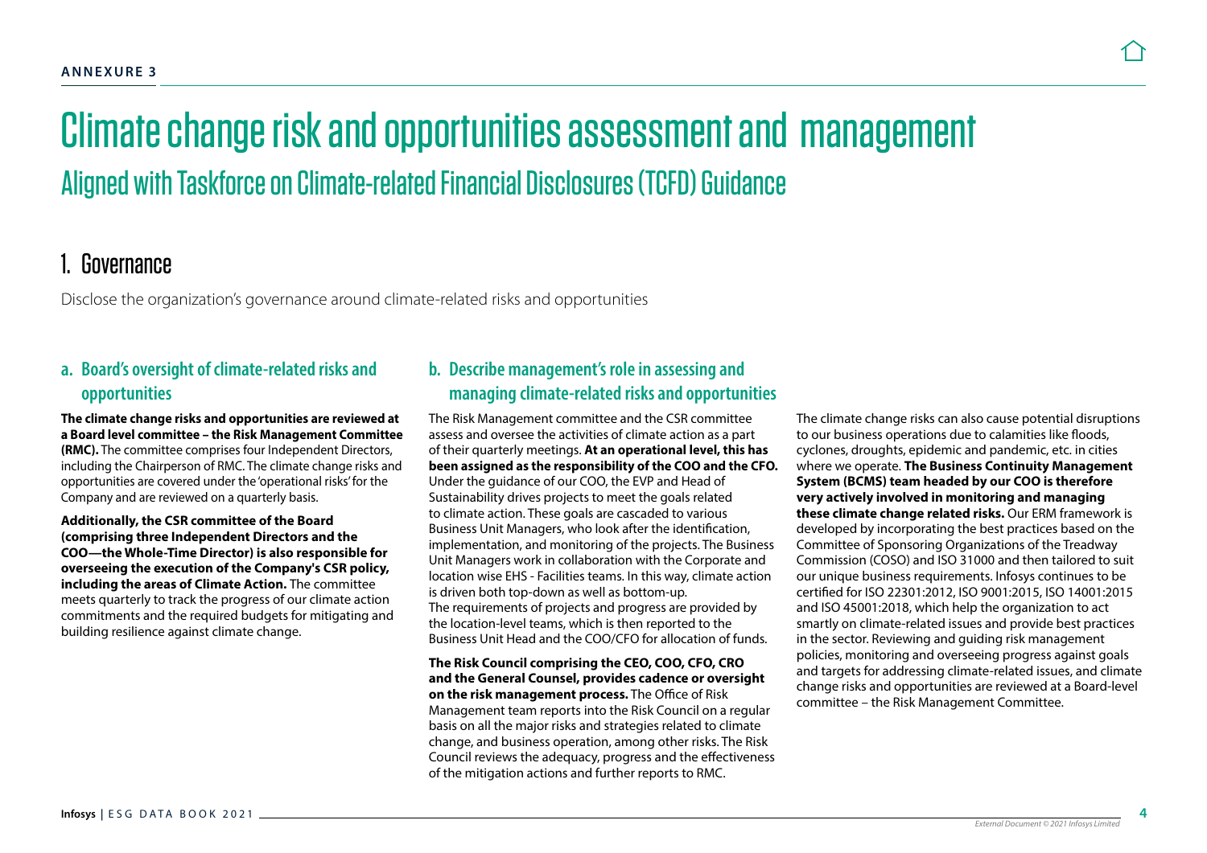ANNEXURE 3

# Climate change risk and opportunities assessment and management

## Aligned with Taskforce on Climate-related Financial Disclosures (TCFD) Guidance

## 1. Governance

Disclose the organization's governance around climate-related risks and opportunities

### a. Board's oversight of climate-related risks and opportunities

**The climate change risks and opportunities are reviewed at a Board level committee – the Risk Management Committee (RMC).** The committee comprises four Independent Directors, including the Chairperson of RMC. The climate change risks and opportunities are covered under the 'operational risks' for the Company and are reviewed on a quarterly basis.

**Additionally, the CSR committee of the Board (comprising three Independent Directors and the COO—the Whole-Time Director) is also responsible for overseeing the execution of the Company's CSR policy, including the areas of Climate Action.** The committee meets quarterly to track the progress of our climate action commitments and the required budgets for mitigating and building resilience against climate change.

### b. Describe management's role in assessing and managing climate-related risks and opportunities

The Risk Management committee and the CSR committee assess and oversee the activities of climate action as a part of their quarterly meetings. **At an operational level, this has been assigned as the responsibility of the COO and the CFO.** Under the guidance of our COO, the EVP and Head of Sustainability drives projects to meet the goals related to climate action. These goals are cascaded to various Business Unit Managers, who look after the identification, implementation, and monitoring of the projects. The Business Unit Managers work in collaboration with the Corporate and location wise EHS - Facilities teams. In this way, climate action is driven both top-down as well as bottom-up.
The requirements of projects and progress are provided by the location-level teams, which is then reported to the Business Unit Head and the COO/CFO for allocation of funds.

**The Risk Council comprising the CEO, COO, CFO, CRO and the General Counsel, provides cadence or oversight on the risk management process.** The Office of Risk Management team reports into the Risk Council on a regular basis on all the major risks and strategies related to climate change, and business operation, among other risks. The Risk Council reviews the adequacy, progress and the effectiveness of the mitigation actions and further reports to RMC.

The climate change risks can also cause potential disruptions to our business operations due to calamities like floods, cyclones, droughts, epidemic and pandemic, etc. in cities where we operate. **The Business Continuity Management System (BCMS) team headed by our COO is therefore very actively involved in monitoring and managing these climate change related risks.** Our ERM framework is developed by incorporating the best practices based on the Committee of Sponsoring Organizations of the Treadway Commission (COSO) and ISO 31000 and then tailored to suit our unique business requirements. Infosys continues to be certified for ISO 22301:2012, ISO 9001:2015, ISO 14001:2015 and ISO 45001:2018, which help the organization to act smartly on climate-related issues and provide best practices in the sector. Reviewing and guiding risk management policies, monitoring and overseeing progress against goals and targets for addressing climate-related issues, and climate change risks and opportunities are reviewed at a Board-level committee – the Risk Management Committee.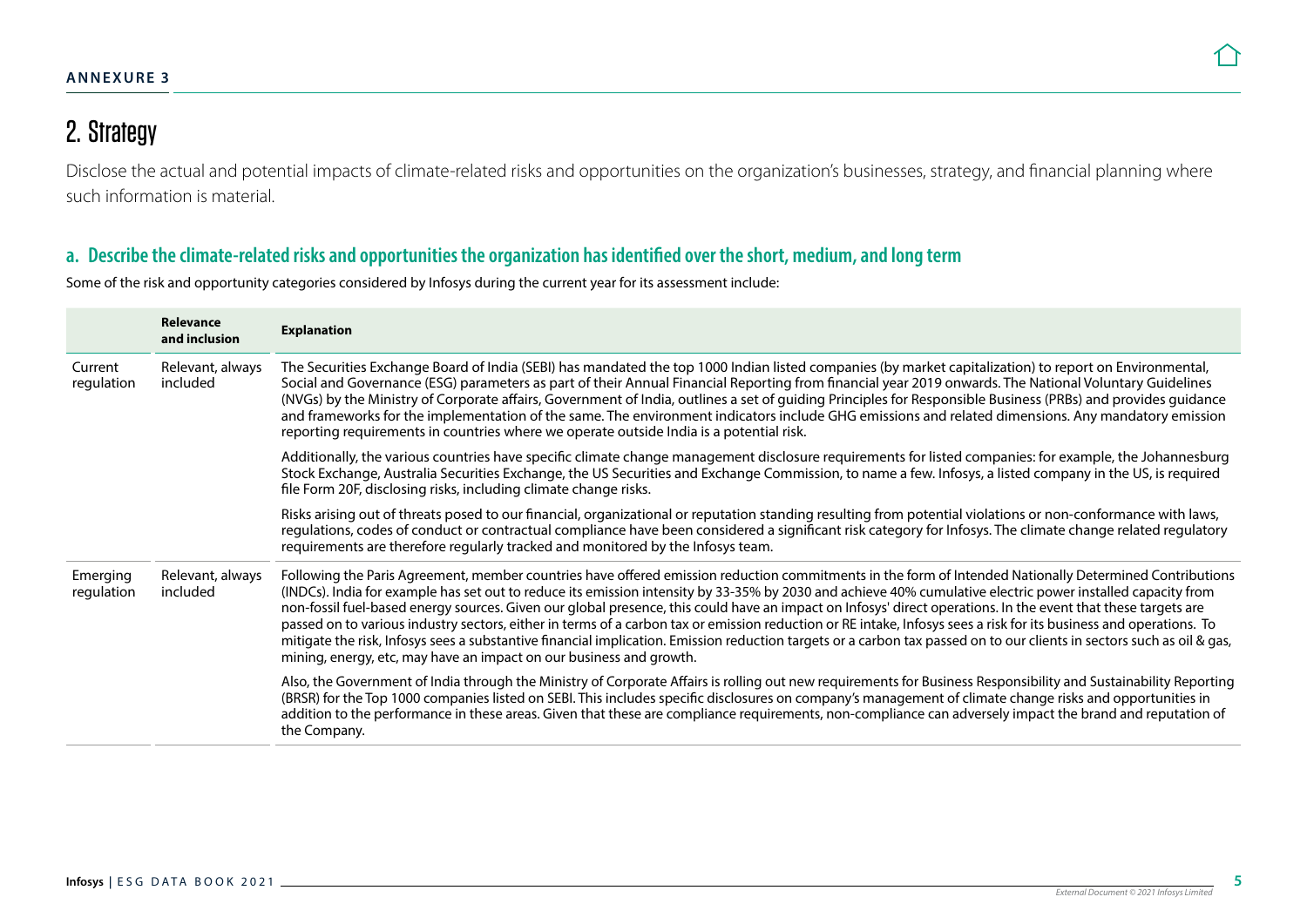ANNEXURE 3

## 2. Strategy

Disclose the actual and potential impacts of climate-related risks and opportunities on the organization's businesses, strategy, and financial planning where such information is material.

### a. Describe the climate-related risks and opportunities the organization has identified over the short, medium, and long term

Some of the risk and opportunity categories considered by Infosys during the current year for its assessment include:

| | Relevance and inclusion | Explanation |
|---|---|---|
| Current regulation | Relevant, always included | The Securities Exchange Board of India (SEBI) has mandated the top 1000 Indian listed companies (by market capitalization) to report on Environmental, Social and Governance (ESG) parameters as part of their Annual Financial Reporting from financial year 2019 onwards. The National Voluntary Guidelines (NVGs) by the Ministry of Corporate affairs, Government of India, outlines a set of guiding Principles for Responsible Business (PRBs) and provides guidance and frameworks for the implementation of the same. The environment indicators include GHG emissions and related dimensions. Any mandatory emission reporting requirements in countries where we operate outside India is a potential risk.<br><br>Additionally, the various countries have specific climate change management disclosure requirements for listed companies: for example, the Johannesburg Stock Exchange, Australia Securities Exchange, the US Securities and Exchange Commission, to name a few. Infosys, a listed company in the US, is required file Form 20F, disclosing risks, including climate change risks.<br><br>Risks arising out of threats posed to our financial, organizational or reputation standing resulting from potential violations or non-conformance with laws, regulations, codes of conduct or contractual compliance have been considered a significant risk category for Infosys. The climate change related regulatory requirements are therefore regularly tracked and monitored by the Infosys team. |
| Emerging regulation | Relevant, always included | Following the Paris Agreement, member countries have offered emission reduction commitments in the form of Intended Nationally Determined Contributions (INDCs). India for example has set out to reduce its emission intensity by 33-35% by 2030 and achieve 40% cumulative electric power installed capacity from non-fossil fuel-based energy sources. Given our global presence, this could have an impact on Infosys' direct operations. In the event that these targets are passed on to various industry sectors, either in terms of a carbon tax or emission reduction or RE intake, Infosys sees a risk for its business and operations. To mitigate the risk, Infosys sees a substantive financial implication. Emission reduction targets or a carbon tax passed on to our clients in sectors such as oil & gas, mining, energy, etc, may have an impact on our business and growth.<br><br>Also, the Government of India through the Ministry of Corporate Affairs is rolling out new requirements for Business Responsibility and Sustainability Reporting (BRSR) for the Top 1000 companies listed on SEBI. This includes specific disclosures on company's management of climate change risks and opportunities in addition to the performance in these areas. Given that these are compliance requirements, non-compliance can adversely impact the brand and reputation of the Company. |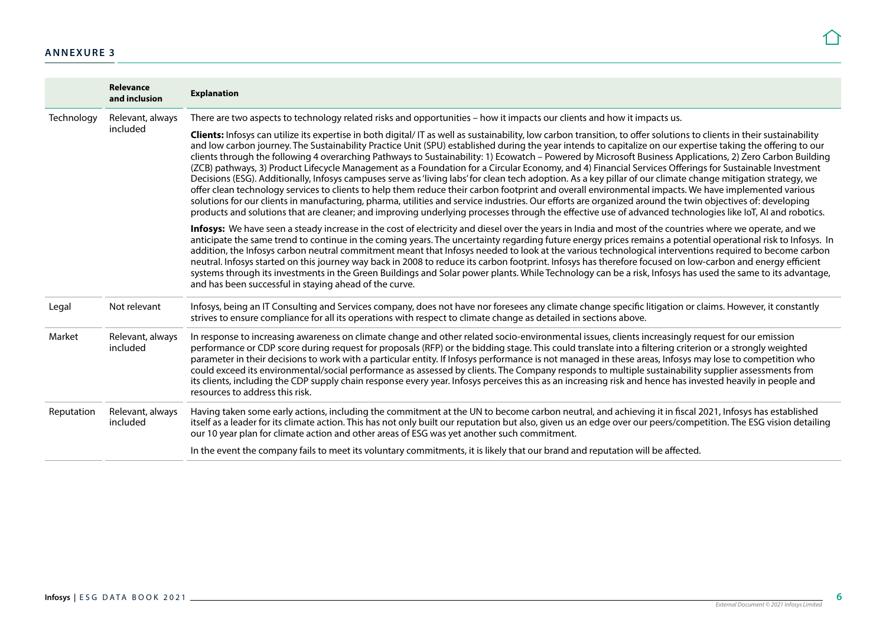## ANNEXURE 3

| | Relevance and inclusion | Explanation |
|---|---|---|
| Technology | Relevant, always included | There are two aspects to technology related risks and opportunities – how it impacts our clients and how it impacts us.<br><br>**Clients:** Infosys can utilize its expertise in both digital/ IT as well as sustainability, low carbon transition, to offer solutions to clients in their sustainability and low carbon journey. The Sustainability Practice Unit (SPU) established during the year intends to capitalize on our expertise taking the offering to our clients through the following 4 overarching Pathways to Sustainability: 1) Ecowatch – Powered by Microsoft Business Applications, 2) Zero Carbon Building (ZCB) pathways, 3) Product Lifecycle Management as a Foundation for a Circular Economy, and 4) Financial Services Offerings for Sustainable Investment Decisions (ESG). Additionally, Infosys campuses serve as 'living labs' for clean tech adoption. As a key pillar of our climate change mitigation strategy, we offer clean technology services to clients to help them reduce their carbon footprint and overall environmental impacts. We have implemented various solutions for our clients in manufacturing, pharma, utilities and service industries. Our efforts are organized around the twin objectives of: developing products and solutions that are cleaner; and improving underlying processes through the effective use of advanced technologies like IoT, AI and robotics.<br><br>**Infosys:** We have seen a steady increase in the cost of electricity and diesel over the years in India and most of the countries where we operate, and we anticipate the same trend to continue in the coming years. The uncertainty regarding future energy prices remains a potential operational risk to Infosys. In addition, the Infosys carbon neutral commitment meant that Infosys needed to look at the various technological interventions required to become carbon neutral. Infosys started on this journey way back in 2008 to reduce its carbon footprint. Infosys has therefore focused on low-carbon and energy efficient systems through its investments in the Green Buildings and Solar power plants. While Technology can be a risk, Infosys has used the same to its advantage, and has been successful in staying ahead of the curve. |
| Legal | Not relevant | Infosys, being an IT Consulting and Services company, does not have nor foresees any climate change specific litigation or claims. However, it constantly strives to ensure compliance for all its operations with respect to climate change as detailed in sections above. |
| Market | Relevant, always included | In response to increasing awareness on climate change and other related socio-environmental issues, clients increasingly request for our emission performance or CDP score during request for proposals (RFP) or the bidding stage. This could translate into a filtering criterion or a strongly weighted parameter in their decisions to work with a particular entity. If Infosys performance is not managed in these areas, Infosys may lose to competition who could exceed its environmental/social performance as assessed by clients. The Company responds to multiple sustainability supplier assessments from its clients, including the CDP supply chain response every year. Infosys perceives this as an increasing risk and hence has invested heavily in people and resources to address this risk. |
| Reputation | Relevant, always included | Having taken some early actions, including the commitment at the UN to become carbon neutral, and achieving it in fiscal 2021, Infosys has established itself as a leader for its climate action. This has not only built our reputation but also, given us an edge over our peers/competition. The ESG vision detailing our 10 year plan for climate action and other areas of ESG was yet another such commitment.<br><br>In the event the company fails to meet its voluntary commitments, it is likely that our brand and reputation will be affected. |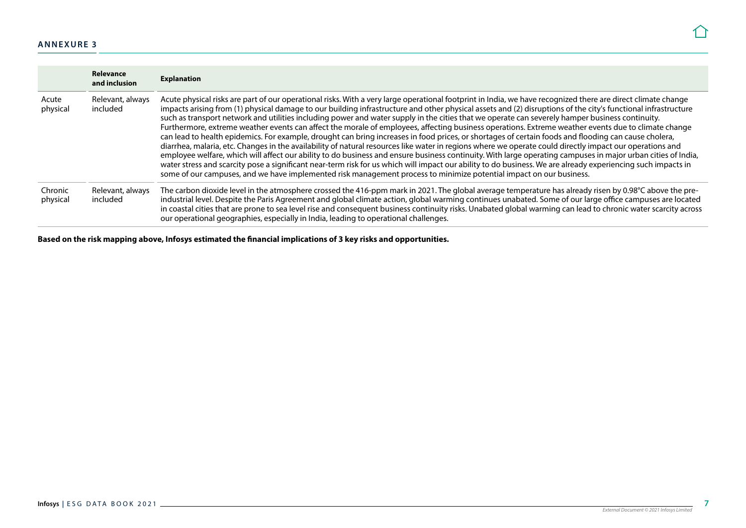## ANNEXURE 3

| | Relevance and inclusion | Explanation |
|---|---|---|
| Acute physical | Relevant, always included | Acute physical risks are part of our operational risks. With a very large operational footprint in India, we have recognized there are direct climate change impacts arising from (1) physical damage to our building infrastructure and other physical assets and (2) disruptions of the city's functional infrastructure such as transport network and utilities including power and water supply in the cities that we operate can severely hamper business continuity. Furthermore, extreme weather events can affect the morale of employees, affecting business operations. Extreme weather events due to climate change can lead to health epidemics. For example, drought can bring increases in food prices, or shortages of certain foods and flooding can cause cholera, diarrhea, malaria, etc. Changes in the availability of natural resources like water in regions where we operate could directly impact our operations and employee welfare, which will affect our ability to do business and ensure business continuity. With large operating campuses in major urban cities of India, water stress and scarcity pose a significant near-term risk for us which will impact our ability to do business. We are already experiencing such impacts in some of our campuses, and we have implemented risk management process to minimize potential impact on our business. |
| Chronic physical | Relevant, always included | The carbon dioxide level in the atmosphere crossed the 416-ppm mark in 2021. The global average temperature has already risen by 0.98°C above the pre-industrial level. Despite the Paris Agreement and global climate action, global warming continues unabated. Some of our large office campuses are located in coastal cities that are prone to sea level rise and consequent business continuity risks. Unabated global warming can lead to chronic water scarcity across our operational geographies, especially in India, leading to operational challenges. |

**Based on the risk mapping above, Infosys estimated the financial implications of 3 key risks and opportunities.**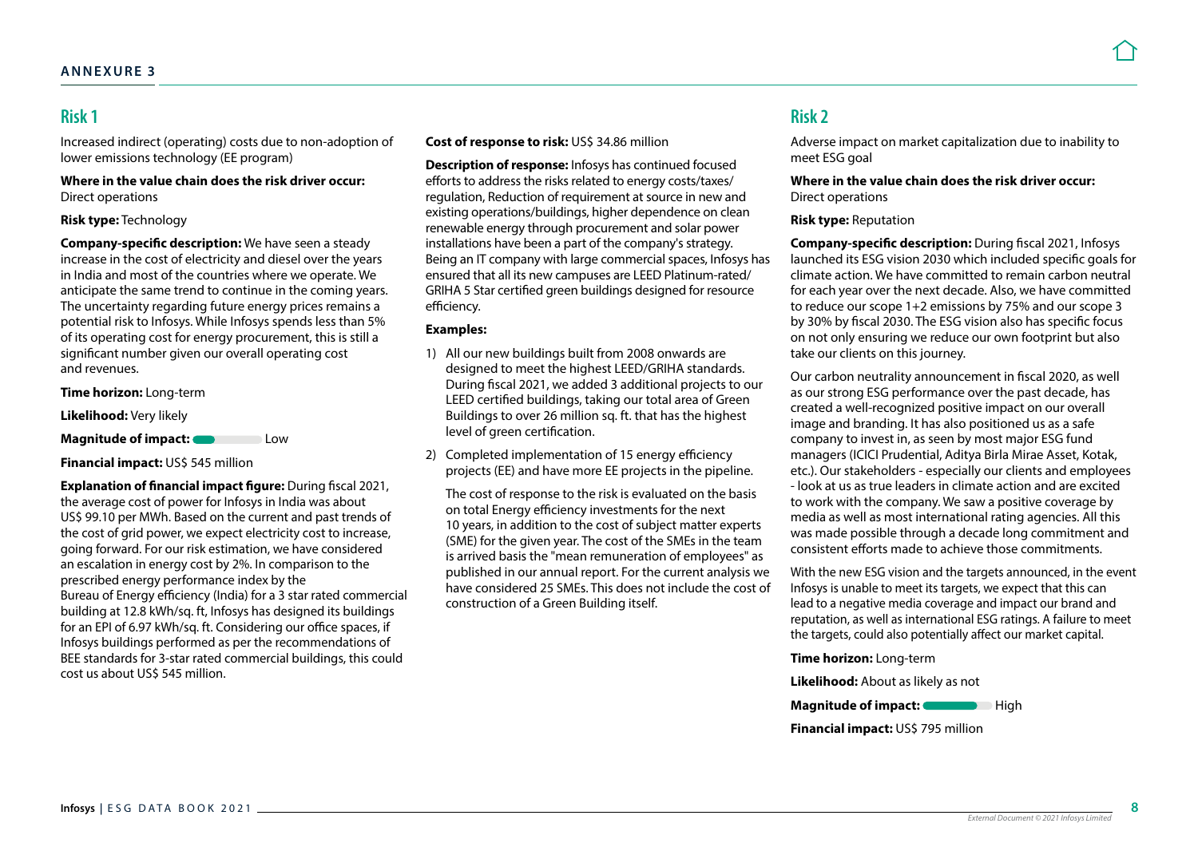## ANNEXURE 3

## Risk 1

Increased indirect (operating) costs due to non-adoption of lower emissions technology (EE program)

**Where in the value chain does the risk driver occur:** Direct operations

**Risk type:** Technology

**Company-specific description:** We have seen a steady increase in the cost of electricity and diesel over the years in India and most of the countries where we operate. We anticipate the same trend to continue in the coming years. The uncertainty regarding future energy prices remains a potential risk to Infosys. While Infosys spends less than 5% of its operating cost for energy procurement, this is still a significant number given our overall operating cost and revenues.

**Time horizon:** Long-term

**Likelihood:** Very likely

**Magnitude of impact:** Low

**Financial impact:** US$ 545 million

**Explanation of financial impact figure:** During fiscal 2021, the average cost of power for Infosys in India was about US$ 99.10 per MWh. Based on the current and past trends of the cost of grid power, we expect electricity cost to increase, going forward. For our risk estimation, we have considered an escalation in energy cost by 2%. In comparison to the prescribed energy performance index by the Bureau of Energy efficiency (India) for a 3 star rated commercial building at 12.8 kWh/sq. ft, Infosys has designed its buildings for an EPI of 6.97 kWh/sq. ft. Considering our office spaces, if Infosys buildings performed as per the recommendations of BEE standards for 3-star rated commercial buildings, this could cost us about US$ 545 million.

**Cost of response to risk:** US$ 34.86 million

**Description of response:** Infosys has continued focused efforts to address the risks related to energy costs/taxes/ regulation, Reduction of requirement at source in new and existing operations/buildings, higher dependence on clean renewable energy through procurement and solar power installations have been a part of the company's strategy. Being an IT company with large commercial spaces, Infosys has ensured that all its new campuses are LEED Platinum-rated/ GRIHA 5 Star certified green buildings designed for resource efficiency.

**Examples:**

1) All our new buildings built from 2008 onwards are designed to meet the highest LEED/GRIHA standards. During fiscal 2021, we added 3 additional projects to our LEED certified buildings, taking our total area of Green Buildings to over 26 million sq. ft. that has the highest level of green certification.
2) Completed implementation of 15 energy efficiency projects (EE) and have more EE projects in the pipeline.

   The cost of response to the risk is evaluated on the basis on total Energy efficiency investments for the next 10 years, in addition to the cost of subject matter experts (SME) for the given year. The cost of the SMEs in the team is arrived basis the "mean remuneration of employees" as published in our annual report. For the current analysis we have considered 25 SMEs. This does not include the cost of construction of a Green Building itself.

## Risk 2

Adverse impact on market capitalization due to inability to meet ESG goal

**Where in the value chain does the risk driver occur:** Direct operations

**Risk type:** Reputation

**Company-specific description:** During fiscal 2021, Infosys launched its ESG vision 2030 which included specific goals for climate action. We have committed to remain carbon neutral for each year over the next decade. Also, we have committed to reduce our scope 1+2 emissions by 75% and our scope 3 by 30% by fiscal 2030. The ESG vision also has specific focus on not only ensuring we reduce our own footprint but also take our clients on this journey.

Our carbon neutrality announcement in fiscal 2020, as well as our strong ESG performance over the past decade, has created a well-recognized positive impact on our overall image and branding. It has also positioned us as a safe company to invest in, as seen by most major ESG fund managers (ICICI Prudential, Aditya Birla Mirae Asset, Kotak, etc.). Our stakeholders - especially our clients and employees - look at us as true leaders in climate action and are excited to work with the company. We saw a positive coverage by media as well as most international rating agencies. All this was made possible through a decade long commitment and consistent efforts made to achieve those commitments.

With the new ESG vision and the targets announced, in the event Infosys is unable to meet its targets, we expect that this can lead to a negative media coverage and impact our brand and reputation, as well as international ESG ratings. A failure to meet the targets, could also potentially affect our market capital.

**Time horizon:** Long-term

**Likelihood:** About as likely as not

**Magnitude of impact:** High

**Financial impact:** US$ 795 million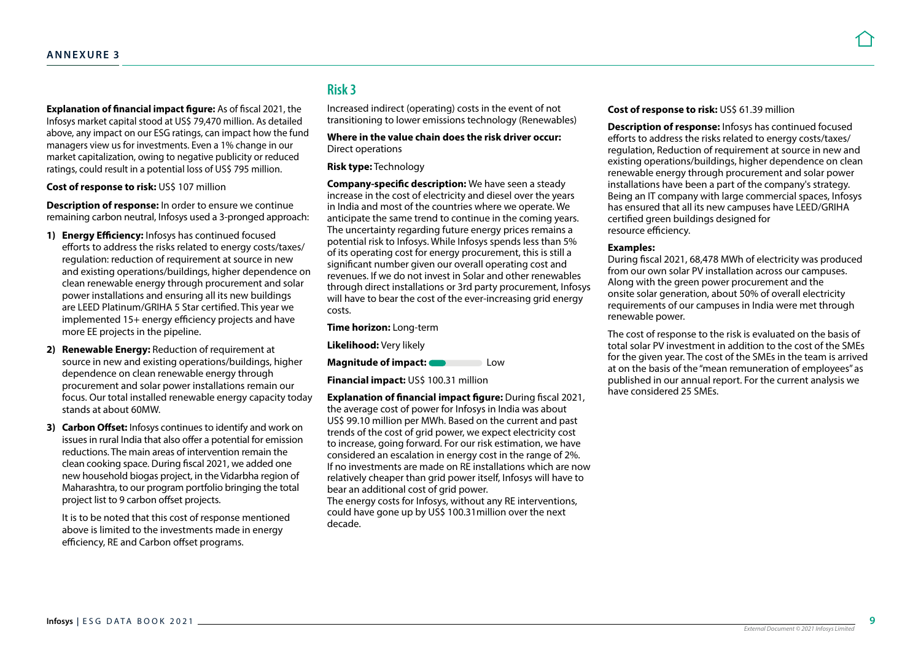**Explanation of financial impact figure:** As of fiscal 2021, the Infosys market capital stood at US$ 79,470 million. As detailed above, any impact on our ESG ratings, can impact how the fund managers view us for investments. Even a 1% change in our market capitalization, owing to negative publicity or reduced ratings, could result in a potential loss of US$ 795 million.

**Cost of response to risk:** US$ 107 million

**Description of response:** In order to ensure we continue remaining carbon neutral, Infosys used a 3-pronged approach:

1) **Energy Efficiency:** Infosys has continued focused efforts to address the risks related to energy costs/taxes/regulation: reduction of requirement at source in new and existing operations/buildings, higher dependence on clean renewable energy through procurement and solar power installations and ensuring all its new buildings are LEED Platinum/GRIHA 5 Star certified. This year we implemented 15+ energy efficiency projects and have more EE projects in the pipeline.
2) **Renewable Energy:** Reduction of requirement at source in new and existing operations/buildings, higher dependence on clean renewable energy through procurement and solar power installations remain our focus. Our total installed renewable energy capacity today stands at about 60MW.
3) **Carbon Offset:** Infosys continues to identify and work on issues in rural India that also offer a potential for emission reductions. The main areas of intervention remain the clean cooking space. During fiscal 2021, we added one new household biogas project, in the Vidarbha region of Maharashtra, to our program portfolio bringing the total project list to 9 carbon offset projects.

   It is to be noted that this cost of response mentioned above is limited to the investments made in energy efficiency, RE and Carbon offset programs.

## Risk 3

Increased indirect (operating) costs in the event of not transitioning to lower emissions technology (Renewables)

**Where in the value chain does the risk driver occur:** Direct operations

**Risk type:** Technology

**Company-specific description:** We have seen a steady increase in the cost of electricity and diesel over the years in India and most of the countries where we operate. We anticipate the same trend to continue in the coming years. The uncertainty regarding future energy prices remains a potential risk to Infosys. While Infosys spends less than 5% of its operating cost for energy procurement, this is still a significant number given our overall operating cost and revenues. If we do not invest in Solar and other renewables through direct installations or 3rd party procurement, Infosys will have to bear the cost of the ever-increasing grid energy costs.

**Time horizon:** Long-term

**Likelihood:** Very likely

**Magnitude of impact:** Low

**Financial impact:** US$ 100.31 million

**Explanation of financial impact figure:** During fiscal 2021, the average cost of power for Infosys in India was about US$ 99.10 million per MWh. Based on the current and past trends of the cost of grid power, we expect electricity cost to increase, going forward. For our risk estimation, we have considered an escalation in energy cost in the range of 2%. If no investments are made on RE installations which are now relatively cheaper than grid power itself, Infosys will have to bear an additional cost of grid power.
The energy costs for Infosys, without any RE interventions, could have gone up by US$ 100.31million over the next decade.

**Cost of response to risk:** US$ 61.39 million

**Description of response:** Infosys has continued focused efforts to address the risks related to energy costs/taxes/regulation, Reduction of requirement at source in new and existing operations/buildings, higher dependence on clean renewable energy through procurement and solar power installations have been a part of the company's strategy. Being an IT company with large commercial spaces, Infosys has ensured that all its new campuses have LEED/GRIHA certified green buildings designed for resource efficiency.

**Examples:**
During fiscal 2021, 68,478 MWh of electricity was produced from our own solar PV installation across our campuses. Along with the green power procurement and the onsite solar generation, about 50% of overall electricity requirements of our campuses in India were met through renewable power.

The cost of response to the risk is evaluated on the basis of total solar PV investment in addition to the cost of the SMEs for the given year. The cost of the SMEs in the team is arrived at on the basis of the "mean remuneration of employees" as published in our annual report. For the current analysis we have considered 25 SMEs.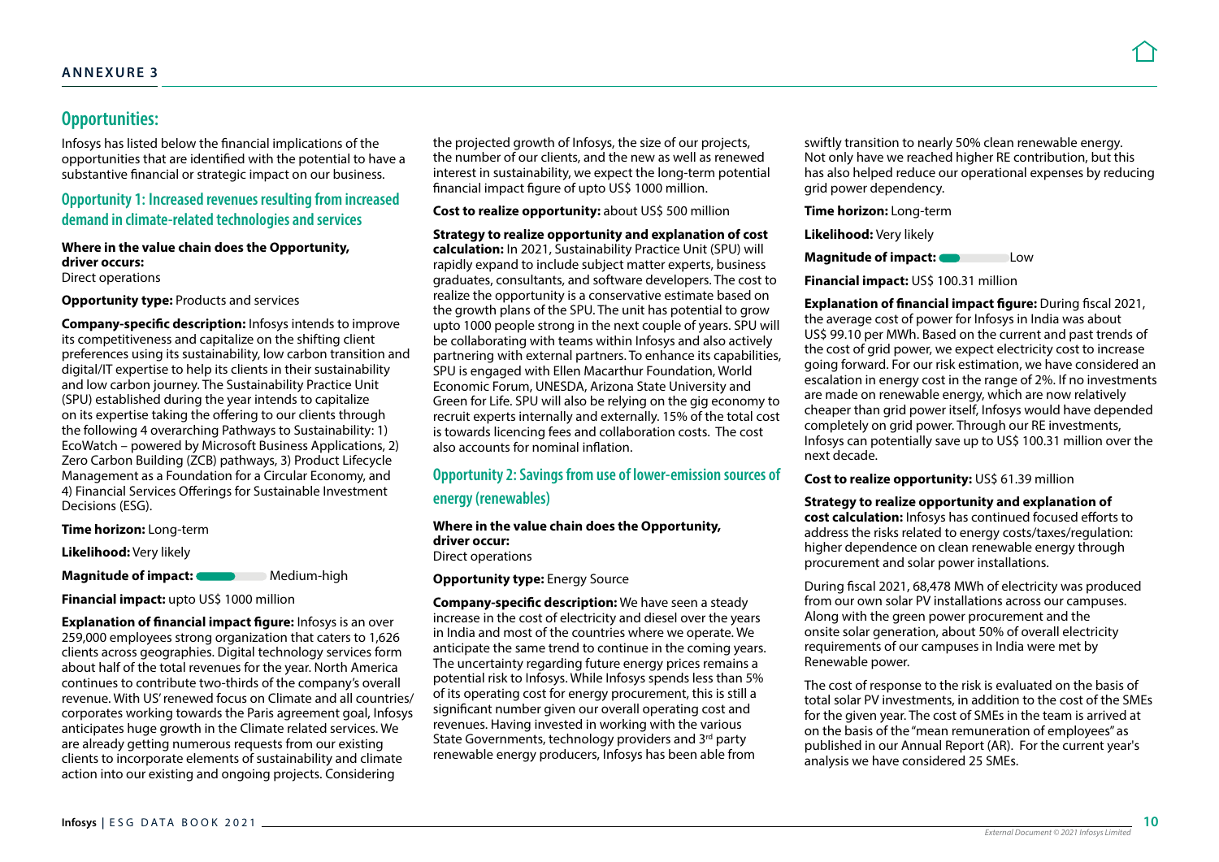## Opportunities:

Infosys has listed below the financial implications of the opportunities that are identified with the potential to have a substantive financial or strategic impact on our business.

### Opportunity 1: Increased revenues resulting from increased demand in climate-related technologies and services

**Where in the value chain does the Opportunity, driver occurs:**
Direct operations

**Opportunity type:** Products and services

**Company-specific description:** Infosys intends to improve its competitiveness and capitalize on the shifting client preferences using its sustainability, low carbon transition and digital/IT expertise to help its clients in their sustainability and low carbon journey. The Sustainability Practice Unit (SPU) established during the year intends to capitalize on its expertise taking the offering to our clients through the following 4 overarching Pathways to Sustainability: 1) EcoWatch – powered by Microsoft Business Applications, 2) Zero Carbon Building (ZCB) pathways, 3) Product Lifecycle Management as a Foundation for a Circular Economy, and 4) Financial Services Offerings for Sustainable Investment Decisions (ESG).

**Time horizon:** Long-term

**Likelihood:** Very likely

**Magnitude of impact:** Medium-high

**Financial impact:** upto US$ 1000 million

**Explanation of financial impact figure:** Infosys is an over 259,000 employees strong organization that caters to 1,626 clients across geographies. Digital technology services form about half of the total revenues for the year. North America continues to contribute two-thirds of the company's overall revenue. With US' renewed focus on Climate and all countries/corporates working towards the Paris agreement goal, Infosys anticipates huge growth in the Climate related services. We are already getting numerous requests from our existing clients to incorporate elements of sustainability and climate action into our existing and ongoing projects. Considering the projected growth of Infosys, the size of our projects, the number of our clients, and the new as well as renewed interest in sustainability, we expect the long-term potential financial impact figure of upto US$ 1000 million.

**Cost to realize opportunity:** about US$ 500 million

**Strategy to realize opportunity and explanation of cost calculation:** In 2021, Sustainability Practice Unit (SPU) will rapidly expand to include subject matter experts, business graduates, consultants, and software developers. The cost to realize the opportunity is a conservative estimate based on the growth plans of the SPU. The unit has potential to grow upto 1000 people strong in the next couple of years. SPU will be collaborating with teams within Infosys and also actively partnering with external partners. To enhance its capabilities, SPU is engaged with Ellen Macarthur Foundation, World Economic Forum, UNESDA, Arizona State University and Green for Life. SPU will also be relying on the gig economy to recruit experts internally and externally. 15% of the total cost is towards licencing fees and collaboration costs. The cost also accounts for nominal inflation.

### Opportunity 2: Savings from use of lower-emission sources of energy (renewables)

**Where in the value chain does the Opportunity, driver occur:**
Direct operations

**Opportunity type:** Energy Source

**Company-specific description:** We have seen a steady increase in the cost of electricity and diesel over the years in India and most of the countries where we operate. We anticipate the same trend to continue in the coming years. The uncertainty regarding future energy prices remains a potential risk to Infosys. While Infosys spends less than 5% of its operating cost for energy procurement, this is still a significant number given our overall operating cost and revenues. Having invested in working with the various State Governments, technology providers and 3rd party renewable energy producers, Infosys has been able from swiftly transition to nearly 50% clean renewable energy. Not only have we reached higher RE contribution, but this has also helped reduce our operational expenses by reducing grid power dependency.

**Time horizon:** Long-term

**Likelihood:** Very likely

**Magnitude of impact:** Low

**Financial impact:** US$ 100.31 million

**Explanation of financial impact figure:** During fiscal 2021, the average cost of power for Infosys in India was about US$ 99.10 per MWh. Based on the current and past trends of the cost of grid power, we expect electricity cost to increase going forward. For our risk estimation, we have considered an escalation in energy cost in the range of 2%. If no investments are made on renewable energy, which are now relatively cheaper than grid power itself, Infosys would have depended completely on grid power. Through our RE investments, Infosys can potentially save up to US$ 100.31 million over the next decade.

**Cost to realize opportunity:** US$ 61.39 million

**Strategy to realize opportunity and explanation of cost calculation:** Infosys has continued focused efforts to address the risks related to energy costs/taxes/regulation: higher dependence on clean renewable energy through procurement and solar power installations.

During fiscal 2021, 68,478 MWh of electricity was produced from our own solar PV installations across our campuses. Along with the green power procurement and the onsite solar generation, about 50% of overall electricity requirements of our campuses in India were met by Renewable power.

The cost of response to the risk is evaluated on the basis of total solar PV investments, in addition to the cost of the SMEs for the given year. The cost of SMEs in the team is arrived at on the basis of the "mean remuneration of employees" as published in our Annual Report (AR). For the current year's analysis we have considered 25 SMEs.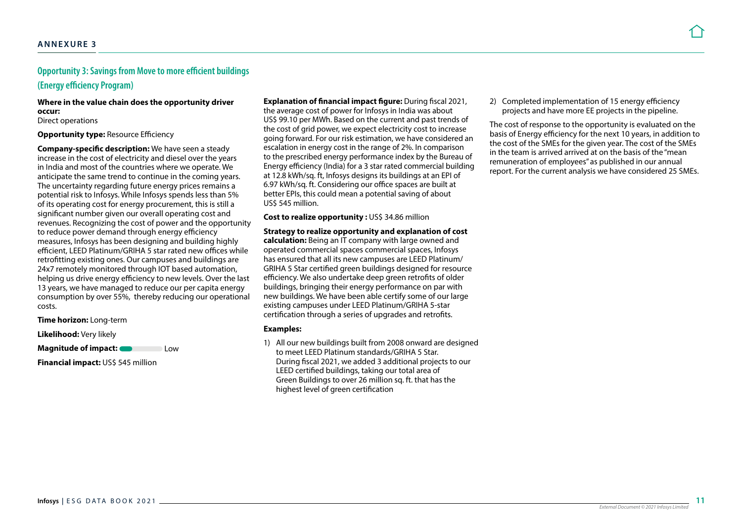## Opportunity 3: Savings from Move to more efficient buildings (Energy efficiency Program)

**Where in the value chain does the opportunity driver occur:**
Direct operations

**Opportunity type:** Resource Efficiency

**Company-specific description:** We have seen a steady increase in the cost of electricity and diesel over the years in India and most of the countries where we operate. We anticipate the same trend to continue in the coming years. The uncertainty regarding future energy prices remains a potential risk to Infosys. While Infosys spends less than 5% of its operating cost for energy procurement, this is still a significant number given our overall operating cost and revenues. Recognizing the cost of power and the opportunity to reduce power demand through energy efficiency measures, Infosys has been designing and building highly efficient, LEED Platinum/GRIHA 5 star rated new offices while retrofitting existing ones. Our campuses and buildings are 24x7 remotely monitored through IOT based automation, helping us drive energy efficiency to new levels. Over the last 13 years, we have managed to reduce our per capita energy consumption by over 55%, thereby reducing our operational costs.

**Time horizon:** Long-term

**Likelihood:** Very likely

**Magnitude of impact:** Low

**Financial impact:** US$ 545 million

**Explanation of financial impact figure:** During fiscal 2021, the average cost of power for Infosys in India was about US$ 99.10 per MWh. Based on the current and past trends of the cost of grid power, we expect electricity cost to increase going forward. For our risk estimation, we have considered an escalation in energy cost in the range of 2%. In comparison to the prescribed energy performance index by the Bureau of Energy efficiency (India) for a 3 star rated commercial building at 12.8 kWh/sq. ft, Infosys designs its buildings at an EPI of 6.97 kWh/sq. ft. Considering our office spaces are built at better EPIs, this could mean a potential saving of about US$ 545 million.

**Cost to realize opportunity :** US$ 34.86 million

**Strategy to realize opportunity and explanation of cost calculation:** Being an IT company with large owned and operated commercial spaces commercial spaces, Infosys has ensured that all its new campuses are LEED Platinum/ GRIHA 5 Star certified green buildings designed for resource efficiency. We also undertake deep green retrofits of older buildings, bringing their energy performance on par with new buildings. We have been able certify some of our large existing campuses under LEED Platinum/GRIHA 5-star certification through a series of upgrades and retrofits.

**Examples:**

1) All our new buildings built from 2008 onward are designed to meet LEED Platinum standards/GRIHA 5 Star. During fiscal 2021, we added 3 additional projects to our LEED certified buildings, taking our total area of Green Buildings to over 26 million sq. ft. that has the highest level of green certification
2) Completed implementation of 15 energy efficiency projects and have more EE projects in the pipeline.

The cost of response to the opportunity is evaluated on the basis of Energy efficiency for the next 10 years, in addition to the cost of the SMEs for the given year. The cost of the SMEs in the team is arrived arrived at on the basis of the "mean remuneration of employees" as published in our annual report. For the current analysis we have considered 25 SMEs.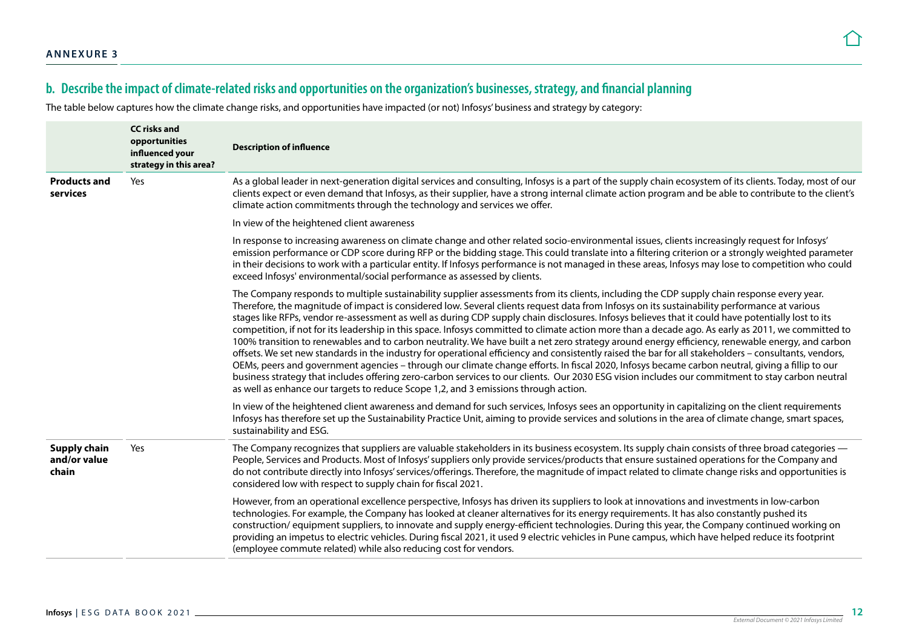**ANNEXURE 3**

## b. Describe the impact of climate-related risks and opportunities on the organization's businesses, strategy, and financial planning

The table below captures how the climate change risks, and opportunities have impacted (or not) Infosys' business and strategy by category:

| | CC risks and opportunities influenced your strategy in this area? | Description of influence |
|---|---|---|
| **Products and services** | Yes | As a global leader in next-generation digital services and consulting, Infosys is a part of the supply chain ecosystem of its clients. Today, most of our clients expect or even demand that Infosys, as their supplier, have a strong internal climate action program and be able to contribute to the client's climate action commitments through the technology and services we offer. |
| | | In view of the heightened client awareness |
| | | In response to increasing awareness on climate change and other related socio-environmental issues, clients increasingly request for Infosys' emission performance or CDP score during RFP or the bidding stage. This could translate into a filtering criterion or a strongly weighted parameter in their decisions to work with a particular entity. If Infosys performance is not managed in these areas, Infosys may lose to competition who could exceed Infosys' environmental/social performance as assessed by clients. |
| | | The Company responds to multiple sustainability supplier assessments from its clients, including the CDP supply chain response every year. Therefore, the magnitude of impact is considered low. Several clients request data from Infosys on its sustainability performance at various stages like RFPs, vendor re-assessment as well as during CDP supply chain disclosures. Infosys believes that it could have potentially lost to its competition, if not for its leadership in this space. Infosys committed to climate action more than a decade ago. As early as 2011, we committed to 100% transition to renewables and to carbon neutrality. We have built a net zero strategy around energy efficiency, renewable energy, and carbon offsets. We set new standards in the industry for operational efficiency and consistently raised the bar for all stakeholders – consultants, vendors, OEMs, peers and government agencies – through our climate change efforts. In fiscal 2020, Infosys became carbon neutral, giving a fillip to our business strategy that includes offering zero-carbon services to our clients. Our 2030 ESG vision includes our commitment to stay carbon neutral as well as enhance our targets to reduce Scope 1,2, and 3 emissions through action. |
| | | In view of the heightened client awareness and demand for such services, Infosys sees an opportunity in capitalizing on the client requirements Infosys has therefore set up the Sustainability Practice Unit, aiming to provide services and solutions in the area of climate change, smart spaces, sustainability and ESG. |
| **Supply chain and/or value chain** | Yes | The Company recognizes that suppliers are valuable stakeholders in its business ecosystem. Its supply chain consists of three broad categories — People, Services and Products. Most of Infosys' suppliers only provide services/products that ensure sustained operations for the Company and do not contribute directly into Infosys' services/offerings. Therefore, the magnitude of impact related to climate change risks and opportunities is considered low with respect to supply chain for fiscal 2021. |
| | | However, from an operational excellence perspective, Infosys has driven its suppliers to look at innovations and investments in low-carbon technologies. For example, the Company has looked at cleaner alternatives for its energy requirements. It has also constantly pushed its construction/ equipment suppliers, to innovate and supply energy-efficient technologies. During this year, the Company continued working on providing an impetus to electric vehicles. During fiscal 2021, it used 9 electric vehicles in Pune campus, which have helped reduce its footprint (employee commute related) while also reducing cost for vendors. |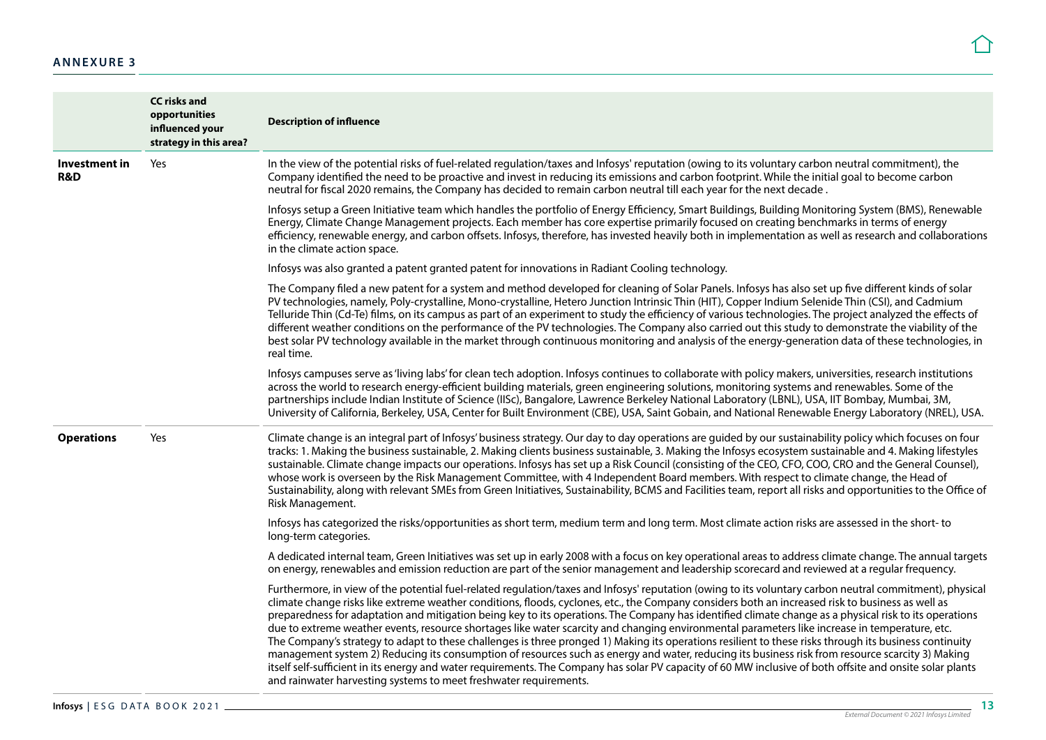## ANNEXURE 3

| | CC risks and opportunities influenced your strategy in this area? | Description of influence |
|---|---|---|
| **Investment in R&D** | Yes | In the view of the potential risks of fuel-related regulation/taxes and Infosys' reputation (owing to its voluntary carbon neutral commitment), the Company identified the need to be proactive and invest in reducing its emissions and carbon footprint. While the initial goal to become carbon neutral for fiscal 2020 remains, the Company has decided to remain carbon neutral till each year for the next decade .<br><br>Infosys setup a Green Initiative team which handles the portfolio of Energy Efficiency, Smart Buildings, Building Monitoring System (BMS), Renewable Energy, Climate Change Management projects. Each member has core expertise primarily focused on creating benchmarks in terms of energy efficiency, renewable energy, and carbon offsets. Infosys, therefore, has invested heavily both in implementation as well as research and collaborations in the climate action space.<br><br>Infosys was also granted a patent granted patent for innovations in Radiant Cooling technology.<br><br>The Company filed a new patent for a system and method developed for cleaning of Solar Panels. Infosys has also set up five different kinds of solar PV technologies, namely, Poly-crystalline, Mono-crystalline, Hetero Junction Intrinsic Thin (HIT), Copper Indium Selenide Thin (CSI), and Cadmium Telluride Thin (Cd-Te) films, on its campus as part of an experiment to study the efficiency of various technologies. The project analyzed the effects of different weather conditions on the performance of the PV technologies. The Company also carried out this study to demonstrate the viability of the best solar PV technology available in the market through continuous monitoring and analysis of the energy-generation data of these technologies, in real time.<br><br>Infosys campuses serve as 'living labs' for clean tech adoption. Infosys continues to collaborate with policy makers, universities, research institutions across the world to research energy-efficient building materials, green engineering solutions, monitoring systems and renewables. Some of the partnerships include Indian Institute of Science (IISc), Bangalore, Lawrence Berkeley National Laboratory (LBNL), USA, IIT Bombay, Mumbai, 3M, University of California, Berkeley, USA, Center for Built Environment (CBE), USA, Saint Gobain, and National Renewable Energy Laboratory (NREL), USA. |
| **Operations** | Yes | Climate change is an integral part of Infosys' business strategy. Our day to day operations are guided by our sustainability policy which focuses on four tracks: 1. Making the business sustainable, 2. Making clients business sustainable, 3. Making the Infosys ecosystem sustainable and 4. Making lifestyles sustainable. Climate change impacts our operations. Infosys has set up a Risk Council (consisting of the CEO, CFO, COO, CRO and the General Counsel), whose work is overseen by the Risk Management Committee, with 4 Independent Board members. With respect to climate change, the Head of Sustainability, along with relevant SMEs from Green Initiatives, Sustainability, BCMS and Facilities team, report all risks and opportunities to the Office of Risk Management.<br><br>Infosys has categorized the risks/opportunities as short term, medium term and long term. Most climate action risks are assessed in the short- to long-term categories.<br><br>A dedicated internal team, Green Initiatives was set up in early 2008 with a focus on key operational areas to address climate change. The annual targets on energy, renewables and emission reduction are part of the senior management and leadership scorecard and reviewed at a regular frequency.<br><br>Furthermore, in view of the potential fuel-related regulation/taxes and Infosys' reputation (owing to its voluntary carbon neutral commitment), physical climate change risks like extreme weather conditions, floods, cyclones, etc., the Company considers both an increased risk to business as well as preparedness for adaptation and mitigation being key to its operations. The Company has identified climate change as a physical risk to its operations due to extreme weather events, resource shortages like water scarcity and changing environmental parameters like increase in temperature, etc. The Company's strategy to adapt to these challenges is three pronged 1) Making its operations resilient to these risks through its business continuity management system 2) Reducing its consumption of resources such as energy and water, reducing its business risk from resource scarcity 3) Making itself self-sufficient in its energy and water requirements. The Company has solar PV capacity of 60 MW inclusive of both offsite and onsite solar plants and rainwater harvesting systems to meet freshwater requirements. |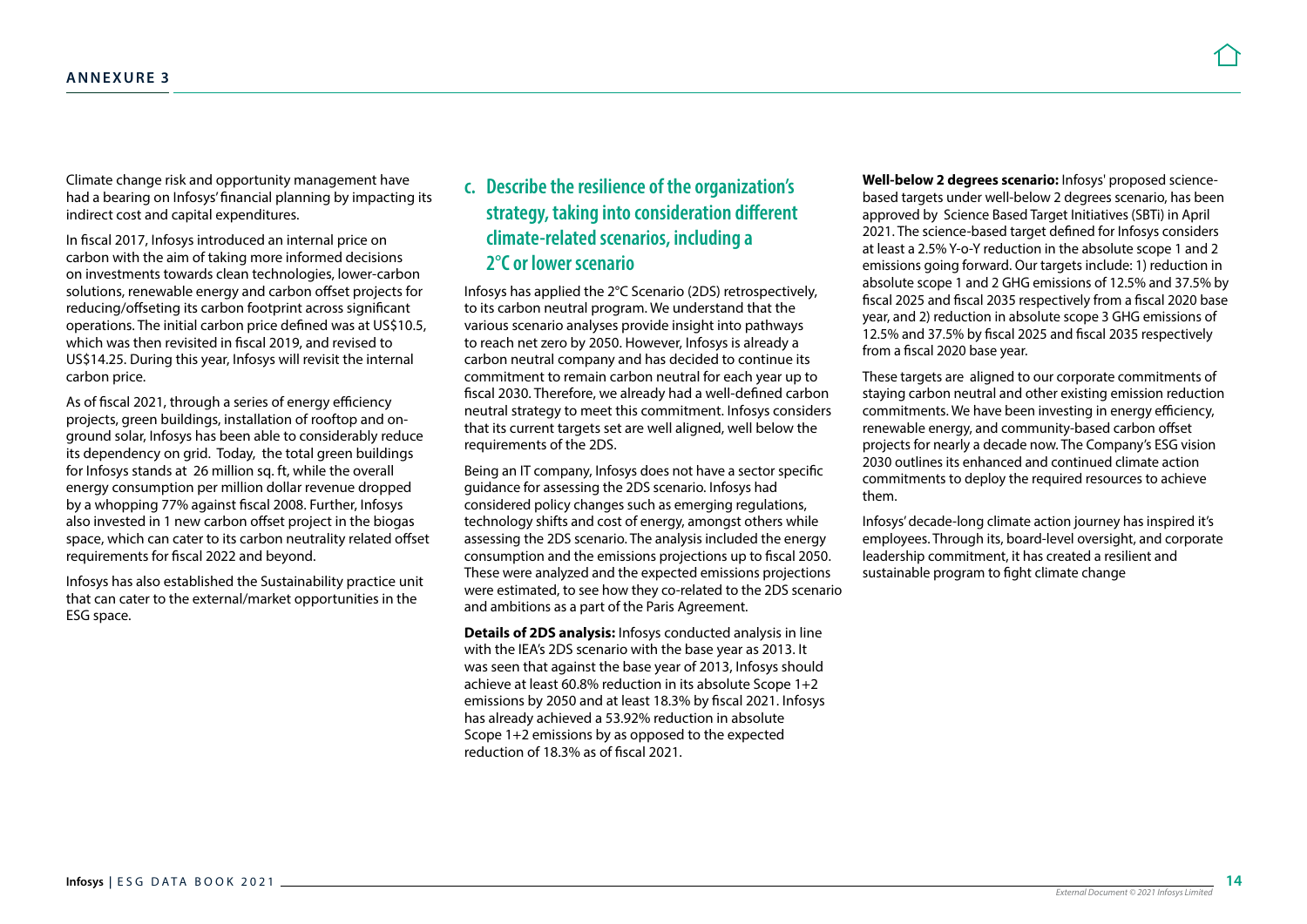Climate change risk and opportunity management have had a bearing on Infosys' financial planning by impacting its indirect cost and capital expenditures.

In fiscal 2017, Infosys introduced an internal price on carbon with the aim of taking more informed decisions on investments towards clean technologies, lower-carbon solutions, renewable energy and carbon offset projects for reducing/offseting its carbon footprint across significant operations. The initial carbon price defined was at US$10.5, which was then revisited in fiscal 2019, and revised to US$14.25. During this year, Infosys will revisit the internal carbon price.

As of fiscal 2021, through a series of energy efficiency projects, green buildings, installation of rooftop and on-ground solar, Infosys has been able to considerably reduce its dependency on grid. Today, the total green buildings for Infosys stands at 26 million sq. ft, while the overall energy consumption per million dollar revenue dropped by a whopping 77% against fiscal 2008. Further, Infosys also invested in 1 new carbon offset project in the biogas space, which can cater to its carbon neutrality related offset requirements for fiscal 2022 and beyond.

Infosys has also established the Sustainability practice unit that can cater to the external/market opportunities in the ESG space.

## c. Describe the resilience of the organization's strategy, taking into consideration different climate-related scenarios, including a 2°C or lower scenario

Infosys has applied the 2°C Scenario (2DS) retrospectively, to its carbon neutral program. We understand that the various scenario analyses provide insight into pathways to reach net zero by 2050. However, Infosys is already a carbon neutral company and has decided to continue its commitment to remain carbon neutral for each year up to fiscal 2030. Therefore, we already had a well-defined carbon neutral strategy to meet this commitment. Infosys considers that its current targets set are well aligned, well below the requirements of the 2DS.

Being an IT company, Infosys does not have a sector specific guidance for assessing the 2DS scenario. Infosys had considered policy changes such as emerging regulations, technology shifts and cost of energy, amongst others while assessing the 2DS scenario. The analysis included the energy consumption and the emissions projections up to fiscal 2050. These were analyzed and the expected emissions projections were estimated, to see how they co-related to the 2DS scenario and ambitions as a part of the Paris Agreement.

**Details of 2DS analysis:** Infosys conducted analysis in line with the IEA's 2DS scenario with the base year as 2013. It was seen that against the base year of 2013, Infosys should achieve at least 60.8% reduction in its absolute Scope 1+2 emissions by 2050 and at least 18.3% by fiscal 2021. Infosys has already achieved a 53.92% reduction in absolute Scope 1+2 emissions by as opposed to the expected reduction of 18.3% as of fiscal 2021.

**Well-below 2 degrees scenario:** Infosys' proposed science-based targets under well-below 2 degrees scenario, has been approved by Science Based Target Initiatives (SBTi) in April 2021. The science-based target defined for Infosys considers at least a 2.5% Y-o-Y reduction in the absolute scope 1 and 2 emissions going forward. Our targets include: 1) reduction in absolute scope 1 and 2 GHG emissions of 12.5% and 37.5% by fiscal 2025 and fiscal 2035 respectively from a fiscal 2020 base year, and 2) reduction in absolute scope 3 GHG emissions of 12.5% and 37.5% by fiscal 2025 and fiscal 2035 respectively from a fiscal 2020 base year.

These targets are aligned to our corporate commitments of staying carbon neutral and other existing emission reduction commitments. We have been investing in energy efficiency, renewable energy, and community-based carbon offset projects for nearly a decade now. The Company's ESG vision 2030 outlines its enhanced and continued climate action commitments to deploy the required resources to achieve them.

Infosys' decade-long climate action journey has inspired it's employees. Through its, board-level oversight, and corporate leadership commitment, it has created a resilient and sustainable program to fight climate change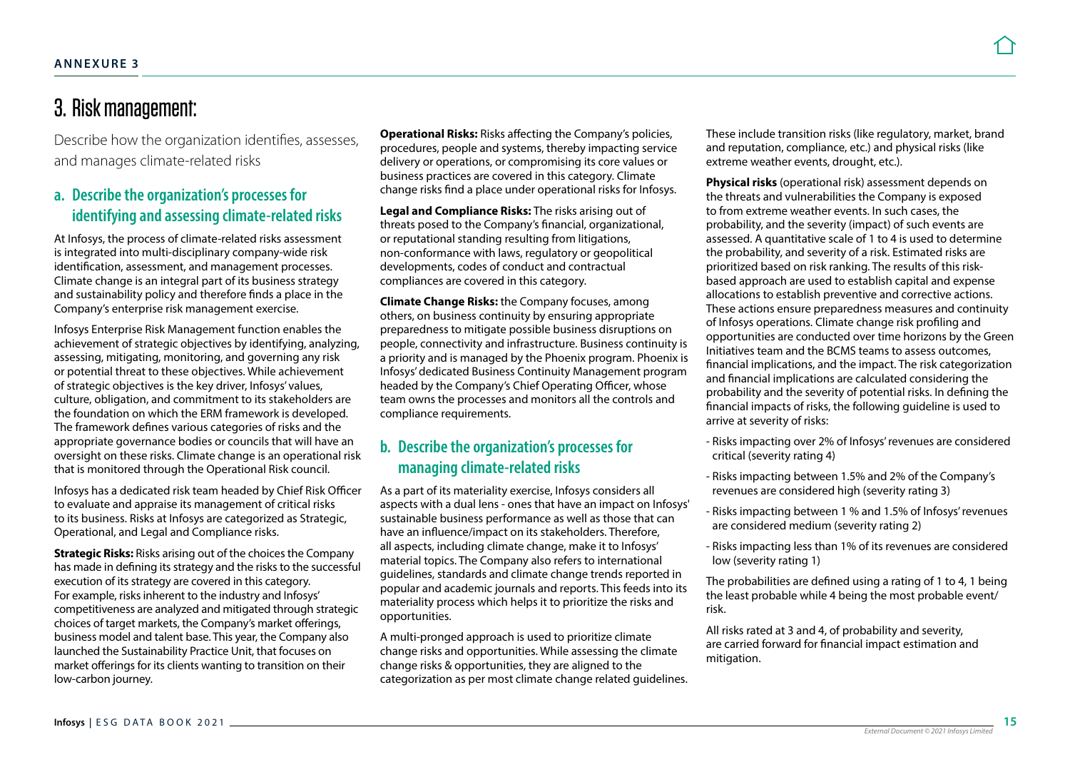# 3. Risk management:

Describe how the organization identifies, assesses, and manages climate-related risks

## a. Describe the organization's processes for identifying and assessing climate-related risks

At Infosys, the process of climate-related risks assessment is integrated into multi-disciplinary company-wide risk identification, assessment, and management processes. Climate change is an integral part of its business strategy and sustainability policy and therefore finds a place in the Company's enterprise risk management exercise.

Infosys Enterprise Risk Management function enables the achievement of strategic objectives by identifying, analyzing, assessing, mitigating, monitoring, and governing any risk or potential threat to these objectives. While achievement of strategic objectives is the key driver, Infosys' values, culture, obligation, and commitment to its stakeholders are the foundation on which the ERM framework is developed. The framework defines various categories of risks and the appropriate governance bodies or councils that will have an oversight on these risks. Climate change is an operational risk that is monitored through the Operational Risk council.

Infosys has a dedicated risk team headed by Chief Risk Officer to evaluate and appraise its management of critical risks to its business. Risks at Infosys are categorized as Strategic, Operational, and Legal and Compliance risks.

**Strategic Risks:** Risks arising out of the choices the Company has made in defining its strategy and the risks to the successful execution of its strategy are covered in this category. For example, risks inherent to the industry and Infosys' competitiveness are analyzed and mitigated through strategic choices of target markets, the Company's market offerings, business model and talent base. This year, the Company also launched the Sustainability Practice Unit, that focuses on market offerings for its clients wanting to transition on their low-carbon journey.

**Operational Risks:** Risks affecting the Company's policies, procedures, people and systems, thereby impacting service delivery or operations, or compromising its core values or business practices are covered in this category. Climate change risks find a place under operational risks for Infosys.

**Legal and Compliance Risks:** The risks arising out of threats posed to the Company's financial, organizational, or reputational standing resulting from litigations, non-conformance with laws, regulatory or geopolitical developments, codes of conduct and contractual compliances are covered in this category.

**Climate Change Risks:** the Company focuses, among others, on business continuity by ensuring appropriate preparedness to mitigate possible business disruptions on people, connectivity and infrastructure. Business continuity is a priority and is managed by the Phoenix program. Phoenix is Infosys' dedicated Business Continuity Management program headed by the Company's Chief Operating Officer, whose team owns the processes and monitors all the controls and compliance requirements.

## b. Describe the organization's processes for managing climate-related risks

As a part of its materiality exercise, Infosys considers all aspects with a dual lens - ones that have an impact on Infosys' sustainable business performance as well as those that can have an influence/impact on its stakeholders. Therefore, all aspects, including climate change, make it to Infosys' material topics. The Company also refers to international guidelines, standards and climate change trends reported in popular and academic journals and reports. This feeds into its materiality process which helps it to prioritize the risks and opportunities.

A multi-pronged approach is used to prioritize climate change risks and opportunities. While assessing the climate change risks & opportunities, they are aligned to the categorization as per most climate change related guidelines. These include transition risks (like regulatory, market, brand and reputation, compliance, etc.) and physical risks (like extreme weather events, drought, etc.).

**Physical risks** (operational risk) assessment depends on the threats and vulnerabilities the Company is exposed to from extreme weather events. In such cases, the probability, and the severity (impact) of such events are assessed. A quantitative scale of 1 to 4 is used to determine the probability, and severity of a risk. Estimated risks are prioritized based on risk ranking. The results of this risk-based approach are used to establish capital and expense allocations to establish preventive and corrective actions. These actions ensure preparedness measures and continuity of Infosys operations. Climate change risk profiling and opportunities are conducted over time horizons by the Green Initiatives team and the BCMS teams to assess outcomes, financial implications, and the impact. The risk categorization and financial implications are calculated considering the probability and the severity of potential risks. In defining the financial impacts of risks, the following guideline is used to arrive at severity of risks:

- Risks impacting over 2% of Infosys' revenues are considered critical (severity rating 4)
- Risks impacting between 1.5% and 2% of the Company's revenues are considered high (severity rating 3)
- Risks impacting between 1 % and 1.5% of Infosys' revenues are considered medium (severity rating 2)
- Risks impacting less than 1% of its revenues are considered low (severity rating 1)

The probabilities are defined using a rating of 1 to 4, 1 being the least probable while 4 being the most probable event/ risk.

All risks rated at 3 and 4, of probability and severity, are carried forward for financial impact estimation and mitigation.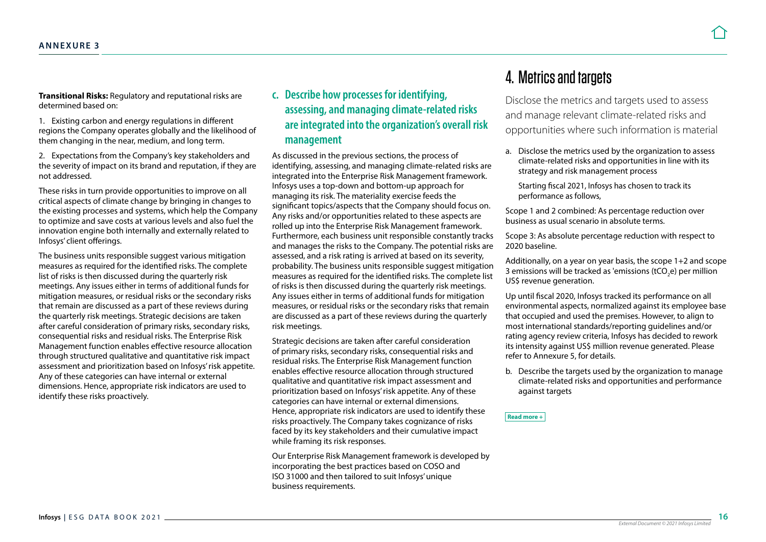**Transitional Risks:** Regulatory and reputational risks are determined based on:

1. Existing carbon and energy regulations in different regions the Company operates globally and the likelihood of them changing in the near, medium, and long term.

2. Expectations from the Company's key stakeholders and the severity of impact on its brand and reputation, if they are not addressed.

These risks in turn provide opportunities to improve on all critical aspects of climate change by bringing in changes to the existing processes and systems, which help the Company to optimize and save costs at various levels and also fuel the innovation engine both internally and externally related to Infosys' client offerings.

The business units responsible suggest various mitigation measures as required for the identified risks. The complete list of risks is then discussed during the quarterly risk meetings. Any issues either in terms of additional funds for mitigation measures, or residual risks or the secondary risks that remain are discussed as a part of these reviews during the quarterly risk meetings. Strategic decisions are taken after careful consideration of primary risks, secondary risks, consequential risks and residual risks. The Enterprise Risk Management function enables effective resource allocation through structured qualitative and quantitative risk impact assessment and prioritization based on Infosys' risk appetite. Any of these categories can have internal or external dimensions. Hence, appropriate risk indicators are used to identify these risks proactively.

### c. Describe how processes for identifying, assessing, and managing climate-related risks are integrated into the organization's overall risk management

As discussed in the previous sections, the process of identifying, assessing, and managing climate-related risks are integrated into the Enterprise Risk Management framework. Infosys uses a top-down and bottom-up approach for managing its risk. The materiality exercise feeds the significant topics/aspects that the Company should focus on. Any risks and/or opportunities related to these aspects are rolled up into the Enterprise Risk Management framework. Furthermore, each business unit responsible constantly tracks and manages the risks to the Company. The potential risks are assessed, and a risk rating is arrived at based on its severity, probability. The business units responsible suggest mitigation measures as required for the identified risks. The complete list of risks is then discussed during the quarterly risk meetings. Any issues either in terms of additional funds for mitigation measures, or residual risks or the secondary risks that remain are discussed as a part of these reviews during the quarterly risk meetings.

Strategic decisions are taken after careful consideration of primary risks, secondary risks, consequential risks and residual risks. The Enterprise Risk Management function enables effective resource allocation through structured qualitative and quantitative risk impact assessment and prioritization based on Infosys' risk appetite. Any of these categories can have internal or external dimensions. Hence, appropriate risk indicators are used to identify these risks proactively. The Company takes cognizance of risks faced by its key stakeholders and their cumulative impact while framing its risk responses.

Our Enterprise Risk Management framework is developed by incorporating the best practices based on COSO and ISO 31000 and then tailored to suit Infosys' unique business requirements.

## 4. Metrics and targets

Disclose the metrics and targets used to assess and manage relevant climate-related risks and opportunities where such information is material

a. Disclose the metrics used by the organization to assess climate-related risks and opportunities in line with its strategy and risk management process

   Starting fiscal 2021, Infosys has chosen to track its performance as follows,

Scope 1 and 2 combined: As percentage reduction over business as usual scenario in absolute terms.

Scope 3: As absolute percentage reduction with respect to 2020 baseline.

Additionally, on a year on year basis, the scope 1+2 and scope 3 emissions will be tracked as 'emissions ($tCO_2e$) per million US$ revenue generation.

Up until fiscal 2020, Infosys tracked its performance on all environmental aspects, normalized against its employee base that occupied and used the premises. However, to align to most international standards/reporting guidelines and/or rating agency review criteria, Infosys has decided to rework its intensity against US$ million revenue generated. Please refer to Annexure 5, for details.

b. Describe the targets used by the organization to manage climate-related risks and opportunities and performance against targets

Read more +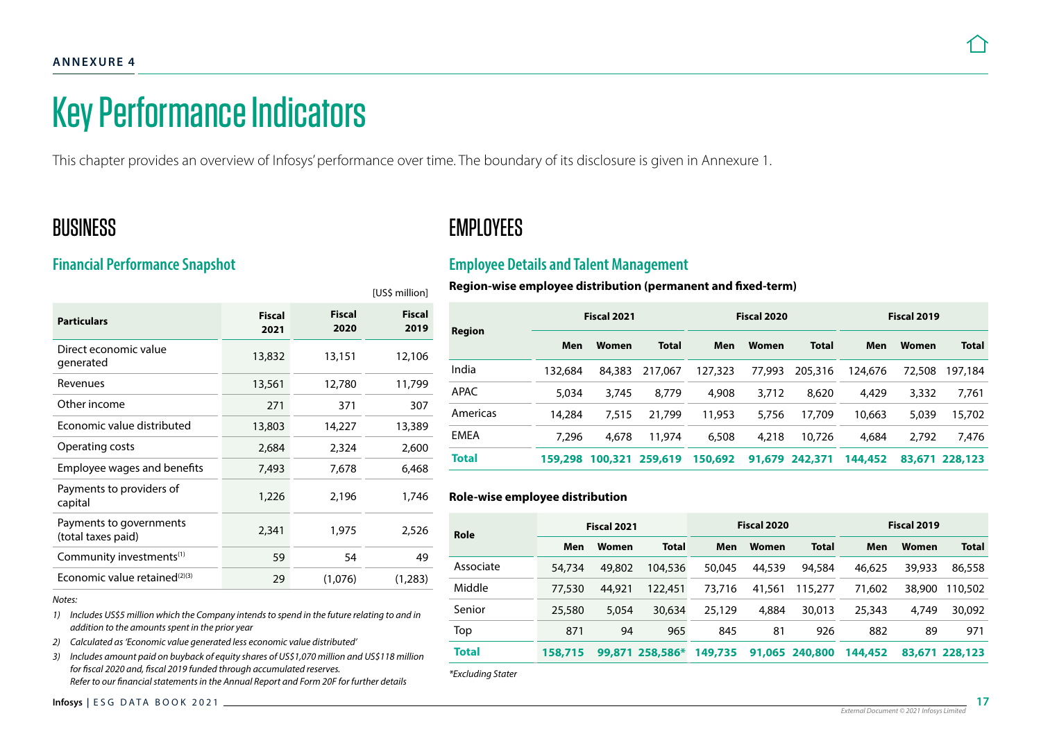ANNEXURE 4

# Key Performance Indicators

This chapter provides an overview of Infosys' performance over time. The boundary of its disclosure is given in Annexure 1.

## BUSINESS

### Financial Performance Snapshot

[US$ million]

| Particulars | Fiscal 2021 | Fiscal 2020 | Fiscal 2019 |
|---|---|---|---|
| Direct economic value generated | 13,832 | 13,151 | 12,106 |
| Revenues | 13,561 | 12,780 | 11,799 |
| Other income | 271 | 371 | 307 |
| Economic value distributed | 13,803 | 14,227 | 13,389 |
| Operating costs | 2,684 | 2,324 | 2,600 |
| Employee wages and benefits | 7,493 | 7,678 | 6,468 |
| Payments to providers of capital | 1,226 | 2,196 | 1,746 |
| Payments to governments (total taxes paid) | 2,341 | 1,975 | 2,526 |
| Community investments[1] | 59 | 54 | 49 |
| Economic value retained[2][3] | 29 | (1,076) | (1,283) |

*Notes:*

*1) Includes US$5 million which the Company intends to spend in the future relating to and in addition to the amounts spent in the prior year*

*2) Calculated as 'Economic value generated less economic value distributed'*

*3) Includes amount paid on buyback of equity shares of US$1,070 million and US$118 million for fiscal 2020 and, fiscal 2019 funded through accumulated reserves. Refer to our financial statements in the Annual Report and Form 20F for further details*

## EMPLOYEES

### Employee Details and Talent Management

**Region-wise employee distribution (permanent and fixed-term)**

| Region | Fiscal 2021 | | | Fiscal 2020 | | | Fiscal 2019 | | |
|---|---|---|---|---|---|---|---|---|---|
| | Men | Women | Total | Men | Women | Total | Men | Women | Total |
| India | 132,684 | 84,383 | 217,067 | 127,323 | 77,993 | 205,316 | 124,676 | 72,508 | 197,184 |
| APAC | 5,034 | 3,745 | 8,779 | 4,908 | 3,712 | 8,620 | 4,429 | 3,332 | 7,761 |
| Americas | 14,284 | 7,515 | 21,799 | 11,953 | 5,756 | 17,709 | 10,663 | 5,039 | 15,702 |
| EMEA | 7,296 | 4,678 | 11,974 | 6,508 | 4,218 | 10,726 | 4,684 | 2,792 | 7,476 |
| **Total** | **159,298** | **100,321** | **259,619** | **150,692** | **91,679** | **242,371** | **144,452** | **83,671** | **228,123** |

**Role-wise employee distribution**

| Role | Fiscal 2021 | | | Fiscal 2020 | | | Fiscal 2019 | | |
|---|---|---|---|---|---|---|---|---|---|
| | Men | Women | Total | Men | Women | Total | Men | Women | Total |
| Associate | 54,734 | 49,802 | 104,536 | 50,045 | 44,539 | 94,584 | 46,625 | 39,933 | 86,558 |
| Middle | 77,530 | 44,921 | 122,451 | 73,716 | 41,561 | 115,277 | 71,602 | 38,900 | 110,502 |
| Senior | 25,580 | 5,054 | 30,634 | 25,129 | 4,884 | 30,013 | 25,343 | 4,749 | 30,092 |
| Top | 871 | 94 | 965 | 845 | 81 | 926 | 882 | 89 | 971 |
| **Total** | **158,715** | **99,871** | **258,586*** | **149,735** | **91,065** | **240,800** | **144,452** | **83,671** | **228,123** |

*\*Excluding Stater*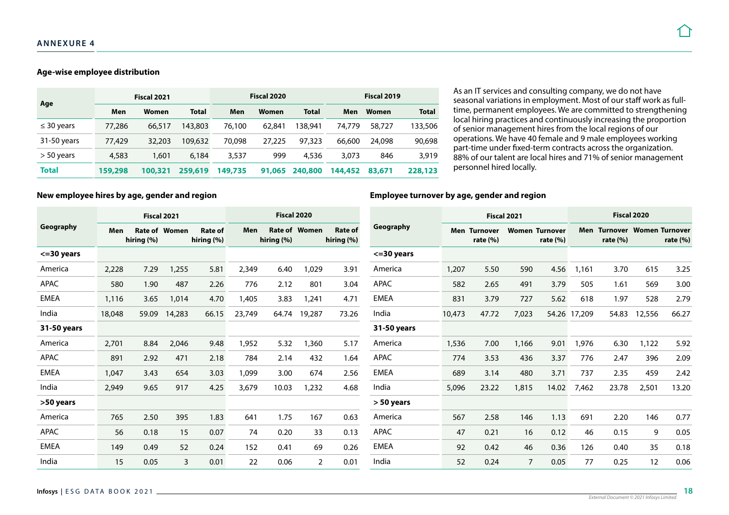## ANNEXURE 4

### Age-wise employee distribution

| Age | Fiscal 2021 | | | Fiscal 2020 | | | Fiscal 2019 | | |
|---|---|---|---|---|---|---|---|---|---|
| | Men | Women | Total | Men | Women | Total | Men | Women | Total |
| ≤ 30 years | 77,286 | 66,517 | 143,803 | 76,100 | 62,841 | 138,941 | 74,779 | 58,727 | 133,506 |
| 31-50 years | 77,429 | 32,203 | 109,632 | 70,098 | 27,225 | 97,323 | 66,600 | 24,098 | 90,698 |
| > 50 years | 4,583 | 1,601 | 6,184 | 3,537 | 999 | 4,536 | 3,073 | 846 | 3,919 |
| **Total** | **159,298** | **100,321** | **259,619** | **149,735** | **91,065** | **240,800** | **144,452** | **83,671** | **228,123** |

As an IT services and consulting company, we do not have seasonal variations in employment. Most of our staff work as full-time, permanent employees. We are committed to strengthening local hiring practices and continuously increasing the proportion of senior management hires from the local regions of our operations. We have 40 female and 9 male employees working part-time under fixed-term contracts across the organization. 88% of our talent are local hires and 71% of senior management personnel hired locally.

### New employee hires by age, gender and region

| Geography | Fiscal 2021 | | | | Fiscal 2020 | | | |
|---|---|---|---|---|---|---|---|---|
| | Men | Rate of hiring (%) | Women | Rate of hiring (%) | Men | Rate of hiring (%) | Women | Rate of hiring (%) |
| **<=30 years** | | | | | | | | |
| America | 2,228 | 7.29 | 1,255 | 5.81 | 2,349 | 6.40 | 1,029 | 3.91 |
| APAC | 580 | 1.90 | 487 | 2.26 | 776 | 2.12 | 801 | 3.04 |
| EMEA | 1,116 | 3.65 | 1,014 | 4.70 | 1,405 | 3.83 | 1,241 | 4.71 |
| India | 18,048 | 59.09 | 14,283 | 66.15 | 23,749 | 64.74 | 19,287 | 73.26 |
| **31-50 years** | | | | | | | | |
| America | 2,701 | 8.84 | 2,046 | 9.48 | 1,952 | 5.32 | 1,360 | 5.17 |
| APAC | 891 | 2.92 | 471 | 2.18 | 784 | 2.14 | 432 | 1.64 |
| EMEA | 1,047 | 3.43 | 654 | 3.03 | 1,099 | 3.00 | 674 | 2.56 |
| India | 2,949 | 9.65 | 917 | 4.25 | 3,679 | 10.03 | 1,232 | 4.68 |
| **>50 years** | | | | | | | | |
| America | 765 | 2.50 | 395 | 1.83 | 641 | 1.75 | 167 | 0.63 |
| APAC | 56 | 0.18 | 15 | 0.07 | 74 | 0.20 | 33 | 0.13 |
| EMEA | 149 | 0.49 | 52 | 0.24 | 152 | 0.41 | 69 | 0.26 |
| India | 15 | 0.05 | 3 | 0.01 | 22 | 0.06 | 2 | 0.01 |

### Employee turnover by age, gender and region

| Geography | Fiscal 2021 | | | | Fiscal 2020 | | | |
|---|---|---|---|---|---|---|---|---|
| | Men | Turnover rate (%) | Women | Turnover rate (%) | Men | Turnover rate (%) | Women | Turnover rate (%) |
| **<=30 years** | | | | | | | | |
| America | 1,207 | 5.50 | 590 | 4.56 | 1,161 | 3.70 | 615 | 3.25 |
| APAC | 582 | 2.65 | 491 | 3.79 | 505 | 1.61 | 569 | 3.00 |
| EMEA | 831 | 3.79 | 727 | 5.62 | 618 | 1.97 | 528 | 2.79 |
| India | 10,473 | 47.72 | 7,023 | 54.26 | 17,209 | 54.83 | 12,556 | 66.27 |
| **31-50 years** | | | | | | | | |
| America | 1,536 | 7.00 | 1,166 | 9.01 | 1,976 | 6.30 | 1,122 | 5.92 |
| APAC | 774 | 3.53 | 436 | 3.37 | 776 | 2.47 | 396 | 2.09 |
| EMEA | 689 | 3.14 | 480 | 3.71 | 737 | 2.35 | 459 | 2.42 |
| India | 5,096 | 23.22 | 1,815 | 14.02 | 7,462 | 23.78 | 2,501 | 13.20 |
| **> 50 years** | | | | | | | | |
| America | 567 | 2.58 | 146 | 1.13 | 691 | 2.20 | 146 | 0.77 |
| APAC | 47 | 0.21 | 16 | 0.12 | 46 | 0.15 | 9 | 0.05 |
| EMEA | 92 | 0.42 | 46 | 0.36 | 126 | 0.40 | 35 | 0.18 |
| India | 52 | 0.24 | 7 | 0.05 | 77 | 0.25 | 12 | 0.06 |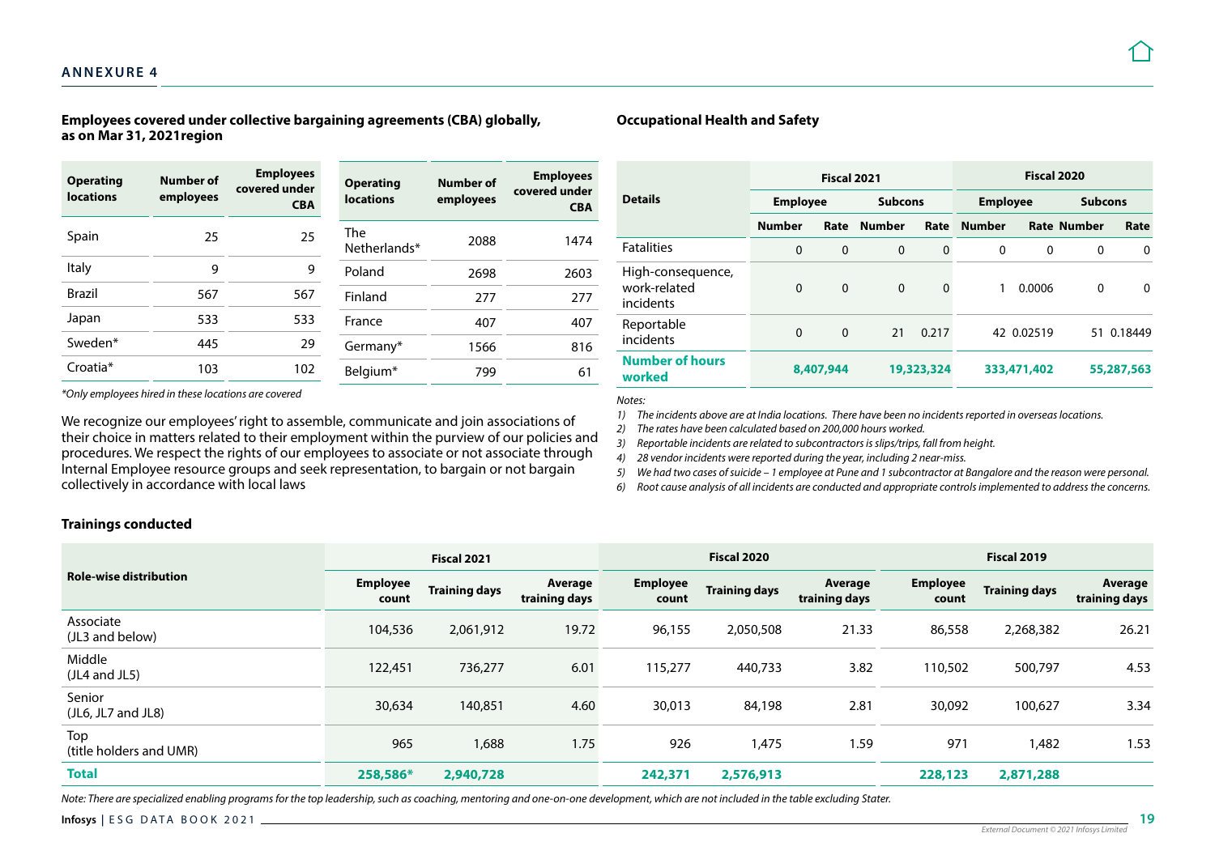## ANNEXURE 4

### Employees covered under collective bargaining agreements (CBA) globally, as on Mar 31, 2021region

| Operating locations | Number of employees | Employees covered under CBA |
|---|---|---|
| Spain | 25 | 25 |
| Italy | 9 | 9 |
| Brazil | 567 | 567 |
| Japan | 533 | 533 |
| Sweden* | 445 | 29 |
| Croatia* | 103 | 102 |
| The Netherlands* | 2088 | 1474 |
| Poland | 2698 | 2603 |
| Finland | 277 | 277 |
| France | 407 | 407 |
| Germany* | 1566 | 816 |
| Belgium* | 799 | 61 |

*\*Only employees hired in these locations are covered*

We recognize our employees' right to assemble, communicate and join associations of their choice in matters related to their employment within the purview of our policies and procedures. We respect the rights of our employees to associate or not associate through Internal Employee resource groups and seek representation, to bargain or not bargain collectively in accordance with local laws

### Occupational Health and Safety

| Details | Fiscal 2021 | | | | Fiscal 2020 | | | |
|---|---|---|---|---|---|---|---|---|
| | Employee | | Subcons | | Employee | | Subcons | |
| | Number | Rate | Number | Rate | Number | Rate | Number | Rate |
| Fatalities | 0 | 0 | 0 | 0 | 0 | 0 | 0 | 0 |
| High-consequence, work-related incidents | 0 | 0 | 0 | 0 | 1 | 0.0006 | 0 | 0 |
| Reportable incidents | 0 | 0 | 21 | 0.217 | 42 | 0.02519 | 51 | 0.18449 |
| **Number of hours worked** | **8,407,944** | | **19,323,324** | | **333,471,402** | | **55,287,563** | |

*Notes:*

1) *The incidents above are at India locations. There have been no incidents reported in overseas locations.*
2) *The rates have been calculated based on 200,000 hours worked.*
3) *Reportable incidents are related to subcontractors is slips/trips, fall from height.*
4) *28 vendor incidents were reported during the year, including 2 near-miss.*
5) *We had two cases of suicide – 1 employee at Pune and 1 subcontractor at Bangalore and the reason were personal.*
6) *Root cause analysis of all incidents are conducted and appropriate controls implemented to address the concerns.*

### Trainings conducted

| Role-wise distribution | Fiscal 2021 | | | Fiscal 2020 | | | Fiscal 2019 | | |
|---|---|---|---|---|---|---|---|---|---|
| | Employee count | Training days | Average training days | Employee count | Training days | Average training days | Employee count | Training days | Average training days |
| Associate (JL3 and below) | 104,536 | 2,061,912 | 19.72 | 96,155 | 2,050,508 | 21.33 | 86,558 | 2,268,382 | 26.21 |
| Middle (JL4 and JL5) | 122,451 | 736,277 | 6.01 | 115,277 | 440,733 | 3.82 | 110,502 | 500,797 | 4.53 |
| Senior (JL6, JL7 and JL8) | 30,634 | 140,851 | 4.60 | 30,013 | 84,198 | 2.81 | 30,092 | 100,627 | 3.34 |
| Top (title holders and UMR) | 965 | 1,688 | 1.75 | 926 | 1,475 | 1.59 | 971 | 1,482 | 1.53 |
| **Total** | **258,586*** | **2,940,728** | | **242,371** | **2,576,913** | | **228,123** | **2,871,288** | |

*Note: There are specialized enabling programs for the top leadership, such as coaching, mentoring and one-on-one development, which are not included in the table excluding Stater.*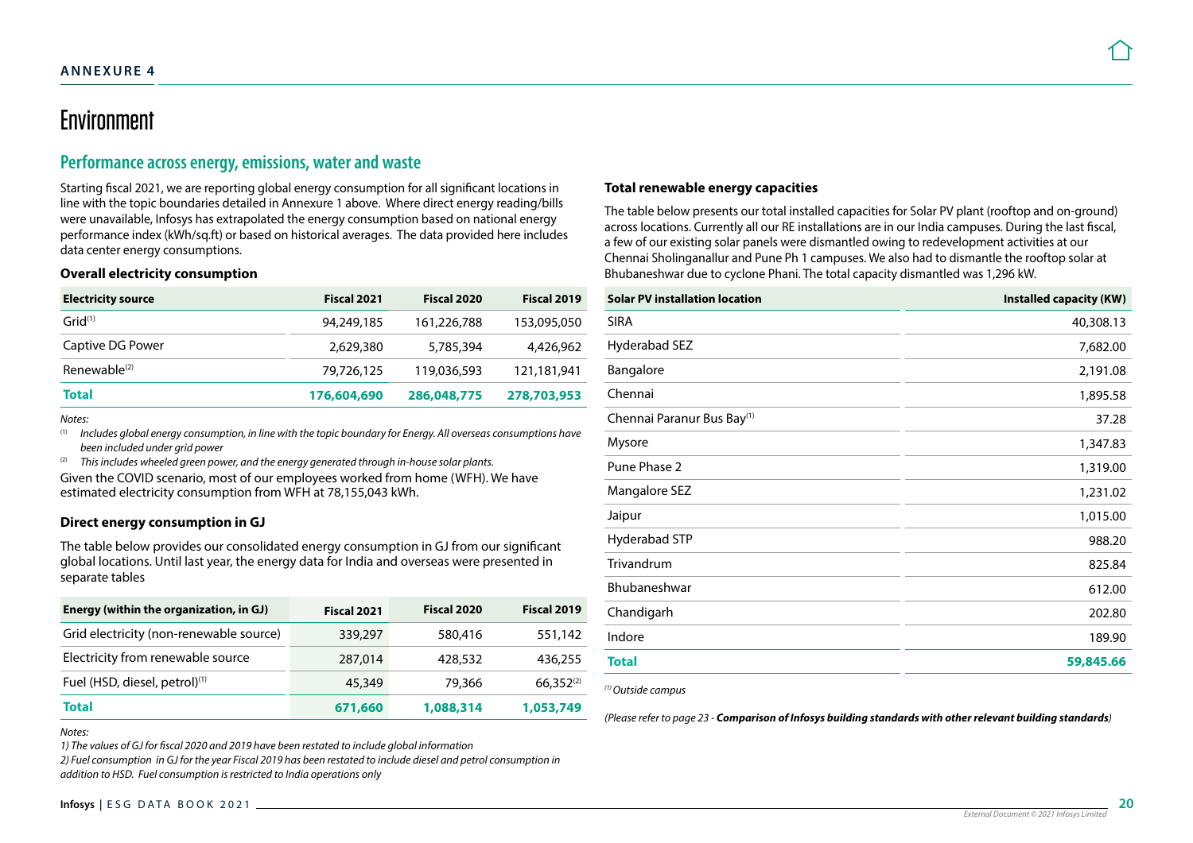**ANNEXURE 4**

# Environment

## Performance across energy, emissions, water and waste

Starting fiscal 2021, we are reporting global energy consumption for all significant locations in line with the topic boundaries detailed in Annexure 1 above. Where direct energy reading/bills were unavailable, Infosys has extrapolated the energy consumption based on national energy performance index (kWh/sq.ft) or based on historical averages. The data provided here includes data center energy consumptions.

### Overall electricity consumption

| Electricity source | Fiscal 2021 | Fiscal 2020 | Fiscal 2019 |
|---|---|---|---|
| Grid[1] | 94,249,185 | 161,226,788 | 153,095,050 |
| Captive DG Power | 2,629,380 | 5,785,394 | 4,426,962 |
| Renewable[2] | 79,726,125 | 119,036,593 | 121,181,941 |
| **Total** | **176,604,690** | **286,048,775** | **278,703,953** |

*Notes:*

*(1) Includes global energy consumption, in line with the topic boundary for Energy. All overseas consumptions have been included under grid power*

*(2) This includes wheeled green power, and the energy generated through in-house solar plants.*

Given the COVID scenario, most of our employees worked from home (WFH). We have estimated electricity consumption from WFH at 78,155,043 kWh.

### Direct energy consumption in GJ

The table below provides our consolidated energy consumption in GJ from our significant global locations. Until last year, the energy data for India and overseas were presented in separate tables

| Energy (within the organization, in GJ) | Fiscal 2021 | Fiscal 2020 | Fiscal 2019 |
|---|---|---|---|
| Grid electricity (non-renewable source) | 339,297 | 580,416 | 551,142 |
| Electricity from renewable source | 287,014 | 428,532 | 436,255 |
| Fuel (HSD, diesel, petrol)[1] | 45,349 | 79,366 | 66,352[2] |
| **Total** | **671,660** | **1,088,314** | **1,053,749** |

*Notes:*

*1) The values of GJ for fiscal 2020 and 2019 have been restated to include global information*

*2) Fuel consumption in GJ for the year Fiscal 2019 has been restated to include diesel and petrol consumption in addition to HSD. Fuel consumption is restricted to India operations only*

### Total renewable energy capacities

The table below presents our total installed capacities for Solar PV plant (rooftop and on-ground) across locations. Currently all our RE installations are in our India campuses. During the last fiscal, a few of our existing solar panels were dismantled owing to redevelopment activities at our Chennai Sholinganallur and Pune Ph 1 campuses. We also had to dismantle the rooftop solar at Bhubaneshwar due to cyclone Phani. The total capacity dismantled was 1,296 kW.

| Solar PV installation location | Installed capacity (KW) |
|---|---|
| SIRA | 40,308.13 |
| Hyderabad SEZ | 7,682.00 |
| Bangalore | 2,191.08 |
| Chennai | 1,895.58 |
| Chennai Paranur Bus Bay[1] | 37.28 |
| Mysore | 1,347.83 |
| Pune Phase 2 | 1,319.00 |
| Mangalore SEZ | 1,231.02 |
| Jaipur | 1,015.00 |
| Hyderabad STP | 988.20 |
| Trivandrum | 825.84 |
| Bhubaneshwar | 612.00 |
| Chandigarh | 202.80 |
| Indore | 189.90 |
| **Total** | **59,845.66** |

*(1) Outside campus*

*(Please refer to page 23 - **Comparison of Infosys building standards with other relevant building standards**)*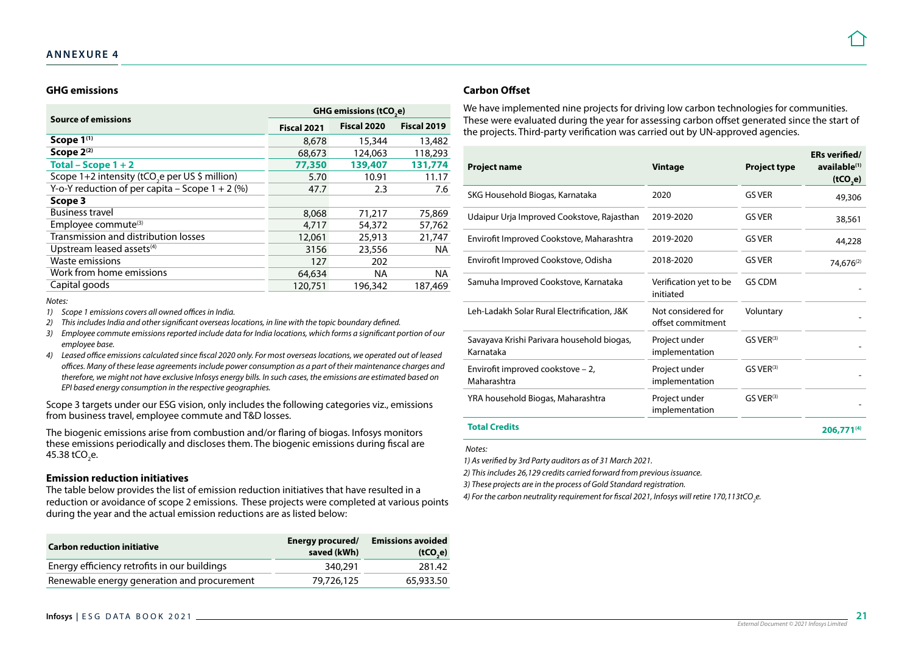## ANNEXURE 4

### GHG emissions

| Source of emissions | GHG emissions ($tCO_2e$) | | |
|---|---|---|---|
| | Fiscal 2021 | Fiscal 2020 | Fiscal 2019 |
| **Scope 1[1]** | 8,678 | 15,344 | 13,482 |
| **Scope 2[2]** | 68,673 | 124,063 | 118,293 |
| **Total – Scope 1 + 2** | **77,350** | **139,407** | **131,774** |
| Scope 1+2 intensity ($tCO_2e$ per US $ million) | 5.70 | 10.91 | 11.17 |
| Y-o-Y reduction of per capita – Scope 1 + 2 (%) | 47.7 | 2.3 | 7.6 |
| **Scope 3** | | | |
| Business travel | 8,068 | 71,217 | 75,869 |
| Employee commute[3] | 4,717 | 54,372 | 57,762 |
| Transmission and distribution losses | 12,061 | 25,913 | 21,747 |
| Upstream leased assets[4] | 3156 | 23,556 | NA |
| Waste emissions | 127 | 202 | |
| Work from home emissions | 64,634 | NA | NA |
| Capital goods | 120,751 | 196,342 | 187,469 |

*Notes:*

1) *Scope 1 emissions covers all owned offices in India.*
2) *This includes India and other significant overseas locations, in line with the topic boundary defined.*
3) *Employee commute emissions reported include data for India locations, which forms a significant portion of our employee base.*
4) *Leased office emissions calculated since fiscal 2020 only. For most overseas locations, we operated out of leased offices. Many of these lease agreements include power consumption as a part of their maintenance charges and therefore, we might not have exclusive Infosys energy bills. In such cases, the emissions are estimated based on EPI based energy consumption in the respective geographies.*

Scope 3 targets under our ESG vision, only includes the following categories viz., emissions from business travel, employee commute and T&D losses.

The biogenic emissions arise from combustion and/or flaring of biogas. Infosys monitors these emissions periodically and discloses them. The biogenic emissions during fiscal are 45.38 $tCO_2e$.

### Emission reduction initiatives

The table below provides the list of emission reduction initiatives that have resulted in a reduction or avoidance of scope 2 emissions. These projects were completed at various points during the year and the actual emission reductions are as listed below:

| Carbon reduction initiative | Energy procured/ saved (kWh) | Emissions avoided ($tCO_2e$) |
|---|---|---|
| Energy efficiency retrofits in our buildings | 340,291 | 281.42 |
| Renewable energy generation and procurement | 79,726,125 | 65,933.50 |

### Carbon Offset

We have implemented nine projects for driving low carbon technologies for communities. These were evaluated during the year for assessing carbon offset generated since the start of the projects. Third-party verification was carried out by UN-approved agencies.

| Project name | Vintage | Project type | ERs verified/ available[1] ($tCO_2e$) |
|---|---|---|---|
| SKG Household Biogas, Karnataka | 2020 | GS VER | 49,306 |
| Udaipur Urja Improved Cookstove, Rajasthan | 2019-2020 | GS VER | 38,561 |
| Envirofit Improved Cookstove, Maharashtra | 2019-2020 | GS VER | 44,228 |
| Envirofit Improved Cookstove, Odisha | 2018-2020 | GS VER | 74,676[2] |
| Samuha Improved Cookstove, Karnataka | Verification yet to be initiated | GS CDM | - |
| Leh-Ladakh Solar Rural Electrification, J&K | Not considered for offset commitment | Voluntary | - |
| Savayava Krishi Parivara household biogas, Karnataka | Project under implementation | GS VER[3] | - |
| Envirofit improved cookstove – 2, Maharashtra | Project under implementation | GS VER[3] | - |
| YRA household Biogas, Maharashtra | Project under implementation | GS VER[3] | - |
| **Total Credits** | | | **206,771[4]** |

*Notes:*

*1) As verified by 3rd Party auditors as of 31 March 2021.*

*2) This includes 26,129 credits carried forward from previous issuance.*

*3) These projects are in the process of Gold Standard registration.*

*4) For the carbon neutrality requirement for fiscal 2021, Infosys will retire 170,113$tCO_2e$.*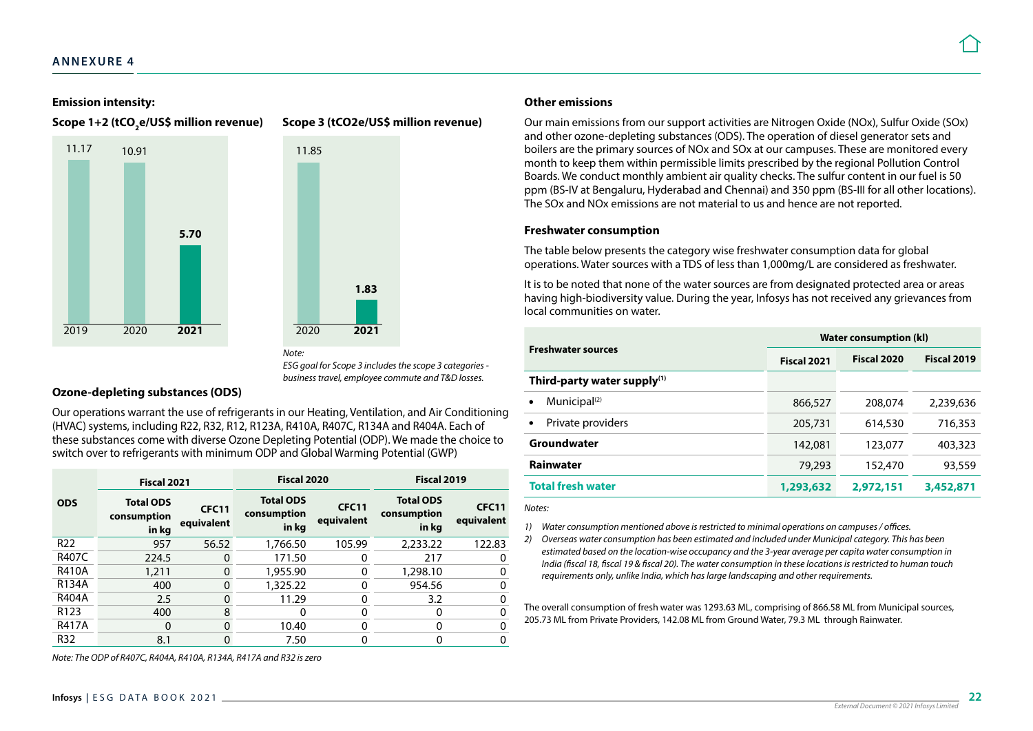## Emission intensity:

**Scope 1+2 ($tCO_2e$/US$ million revenue)**

| Year | Value |
|---|---|
| 2019 | 11.17 |
| 2020 | 10.91 |
| **2021** | **5.70** |

**Scope 3 (tCO2e/US$ million revenue)**

| Year | Value |
|---|---|
| 2020 | 11.85 |
| **2021** | **1.83** |

*Note:*
*ESG goal for Scope 3 includes the scope 3 categories - business travel, employee commute and T&D losses.*

### Ozone-depleting substances (ODS)

Our operations warrant the use of refrigerants in our Heating, Ventilation, and Air Conditioning (HVAC) systems, including R22, R32, R12, R123A, R410A, R407C, R134A and R404A. Each of these substances come with diverse Ozone Depleting Potential (ODP). We made the choice to switch over to refrigerants with minimum ODP and Global Warming Potential (GWP)

| ODS | Fiscal 2021 | | Fiscal 2020 | | Fiscal 2019 | |
|---|---|---|---|---|---|---|
| | Total ODS consumption in kg | CFC11 equivalent | Total ODS consumption in kg | CFC11 equivalent | Total ODS consumption in kg | CFC11 equivalent |
| R22 | 957 | 56.52 | 1,766.50 | 105.99 | 2,233.22 | 122.83 |
| R407C | 224.5 | 0 | 171.50 | 0 | 217 | 0 |
| R410A | 1,211 | 0 | 1,955.90 | 0 | 1,298.10 | 0 |
| R134A | 400 | 0 | 1,325.22 | 0 | 954.56 | 0 |
| R404A | 2.5 | 0 | 11.29 | 0 | 3.2 | 0 |
| R123 | 400 | 8 | 0 | 0 | 0 | 0 |
| R417A | 0 | 0 | 10.40 | 0 | 0 | 0 |
| R32 | 8.1 | 0 | 7.50 | 0 | 0 | 0 |

*Note: The ODP of R407C, R404A, R410A, R134A, R417A and R32 is zero*

### Other emissions

Our main emissions from our support activities are Nitrogen Oxide (NOx), Sulfur Oxide (SOx) and other ozone-depleting substances (ODS). The operation of diesel generator sets and boilers are the primary sources of NOx and SOx at our campuses. These are monitored every month to keep them within permissible limits prescribed by the regional Pollution Control Boards. We conduct monthly ambient air quality checks. The sulfur content in our fuel is 50 ppm (BS-IV at Bengaluru, Hyderabad and Chennai) and 350 ppm (BS-III for all other locations). The SOx and NOx emissions are not material to us and hence are not reported.

### Freshwater consumption

The table below presents the category wise freshwater consumption data for global operations. Water sources with a TDS of less than 1,000mg/L are considered as freshwater.

It is to be noted that none of the water sources are from designated protected area or areas having high-biodiversity value. During the year, Infosys has not received any grievances from local communities on water.

| Freshwater sources | Water consumption (kl) | | |
|---|---|---|---|
| | Fiscal 2021 | Fiscal 2020 | Fiscal 2019 |
| **Third-party water supply[1]** | | | |
| • Municipal[2] | 866,527 | 208,074 | 2,239,636 |
| • Private providers | 205,731 | 614,530 | 716,353 |
| **Groundwater** | 142,081 | 123,077 | 403,323 |
| **Rainwater** | 79,293 | 152,470 | 93,559 |
| **Total fresh water** | **1,293,632** | **2,972,151** | **3,452,871** |

*Notes:*

1) *Water consumption mentioned above is restricted to minimal operations on campuses / offices.*
2) *Overseas water consumption has been estimated and included under Municipal category. This has been estimated based on the location-wise occupancy and the 3-year average per capita water consumption in India (fiscal 18, fiscal 19 & fiscal 20). The water consumption in these locations is restricted to human touch requirements only, unlike India, which has large landscaping and other requirements.*

The overall consumption of fresh water was 1293.63 ML, comprising of 866.58 ML from Municipal sources, 205.73 ML from Private Providers, 142.08 ML from Ground Water, 79.3 ML through Rainwater.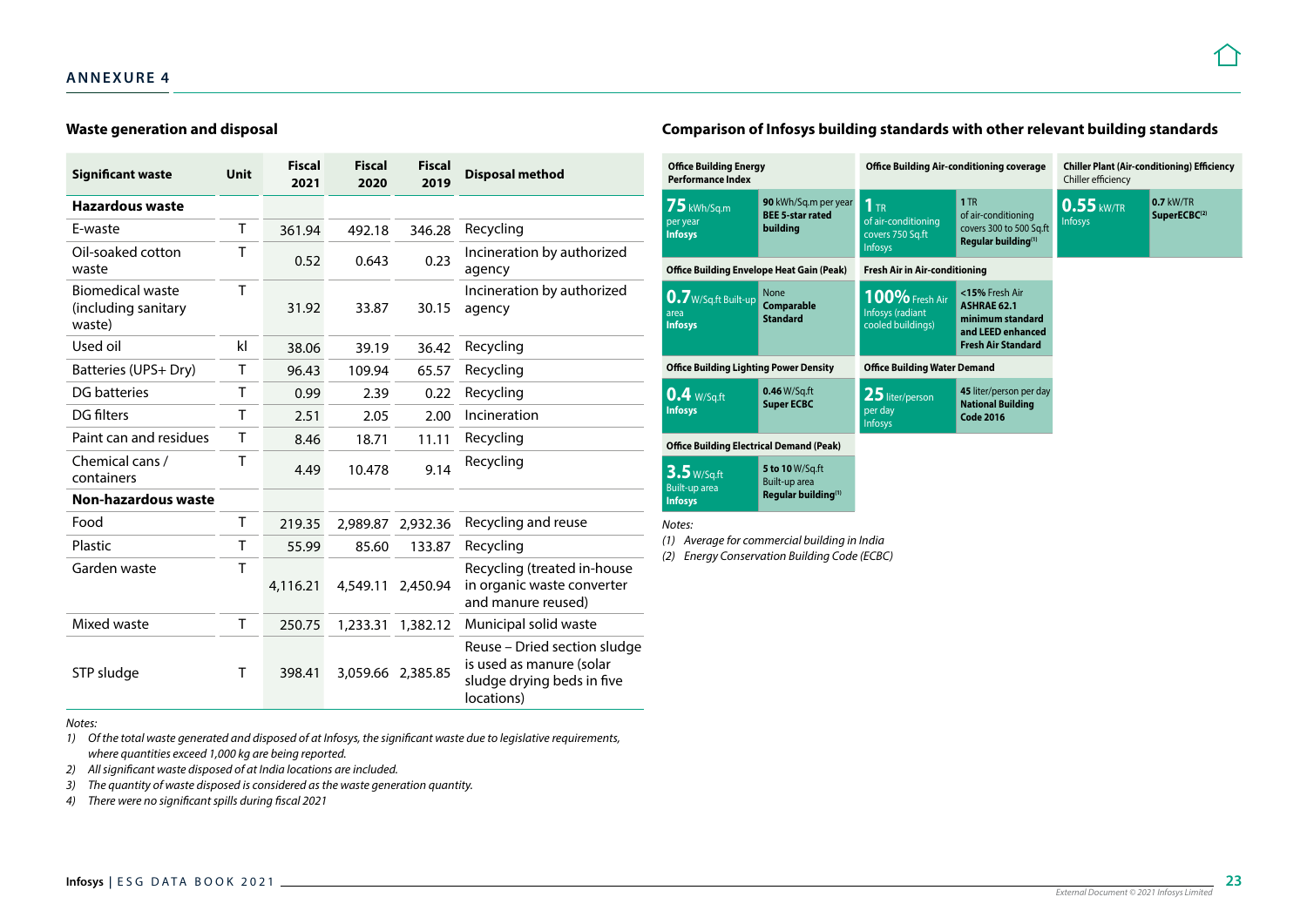## ANNEXURE 4

### Waste generation and disposal

| Significant waste | Unit | Fiscal 2021 | Fiscal 2020 | Fiscal 2019 | Disposal method |
|---|---|---|---|---|---|
| **Hazardous waste** | | | | | |
| E-waste | T | 361.94 | 492.18 | 346.28 | Recycling |
| Oil-soaked cotton waste | T | 0.52 | 0.643 | 0.23 | Incineration by authorized agency |
| Biomedical waste (including sanitary waste) | T | 31.92 | 33.87 | 30.15 | Incineration by authorized agency |
| Used oil | kl | 38.06 | 39.19 | 36.42 | Recycling |
| Batteries (UPS+ Dry) | T | 96.43 | 109.94 | 65.57 | Recycling |
| DG batteries | T | 0.99 | 2.39 | 0.22 | Recycling |
| DG filters | T | 2.51 | 2.05 | 2.00 | Incineration |
| Paint can and residues | T | 8.46 | 18.71 | 11.11 | Recycling |
| Chemical cans / containers | T | 4.49 | 10.478 | 9.14 | Recycling |
| **Non-hazardous waste** | | | | | |
| Food | T | 219.35 | 2,989.87 | 2,932.36 | Recycling and reuse |
| Plastic | T | 55.99 | 85.60 | 133.87 | Recycling |
| Garden waste | T | 4,116.21 | 4,549.11 | 2,450.94 | Recycling (treated in-house in organic waste converter and manure reused) |
| Mixed waste | T | 250.75 | 1,233.31 | 1,382.12 | Municipal solid waste |
| STP sludge | T | 398.41 | 3,059.66 | 2,385.85 | Reuse – Dried section sludge is used as manure (solar sludge drying beds in five locations) |

*Notes:*

*1) Of the total waste generated and disposed of at Infosys, the significant waste due to legislative requirements, where quantities exceed 1,000 kg are being reported.*

*2) All significant waste disposed of at India locations are included.*

*3) The quantity of waste disposed is considered as the waste generation quantity.*

*4) There were no significant spills during fiscal 2021*

### Comparison of Infosys building standards with other relevant building standards

| Parameter | Infosys | Other standard |
|---|---|---|
| **Office Building Energy Performance Index** | **75** kWh/Sq.m per year **Infosys** | **90** kWh/Sq.m per year **BEE 5-star rated building** |
| **Office Building Envelope Heat Gain (Peak)** | **0.7** W/Sq.ft Built-up area **Infosys** | None **Comparable Standard** |
| **Office Building Lighting Power Density** | **0.4** W/Sq.ft **Infosys** | **0.46** W/Sq.ft **Super ECBC** |
| **Office Building Electrical Demand (Peak)** | **3.5** W/Sq.ft Built-up area **Infosys** | **5 to 10** W/Sq.ft Built-up area **Regular building**[1] |
| **Office Building Air-conditioning coverage** | **1** TR of air-conditioning covers 750 Sq.ft Infosys | 1 TR of air-conditioning covers 300 to 500 Sq.ft **Regular building**[1] |
| **Fresh Air in Air-conditioning** | **100%** Fresh Air Infosys (radiant cooled buildings) | **<15%** Fresh Air **ASHRAE 62.1 minimum standard and LEED enhanced Fresh Air Standard** |
| **Office Building Water Demand** | **25** liter/person per day Infosys | **45** liter/person per day **National Building Code 2016** |
| **Chiller Plant (Air-conditioning) Efficiency** Chiller efficiency | **0.55** kW/TR Infosys | **0.7** kW/TR **SuperECBC**[2] |

*Notes:*

*(1) Average for commercial building in India*

*(2) Energy Conservation Building Code (ECBC)*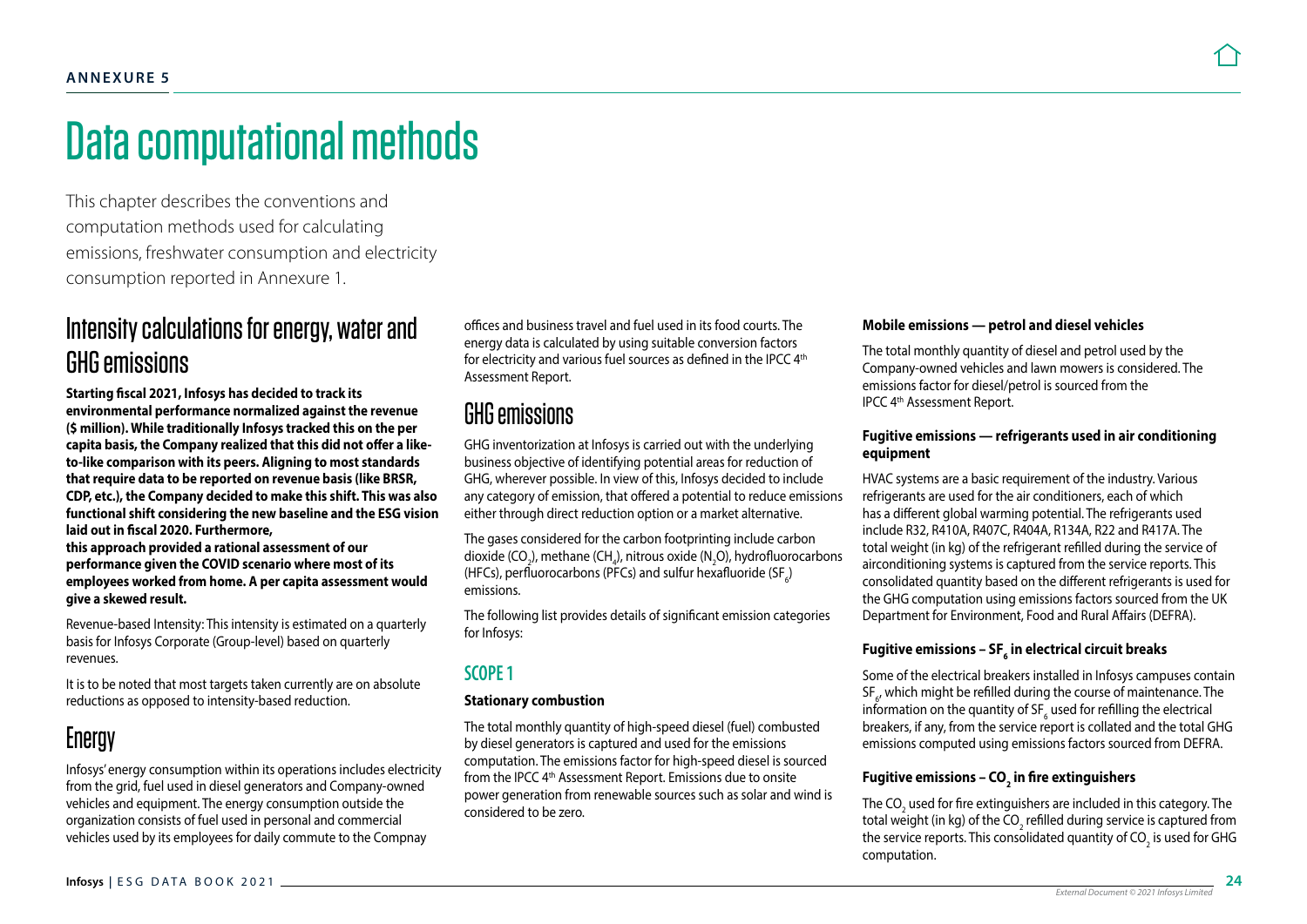# Data computational methods

This chapter describes the conventions and computation methods used for calculating emissions, freshwater consumption and electricity consumption reported in Annexure 1.

## Intensity calculations for energy, water and GHG emissions

**Starting fiscal 2021, Infosys has decided to track its environmental performance normalized against the revenue ($ million). While traditionally Infosys tracked this on the per capita basis, the Company realized that this did not offer a like-to-like comparison with its peers. Aligning to most standards that require data to be reported on revenue basis (like BRSR, CDP, etc.), the Company decided to make this shift. This was also functional shift considering the new baseline and the ESG vision laid out in fiscal 2020. Furthermore,**

**this approach provided a rational assessment of our performance given the COVID scenario where most of its employees worked from home. A per capita assessment would give a skewed result.**

Revenue-based Intensity: This intensity is estimated on a quarterly basis for Infosys Corporate (Group-level) based on quarterly revenues.

It is to be noted that most targets taken currently are on absolute reductions as opposed to intensity-based reduction.

## Energy

Infosys' energy consumption within its operations includes electricity from the grid, fuel used in diesel generators and Company-owned vehicles and equipment. The energy consumption outside the organization consists of fuel used in personal and commercial vehicles used by its employees for daily commute to the Compnay offices and business travel and fuel used in its food courts. The energy data is calculated by using suitable conversion factors for electricity and various fuel sources as defined in the IPCC 4th Assessment Report.

## GHG emissions

GHG inventorization at Infosys is carried out with the underlying business objective of identifying potential areas for reduction of GHG, wherever possible. In view of this, Infosys decided to include any category of emission, that offered a potential to reduce emissions either through direct reduction option or a market alternative.

The gases considered for the carbon footprinting include carbon dioxide ($CO_2$), methane ($CH_4$), nitrous oxide ($N_2O$), hydrofluorocarbons (HFCs), perfluorocarbons (PFCs) and sulfur hexafluoride ($SF_6$) emissions.

The following list provides details of significant emission categories for Infosys:

### SCOPE 1

**Stationary combustion**

The total monthly quantity of high-speed diesel (fuel) combusted by diesel generators is captured and used for the emissions computation. The emissions factor for high-speed diesel is sourced from the IPCC 4th Assessment Report. Emissions due to onsite power generation from renewable sources such as solar and wind is considered to be zero.

**Mobile emissions — petrol and diesel vehicles**

The total monthly quantity of diesel and petrol used by the Company-owned vehicles and lawn mowers is considered. The emissions factor for diesel/petrol is sourced from the IPCC 4th Assessment Report.

**Fugitive emissions — refrigerants used in air conditioning equipment**

HVAC systems are a basic requirement of the industry. Various refrigerants are used for the air conditioners, each of which has a different global warming potential. The refrigerants used include R32, R410A, R407C, R404A, R134A, R22 and R417A. The total weight (in kg) of the refrigerant refilled during the service of airconditioning systems is captured from the service reports. This consolidated quantity based on the different refrigerants is used for the GHG computation using emissions factors sourced from the UK Department for Environment, Food and Rural Affairs (DEFRA).

**Fugitive emissions – $SF_6$ in electrical circuit breaks**

Some of the electrical breakers installed in Infosys campuses contain $SF_6$, which might be refilled during the course of maintenance. The information on the quantity of $SF_6$ used for refilling the electrical breakers, if any, from the service report is collated and the total GHG emissions computed using emissions factors sourced from DEFRA.

**Fugitive emissions – $CO_2$ in fire extinguishers**

The $CO_2$ used for fire extinguishers are included in this category. The total weight (in kg) of the $CO_2$ refilled during service is captured from the service reports. This consolidated quantity of $CO_2$ is used for GHG computation.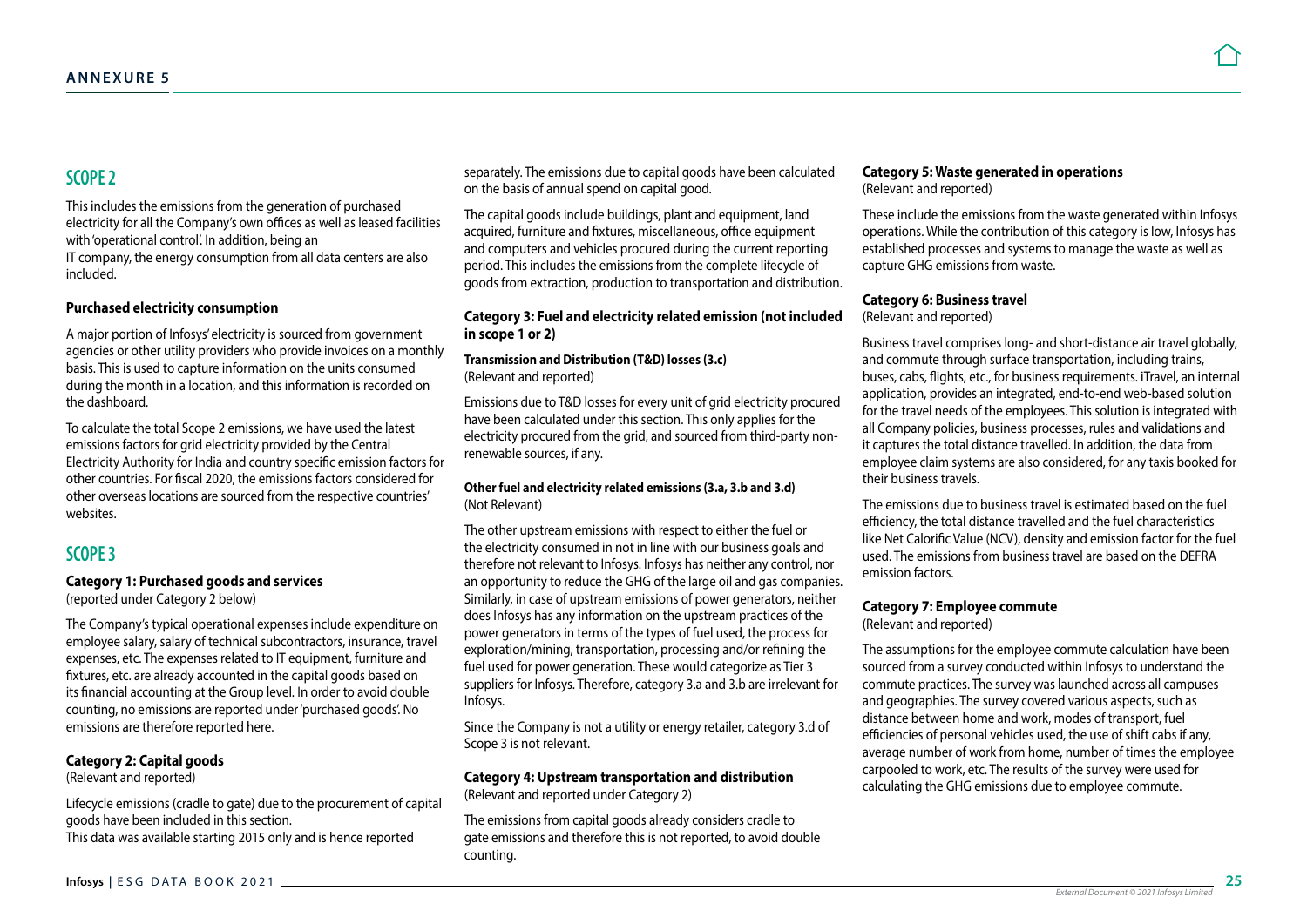## SCOPE 2

This includes the emissions from the generation of purchased electricity for all the Company's own offices as well as leased facilities with 'operational control'. In addition, being an IT company, the energy consumption from all data centers are also included.

**Purchased electricity consumption**

A major portion of Infosys' electricity is sourced from government agencies or other utility providers who provide invoices on a monthly basis. This is used to capture information on the units consumed during the month in a location, and this information is recorded on the dashboard.

To calculate the total Scope 2 emissions, we have used the latest emissions factors for grid electricity provided by the Central Electricity Authority for India and country specific emission factors for other countries. For fiscal 2020, the emissions factors considered for other overseas locations are sourced from the respective countries' websites.

## SCOPE 3

**Category 1: Purchased goods and services**
(reported under Category 2 below)

The Company's typical operational expenses include expenditure on employee salary, salary of technical subcontractors, insurance, travel expenses, etc. The expenses related to IT equipment, furniture and fixtures, etc. are already accounted in the capital goods based on its financial accounting at the Group level. In order to avoid double counting, no emissions are reported under 'purchased goods'. No emissions are therefore reported here.

**Category 2: Capital goods**
(Relevant and reported)

Lifecycle emissions (cradle to gate) due to the procurement of capital goods have been included in this section.
This data was available starting 2015 only and is hence reported separately. The emissions due to capital goods have been calculated on the basis of annual spend on capital good.

The capital goods include buildings, plant and equipment, land acquired, furniture and fixtures, miscellaneous, office equipment and computers and vehicles procured during the current reporting period. This includes the emissions from the complete lifecycle of goods from extraction, production to transportation and distribution.

**Category 3: Fuel and electricity related emission (not included in scope 1 or 2)**

**Transmission and Distribution (T&D) losses (3.c)**
(Relevant and reported)

Emissions due to T&D losses for every unit of grid electricity procured have been calculated under this section. This only applies for the electricity procured from the grid, and sourced from third-party non-renewable sources, if any.

**Other fuel and electricity related emissions (3.a, 3.b and 3.d)**
(Not Relevant)

The other upstream emissions with respect to either the fuel or the electricity consumed in not in line with our business goals and therefore not relevant to Infosys. Infosys has neither any control, nor an opportunity to reduce the GHG of the large oil and gas companies. Similarly, in case of upstream emissions of power generators, neither does Infosys has any information on the upstream practices of the power generators in terms of the types of fuel used, the process for exploration/mining, transportation, processing and/or refining the fuel used for power generation. These would categorize as Tier 3 suppliers for Infosys. Therefore, category 3.a and 3.b are irrelevant for Infosys.

Since the Company is not a utility or energy retailer, category 3.d of Scope 3 is not relevant.

**Category 4: Upstream transportation and distribution**
(Relevant and reported under Category 2)

The emissions from capital goods already considers cradle to gate emissions and therefore this is not reported, to avoid double counting.

**Category 5: Waste generated in operations**
(Relevant and reported)

These include the emissions from the waste generated within Infosys operations. While the contribution of this category is low, Infosys has established processes and systems to manage the waste as well as capture GHG emissions from waste.

**Category 6: Business travel**
(Relevant and reported)

Business travel comprises long- and short-distance air travel globally, and commute through surface transportation, including trains, buses, cabs, flights, etc., for business requirements. iTravel, an internal application, provides an integrated, end-to-end web-based solution for the travel needs of the employees. This solution is integrated with all Company policies, business processes, rules and validations and it captures the total distance travelled. In addition, the data from employee claim systems are also considered, for any taxis booked for their business travels.

The emissions due to business travel is estimated based on the fuel efficiency, the total distance travelled and the fuel characteristics like Net Calorific Value (NCV), density and emission factor for the fuel used. The emissions from business travel are based on the DEFRA emission factors.

**Category 7: Employee commute**
(Relevant and reported)

The assumptions for the employee commute calculation have been sourced from a survey conducted within Infosys to understand the commute practices. The survey was launched across all campuses and geographies. The survey covered various aspects, such as distance between home and work, modes of transport, fuel efficiencies of personal vehicles used, the use of shift cabs if any, average number of work from home, number of times the employee carpooled to work, etc. The results of the survey were used for calculating the GHG emissions due to employee commute.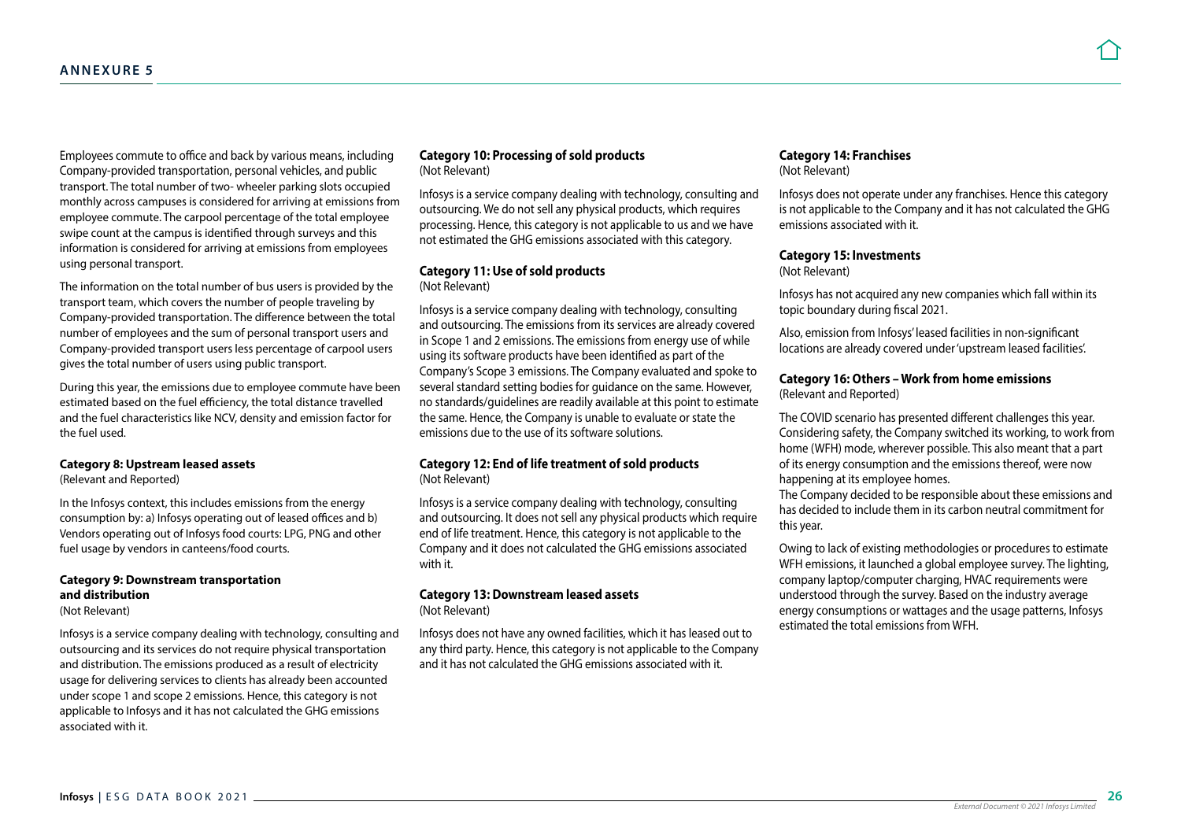Employees commute to office and back by various means, including Company-provided transportation, personal vehicles, and public transport. The total number of two- wheeler parking slots occupied monthly across campuses is considered for arriving at emissions from employee commute. The carpool percentage of the total employee swipe count at the campus is identified through surveys and this information is considered for arriving at emissions from employees using personal transport.

The information on the total number of bus users is provided by the transport team, which covers the number of people traveling by Company-provided transportation. The difference between the total number of employees and the sum of personal transport users and Company-provided transport users less percentage of carpool users gives the total number of users using public transport.

During this year, the emissions due to employee commute have been estimated based on the fuel efficiency, the total distance travelled and the fuel characteristics like NCV, density and emission factor for the fuel used.

**Category 8: Upstream leased assets**
(Relevant and Reported)

In the Infosys context, this includes emissions from the energy consumption by: a) Infosys operating out of leased offices and b) Vendors operating out of Infosys food courts: LPG, PNG and other fuel usage by vendors in canteens/food courts.

**Category 9: Downstream transportation and distribution**
(Not Relevant)

Infosys is a service company dealing with technology, consulting and outsourcing and its services do not require physical transportation and distribution. The emissions produced as a result of electricity usage for delivering services to clients has already been accounted under scope 1 and scope 2 emissions. Hence, this category is not applicable to Infosys and it has not calculated the GHG emissions associated with it.

**Category 10: Processing of sold products**
(Not Relevant)

Infosys is a service company dealing with technology, consulting and outsourcing. We do not sell any physical products, which requires processing. Hence, this category is not applicable to us and we have not estimated the GHG emissions associated with this category.

**Category 11: Use of sold products**
(Not Relevant)

Infosys is a service company dealing with technology, consulting and outsourcing. The emissions from its services are already covered in Scope 1 and 2 emissions. The emissions from energy use of while using its software products have been identified as part of the Company's Scope 3 emissions. The Company evaluated and spoke to several standard setting bodies for guidance on the same. However, no standards/guidelines are readily available at this point to estimate the same. Hence, the Company is unable to evaluate or state the emissions due to the use of its software solutions.

**Category 12: End of life treatment of sold products**
(Not Relevant)

Infosys is a service company dealing with technology, consulting and outsourcing. It does not sell any physical products which require end of life treatment. Hence, this category is not applicable to the Company and it does not calculated the GHG emissions associated with it.

**Category 13: Downstream leased assets**
(Not Relevant)

Infosys does not have any owned facilities, which it has leased out to any third party. Hence, this category is not applicable to the Company and it has not calculated the GHG emissions associated with it.

**Category 14: Franchises**
(Not Relevant)

Infosys does not operate under any franchises. Hence this category is not applicable to the Company and it has not calculated the GHG emissions associated with it.

**Category 15: Investments**
(Not Relevant)

Infosys has not acquired any new companies which fall within its topic boundary during fiscal 2021.

Also, emission from Infosys' leased facilities in non-significant locations are already covered under 'upstream leased facilities'.

**Category 16: Others – Work from home emissions**
(Relevant and Reported)

The COVID scenario has presented different challenges this year. Considering safety, the Company switched its working, to work from home (WFH) mode, wherever possible. This also meant that a part of its energy consumption and the emissions thereof, were now happening at its employee homes.
The Company decided to be responsible about these emissions and has decided to include them in its carbon neutral commitment for this year.

Owing to lack of existing methodologies or procedures to estimate WFH emissions, it launched a global employee survey. The lighting, company laptop/computer charging, HVAC requirements were understood through the survey. Based on the industry average energy consumptions or wattages and the usage patterns, Infosys estimated the total emissions from WFH.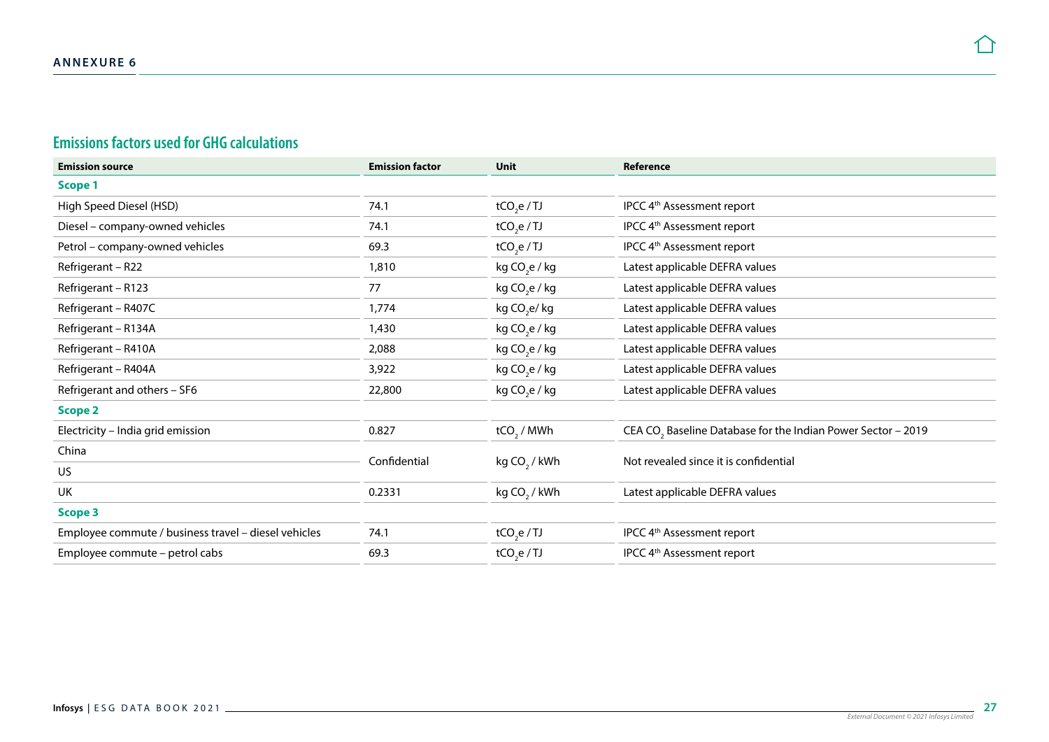## ANNEXURE 6

## Emissions factors used for GHG calculations

| Emission source | Emission factor | Unit | Reference |
|---|---|---|---|
| **Scope 1** | | | |
| High Speed Diesel (HSD) | 74.1 | $tCO_2e$ / TJ | IPCC 4th Assessment report |
| Diesel – company-owned vehicles | 74.1 | $tCO_2e$ / TJ | IPCC 4th Assessment report |
| Petrol – company-owned vehicles | 69.3 | $tCO_2e$ / TJ | IPCC 4th Assessment report |
| Refrigerant – R22 | 1,810 | kg $CO_2e$ / kg | Latest applicable DEFRA values |
| Refrigerant – R123 | 77 | kg $CO_2e$ / kg | Latest applicable DEFRA values |
| Refrigerant – R407C | 1,774 | kg $CO_2e$/ kg | Latest applicable DEFRA values |
| Refrigerant – R134A | 1,430 | kg $CO_2e$ / kg | Latest applicable DEFRA values |
| Refrigerant – R410A | 2,088 | kg $CO_2e$ / kg | Latest applicable DEFRA values |
| Refrigerant – R404A | 3,922 | kg $CO_2e$ / kg | Latest applicable DEFRA values |
| Refrigerant and others – SF6 | 22,800 | kg $CO_2e$ / kg | Latest applicable DEFRA values |
| **Scope 2** | | | |
| Electricity – India grid emission | 0.827 | $tCO_2$ / MWh | CEA $CO_2$ Baseline Database for the Indian Power Sector – 2019 |
| China | Confidential | kg $CO_2$ / kWh | Not revealed since it is confidential |
| US | | | |
| UK | 0.2331 | kg $CO_2$ / kWh | Latest applicable DEFRA values |
| **Scope 3** | | | |
| Employee commute / business travel – diesel vehicles | 74.1 | $tCO_2e$ / TJ | IPCC 4th Assessment report |
| Employee commute – petrol cabs | 69.3 | $tCO_2e$ / TJ | IPCC 4th Assessment report |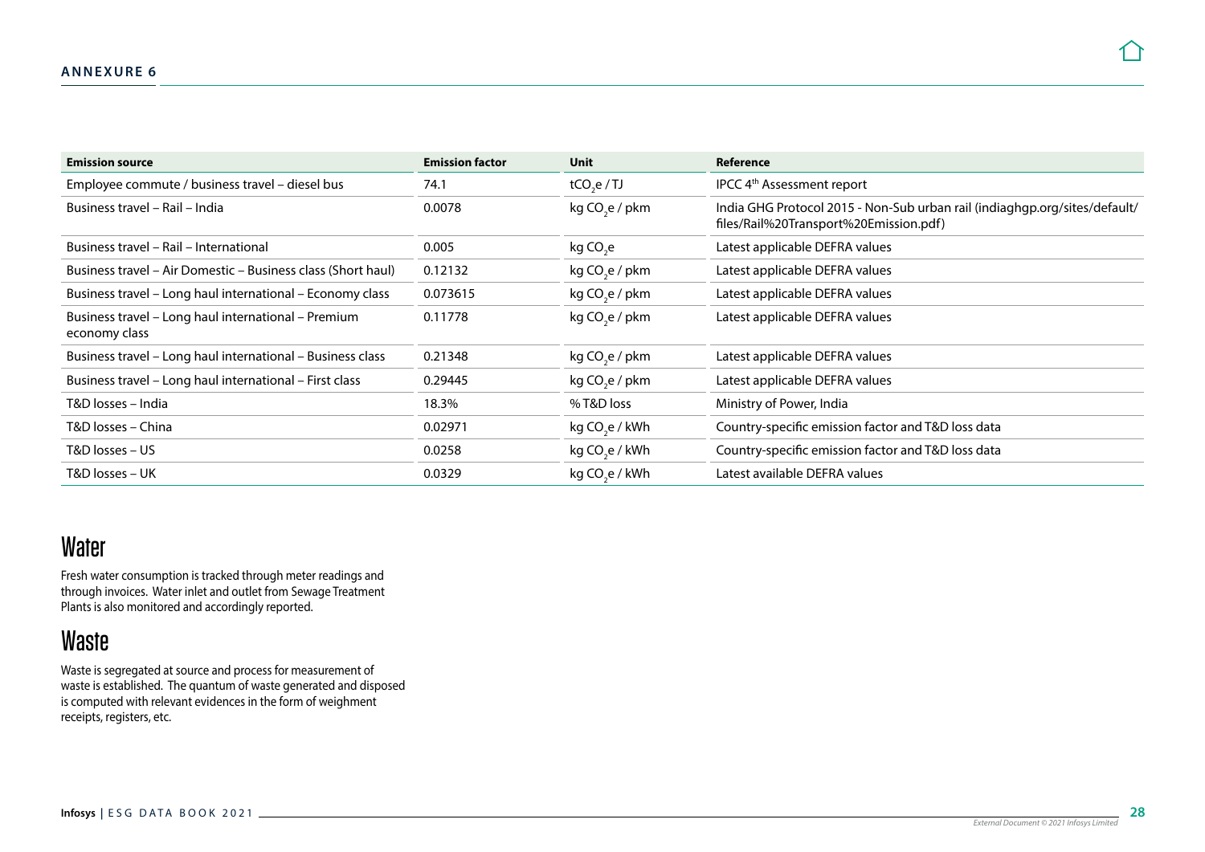## ANNEXURE 6

| Emission source | Emission factor | Unit | Reference |
|---|---|---|---|
| Employee commute / business travel – diesel bus | 74.1 | $tCO_2e$ / TJ | IPCC 4th Assessment report |
| Business travel – Rail – India | 0.0078 | kg $CO_2e$ / pkm | India GHG Protocol 2015 - Non-Sub urban rail (indiaghgp.org/sites/default/files/Rail%20Transport%20Emission.pdf) |
| Business travel – Rail – International | 0.005 | kg $CO_2e$ | Latest applicable DEFRA values |
| Business travel – Air Domestic – Business class (Short haul) | 0.12132 | kg $CO_2e$ / pkm | Latest applicable DEFRA values |
| Business travel – Long haul international – Economy class | 0.073615 | kg $CO_2e$ / pkm | Latest applicable DEFRA values |
| Business travel – Long haul international – Premium economy class | 0.11778 | kg $CO_2e$ / pkm | Latest applicable DEFRA values |
| Business travel – Long haul international – Business class | 0.21348 | kg $CO_2e$ / pkm | Latest applicable DEFRA values |
| Business travel – Long haul international – First class | 0.29445 | kg $CO_2e$ / pkm | Latest applicable DEFRA values |
| T&D losses – India | 18.3% | % T&D loss | Ministry of Power, India |
| T&D losses – China | 0.02971 | kg $CO_2e$ / kWh | Country-specific emission factor and T&D loss data |
| T&D losses – US | 0.0258 | kg $CO_2e$ / kWh | Country-specific emission factor and T&D loss data |
| T&D losses – UK | 0.0329 | kg $CO_2e$ / kWh | Latest available DEFRA values |

## Water

Fresh water consumption is tracked through meter readings and through invoices. Water inlet and outlet from Sewage Treatment Plants is also monitored and accordingly reported.

## Waste

Waste is segregated at source and process for measurement of waste is established. The quantum of waste generated and disposed is computed with relevant evidences in the form of weighment receipts, registers, etc.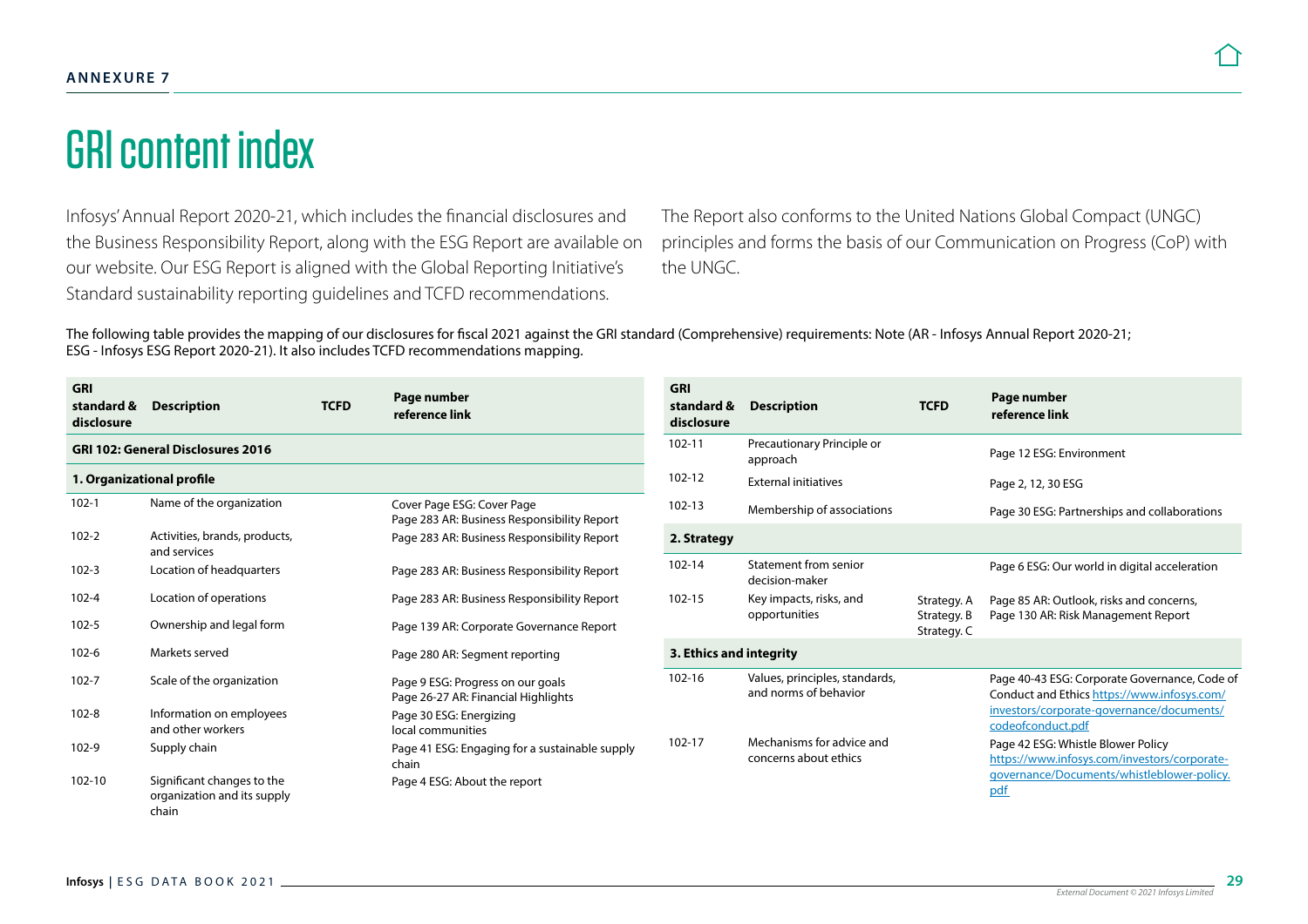ANNEXURE 7

# GRI content index

Infosys' Annual Report 2020-21, which includes the financial disclosures and the Business Responsibility Report, along with the ESG Report are available on our website. Our ESG Report is aligned with the Global Reporting Initiative's Standard sustainability reporting guidelines and TCFD recommendations.

The Report also conforms to the United Nations Global Compact (UNGC) principles and forms the basis of our Communication on Progress (CoP) with the UNGC.

The following table provides the mapping of our disclosures for fiscal 2021 against the GRI standard (Comprehensive) requirements: Note (AR - Infosys Annual Report 2020-21; ESG - Infosys ESG Report 2020-21). It also includes TCFD recommendations mapping.

| GRI standard & disclosure | Description | TCFD | Page number reference link |
|---|---|---|---|
| **GRI 102: General Disclosures 2016** | | | |
| **1. Organizational profile** | | | |
| 102-1 | Name of the organization | | Cover Page ESG: Cover Page<br>Page 283 AR: Business Responsibility Report |
| 102-2 | Activities, brands, products, and services | | Page 283 AR: Business Responsibility Report |
| 102-3 | Location of headquarters | | Page 283 AR: Business Responsibility Report |
| 102-4 | Location of operations | | Page 283 AR: Business Responsibility Report |
| 102-5 | Ownership and legal form | | Page 139 AR: Corporate Governance Report |
| 102-6 | Markets served | | Page 280 AR: Segment reporting |
| 102-7 | Scale of the organization | | Page 9 ESG: Progress on our goals<br>Page 26-27 AR: Financial Highlights |
| 102-8 | Information on employees and other workers | | Page 30 ESG: Energizing local communities |
| 102-9 | Supply chain | | Page 41 ESG: Engaging for a sustainable supply chain |
| 102-10 | Significant changes to the organization and its supply chain | | Page 4 ESG: About the report |
| 102-11 | Precautionary Principle or approach | | Page 12 ESG: Environment |
| 102-12 | External initiatives | | Page 2, 12, 30 ESG |
| 102-13 | Membership of associations | | Page 30 ESG: Partnerships and collaborations |
| **2. Strategy** | | | |
| 102-14 | Statement from senior decision-maker | | Page 6 ESG: Our world in digital acceleration |
| 102-15 | Key impacts, risks, and opportunities | Strategy. A<br>Strategy. B<br>Strategy. C | Page 85 AR: Outlook, risks and concerns,<br>Page 130 AR: Risk Management Report |
| **3. Ethics and integrity** | | | |
| 102-16 | Values, principles, standards, and norms of behavior | | Page 40-43 ESG: Corporate Governance, Code of Conduct and Ethics https://www.infosys.com/investors/corporate-governance/documents/codeofconduct.pdf |
| 102-17 | Mechanisms for advice and concerns about ethics | | Page 42 ESG: Whistle Blower Policy https://www.infosys.com/investors/corporate-governance/Documents/whistleblower-policy.pdf |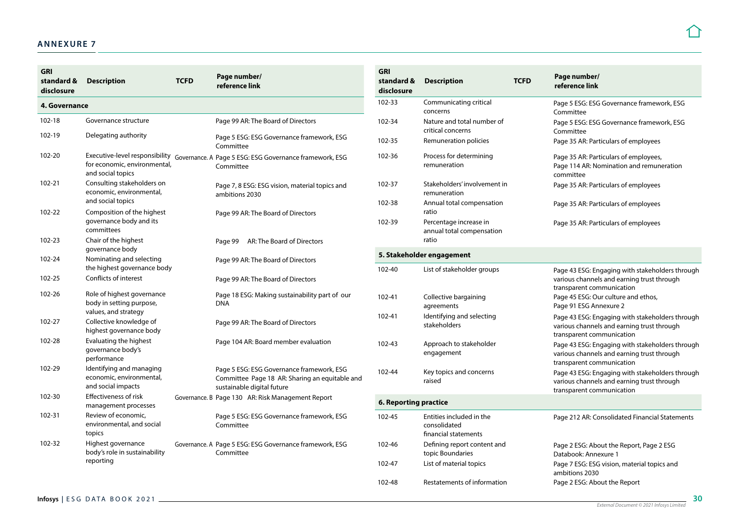## ANNEXURE 7

| GRI standard & disclosure | Description | TCFD | Page number/ reference link |
|---|---|---|---|
| **4. Governance** | | | |
| 102-18 | Governance structure | | Page 99 AR: The Board of Directors |
| 102-19 | Delegating authority | | Page 5 ESG: ESG Governance framework, ESG Committee |
| 102-20 | Executive-level responsibility for economic, environmental, and social topics | Governance. A | Page 5 ESG: ESG Governance framework, ESG Committee |
| 102-21 | Consulting stakeholders on economic, environmental, and social topics | | Page 7, 8 ESG: ESG vision, material topics and ambitions 2030 |
| 102-22 | Composition of the highest governance body and its committees | | Page 99 AR: The Board of Directors |
| 102-23 | Chair of the highest governance body | | Page 99 AR: The Board of Directors |
| 102-24 | Nominating and selecting the highest governance body | | Page 99 AR: The Board of Directors |
| 102-25 | Conflicts of interest | | Page 99 AR: The Board of Directors |
| 102-26 | Role of highest governance body in setting purpose, values, and strategy | | Page 18 ESG: Making sustainability part of our DNA |
| 102-27 | Collective knowledge of highest governance body | | Page 99 AR: The Board of Directors |
| 102-28 | Evaluating the highest governance body's performance | | Page 104 AR: Board member evaluation |
| 102-29 | Identifying and managing economic, environmental, and social impacts | | Page 5 ESG: ESG Governance framework, ESG Committee Page 18 AR: Sharing an equitable and sustainable digital future |
| 102-30 | Effectiveness of risk management processes | Governance. B | Page 130 AR: Risk Management Report |
| 102-31 | Review of economic, environmental, and social topics | | Page 5 ESG: ESG Governance framework, ESG Committee |
| 102-32 | Highest governance body's role in sustainability reporting | Governance. A | Page 5 ESG: ESG Governance framework, ESG Committee |
| 102-33 | Communicating critical concerns | | Page 5 ESG: ESG Governance framework, ESG Committee |
| 102-34 | Nature and total number of critical concerns | | Page 5 ESG: ESG Governance framework, ESG Committee |
| 102-35 | Remuneration policies | | Page 35 AR: Particulars of employees |
| 102-36 | Process for determining remuneration | | Page 35 AR: Particulars of employees, Page 114 AR: Nomination and remuneration committee |
| 102-37 | Stakeholders' involvement in remuneration | | Page 35 AR: Particulars of employees |
| 102-38 | Annual total compensation ratio | | Page 35 AR: Particulars of employees |
| 102-39 | Percentage increase in annual total compensation ratio | | Page 35 AR: Particulars of employees |
| **5. Stakeholder engagement** | | | |
| 102-40 | List of stakeholder groups | | Page 43 ESG: Engaging with stakeholders through various channels and earning trust through transparent communication |
| 102-41 | Collective bargaining agreements | | Page 45 ESG: Our culture and ethos, Page 91 ESG Annexure 2 |
| 102-41 | Identifying and selecting stakeholders | | Page 43 ESG: Engaging with stakeholders through various channels and earning trust through transparent communication |
| 102-43 | Approach to stakeholder engagement | | Page 43 ESG: Engaging with stakeholders through various channels and earning trust through transparent communication |
| 102-44 | Key topics and concerns raised | | Page 43 ESG: Engaging with stakeholders through various channels and earning trust through transparent communication |
| **6. Reporting practice** | | | |
| 102-45 | Entities included in the consolidated financial statements | | Page 212 AR: Consolidated Financial Statements |
| 102-46 | Defining report content and topic Boundaries | | Page 2 ESG: About the Report, Page 2 ESG Databook: Annexure 1 |
| 102-47 | List of material topics | | Page 7 ESG: ESG vision, material topics and ambitions 2030 |
| 102-48 | Restatements of information | | Page 2 ESG: About the Report |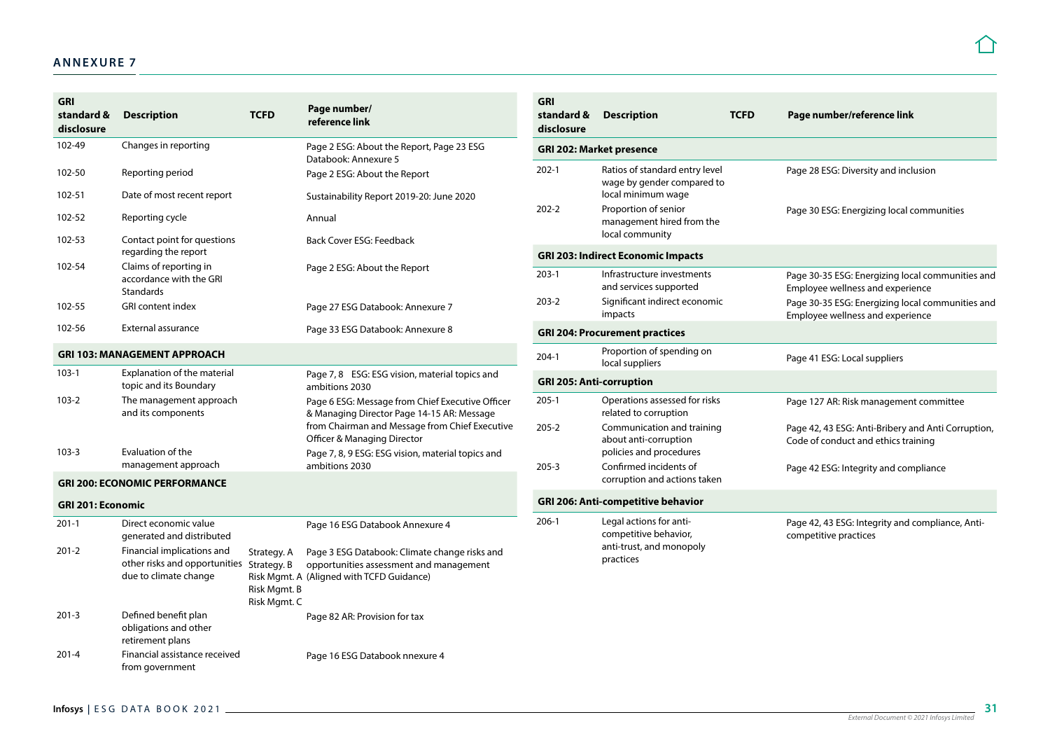## ANNEXURE 7

| GRI standard & disclosure | Description | TCFD | Page number/ reference link |
|---|---|---|---|
| 102-49 | Changes in reporting | | Page 2 ESG: About the Report, Page 23 ESG Databook: Annexure 5 |
| 102-50 | Reporting period | | Page 2 ESG: About the Report |
| 102-51 | Date of most recent report | | Sustainability Report 2019-20: June 2020 |
| 102-52 | Reporting cycle | | Annual |
| 102-53 | Contact point for questions regarding the report | | Back Cover ESG: Feedback |
| 102-54 | Claims of reporting in accordance with the GRI Standards | | Page 2 ESG: About the Report |
| 102-55 | GRI content index | | Page 27 ESG Databook: Annexure 7 |
| 102-56 | External assurance | | Page 33 ESG Databook: Annexure 8 |
| **GRI 103: MANAGEMENT APPROACH** | | | |
| 103-1 | Explanation of the material topic and its Boundary | | Page 7, 8 ESG: ESG vision, material topics and ambitions 2030 |
| 103-2 | The management approach and its components | | Page 6 ESG: Message from Chief Executive Officer & Managing Director Page 14-15 AR: Message from Chairman and Message from Chief Executive Officer & Managing Director |
| 103-3 | Evaluation of the management approach | | Page 7, 8, 9 ESG: ESG vision, material topics and ambitions 2030 |
| **GRI 200: ECONOMIC PERFORMANCE** | | | |
| **GRI 201: Economic** | | | |
| 201-1 | Direct economic value generated and distributed | | Page 16 ESG Databook Annexure 4 |
| 201-2 | Financial implications and other risks and opportunities due to climate change | Strategy. A Strategy. B Risk Mgmt. A Risk Mgmt. B Risk Mgmt. C | Page 3 ESG Databook: Climate change risks and opportunities assessment and management (Aligned with TCFD Guidance) |
| 201-3 | Defined benefit plan obligations and other retirement plans | | Page 82 AR: Provision for tax |
| 201-4 | Financial assistance received from government | | Page 16 ESG Databook nnexure 4 |

| GRI standard & disclosure | Description | TCFD | Page number/reference link |
|---|---|---|---|
| **GRI 202: Market presence** | | | |
| 202-1 | Ratios of standard entry level wage by gender compared to local minimum wage | | Page 28 ESG: Diversity and inclusion |
| 202-2 | Proportion of senior management hired from the local community | | Page 30 ESG: Energizing local communities |
| **GRI 203: Indirect Economic Impacts** | | | |
| 203-1 | Infrastructure investments and services supported | | Page 30-35 ESG: Energizing local communities and Employee wellness and experience |
| 203-2 | Significant indirect economic impacts | | Page 30-35 ESG: Energizing local communities and Employee wellness and experience |
| **GRI 204: Procurement practices** | | | |
| 204-1 | Proportion of spending on local suppliers | | Page 41 ESG: Local suppliers |
| **GRI 205: Anti-corruption** | | | |
| 205-1 | Operations assessed for risks related to corruption | | Page 127 AR: Risk management committee |
| 205-2 | Communication and training about anti-corruption policies and procedures | | Page 42, 43 ESG: Anti-Bribery and Anti Corruption, Code of conduct and ethics training |
| 205-3 | Confirmed incidents of corruption and actions taken | | Page 42 ESG: Integrity and compliance |
| **GRI 206: Anti-competitive behavior** | | | |
| 206-1 | Legal actions for anti-competitive behavior, anti-trust, and monopoly practices | | Page 42, 43 ESG: Integrity and compliance, Anti-competitive practices |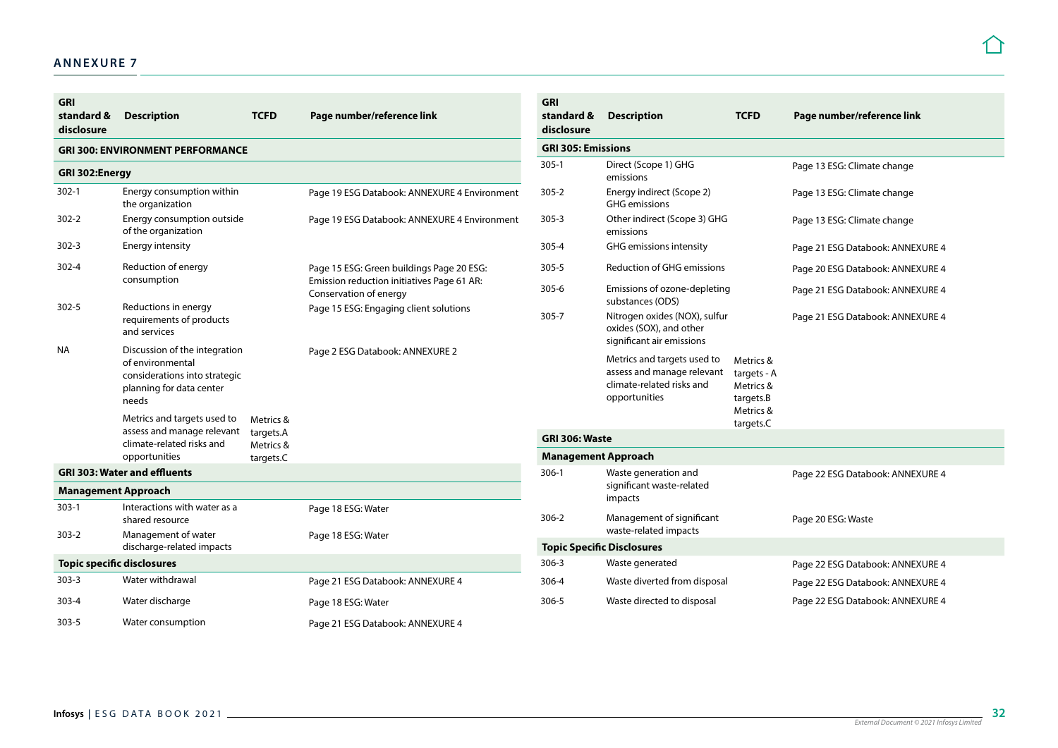## ANNEXURE 7

| GRI standard & disclosure | Description | TCFD | Page number/reference link |
|---|---|---|---|
| **GRI 300: ENVIRONMENT PERFORMANCE** | | | |
| **GRI 302:Energy** | | | |
| 302-1 | Energy consumption within the organization | | Page 19 ESG Databook: ANNEXURE 4 Environment |
| 302-2 | Energy consumption outside of the organization | | Page 19 ESG Databook: ANNEXURE 4 Environment |
| 302-3 | Energy intensity | | |
| 302-4 | Reduction of energy consumption | | Page 15 ESG: Green buildings Page 20 ESG: Emission reduction initiatives Page 61 AR: Conservation of energy |
| 302-5 | Reductions in energy requirements of products and services | | Page 15 ESG: Engaging client solutions |
| NA | Discussion of the integration of environmental considerations into strategic planning for data center needs | | Page 2 ESG Databook: ANNEXURE 2 |
| | Metrics and targets used to assess and manage relevant climate-related risks and opportunities | Metrics & targets.A Metrics & targets.C | |
| **GRI 303: Water and effluents** | | | |
| **Management Approach** | | | |
| 303-1 | Interactions with water as a shared resource | | Page 18 ESG: Water |
| 303-2 | Management of water discharge-related impacts | | Page 18 ESG: Water |
| **Topic specific disclosures** | | | |
| 303-3 | Water withdrawal | | Page 21 ESG Databook: ANNEXURE 4 |
| 303-4 | Water discharge | | Page 18 ESG: Water |
| 303-5 | Water consumption | | Page 21 ESG Databook: ANNEXURE 4 |

| GRI standard & disclosure | Description | TCFD | Page number/reference link |
|---|---|---|---|
| **GRI 305: Emissions** | | | |
| 305-1 | Direct (Scope 1) GHG emissions | | Page 13 ESG: Climate change |
| 305-2 | Energy indirect (Scope 2) GHG emissions | | Page 13 ESG: Climate change |
| 305-3 | Other indirect (Scope 3) GHG emissions | | Page 13 ESG: Climate change |
| 305-4 | GHG emissions intensity | | Page 21 ESG Databook: ANNEXURE 4 |
| 305-5 | Reduction of GHG emissions | | Page 20 ESG Databook: ANNEXURE 4 |
| 305-6 | Emissions of ozone-depleting substances (ODS) | | Page 21 ESG Databook: ANNEXURE 4 |
| 305-7 | Nitrogen oxides (NOX), sulfur oxides (SOX), and other significant air emissions | | Page 21 ESG Databook: ANNEXURE 4 |
| | Metrics and targets used to assess and manage relevant climate-related risks and opportunities | Metrics & targets - A Metrics & targets.B Metrics & targets.C | |
| **GRI 306: Waste** | | | |
| **Management Approach** | | | |
| 306-1 | Waste generation and significant waste-related impacts | | Page 22 ESG Databook: ANNEXURE 4 |
| 306-2 | Management of significant waste-related impacts | | Page 20 ESG: Waste |
| **Topic Specific Disclosures** | | | |
| 306-3 | Waste generated | | Page 22 ESG Databook: ANNEXURE 4 |
| 306-4 | Waste diverted from disposal | | Page 22 ESG Databook: ANNEXURE 4 |
| 306-5 | Waste directed to disposal | | Page 22 ESG Databook: ANNEXURE 4 |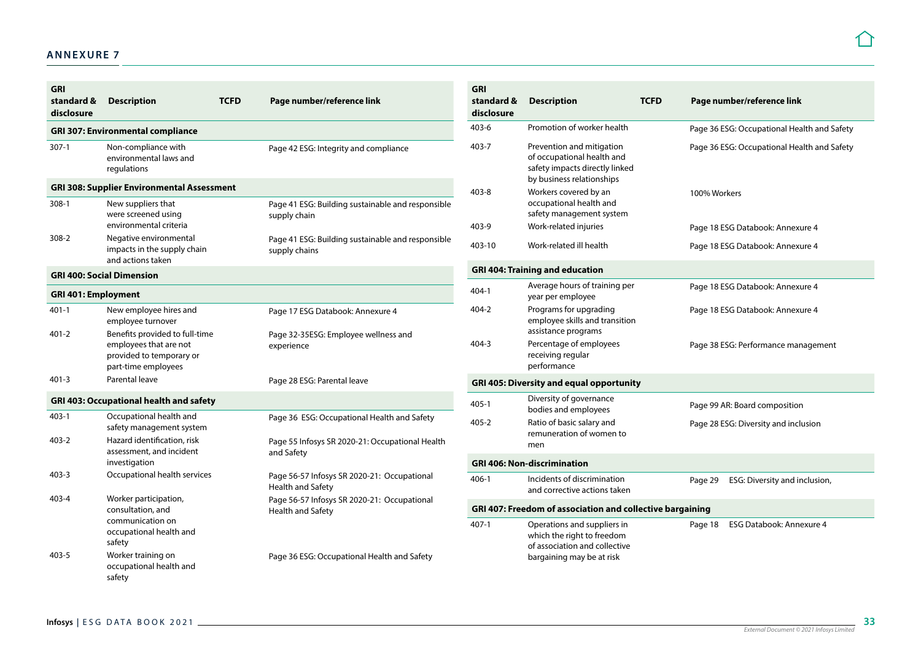## ANNEXURE 7

| GRI standard & disclosure | Description | TCFD | Page number/reference link |
|---|---|---|---|
| **GRI 307: Environmental compliance** | | | |
| 307-1 | Non-compliance with environmental laws and regulations | | Page 42 ESG: Integrity and compliance |
| **GRI 308: Supplier Environmental Assessment** | | | |
| 308-1 | New suppliers that were screened using environmental criteria | | Page 41 ESG: Building sustainable and responsible supply chain |
| 308-2 | Negative environmental impacts in the supply chain and actions taken | | Page 41 ESG: Building sustainable and responsible supply chains |
| **GRI 400: Social Dimension** | | | |
| **GRI 401: Employment** | | | |
| 401-1 | New employee hires and employee turnover | | Page 17 ESG Databook: Annexure 4 |
| 401-2 | Benefits provided to full-time employees that are not provided to temporary or part-time employees | | Page 32-35ESG: Employee wellness and experience |
| 401-3 | Parental leave | | Page 28 ESG: Parental leave |
| **GRI 403: Occupational health and safety** | | | |
| 403-1 | Occupational health and safety management system | | Page 36 ESG: Occupational Health and Safety |
| 403-2 | Hazard identification, risk assessment, and incident investigation | | Page 55 Infosys SR 2020-21: Occupational Health and Safety |
| 403-3 | Occupational health services | | Page 56-57 Infosys SR 2020-21: Occupational Health and Safety |
| 403-4 | Worker participation, consultation, and communication on occupational health and safety | | Page 56-57 Infosys SR 2020-21: Occupational Health and Safety |
| 403-5 | Worker training on occupational health and safety | | Page 36 ESG: Occupational Health and Safety |
| 403-6 | Promotion of worker health | | Page 36 ESG: Occupational Health and Safety |
| 403-7 | Prevention and mitigation of occupational health and safety impacts directly linked by business relationships | | Page 36 ESG: Occupational Health and Safety |
| 403-8 | Workers covered by an occupational health and safety management system | | 100% Workers |
| 403-9 | Work-related injuries | | Page 18 ESG Databook: Annexure 4 |
| 403-10 | Work-related ill health | | Page 18 ESG Databook: Annexure 4 |
| **GRI 404: Training and education** | | | |
| 404-1 | Average hours of training per year per employee | | Page 18 ESG Databook: Annexure 4 |
| 404-2 | Programs for upgrading employee skills and transition assistance programs | | Page 18 ESG Databook: Annexure 4 |
| 404-3 | Percentage of employees receiving regular performance | | Page 38 ESG: Performance management |
| **GRI 405: Diversity and equal opportunity** | | | |
| 405-1 | Diversity of governance bodies and employees | | Page 99 AR: Board composition |
| 405-2 | Ratio of basic salary and remuneration of women to men | | Page 28 ESG: Diversity and inclusion |
| **GRI 406: Non-discrimination** | | | |
| 406-1 | Incidents of discrimination and corrective actions taken | | Page 29 ESG: Diversity and inclusion, |
| **GRI 407: Freedom of association and collective bargaining** | | | |
| 407-1 | Operations and suppliers in which the right to freedom of association and collective bargaining may be at risk | | Page 18 ESG Databook: Annexure 4 |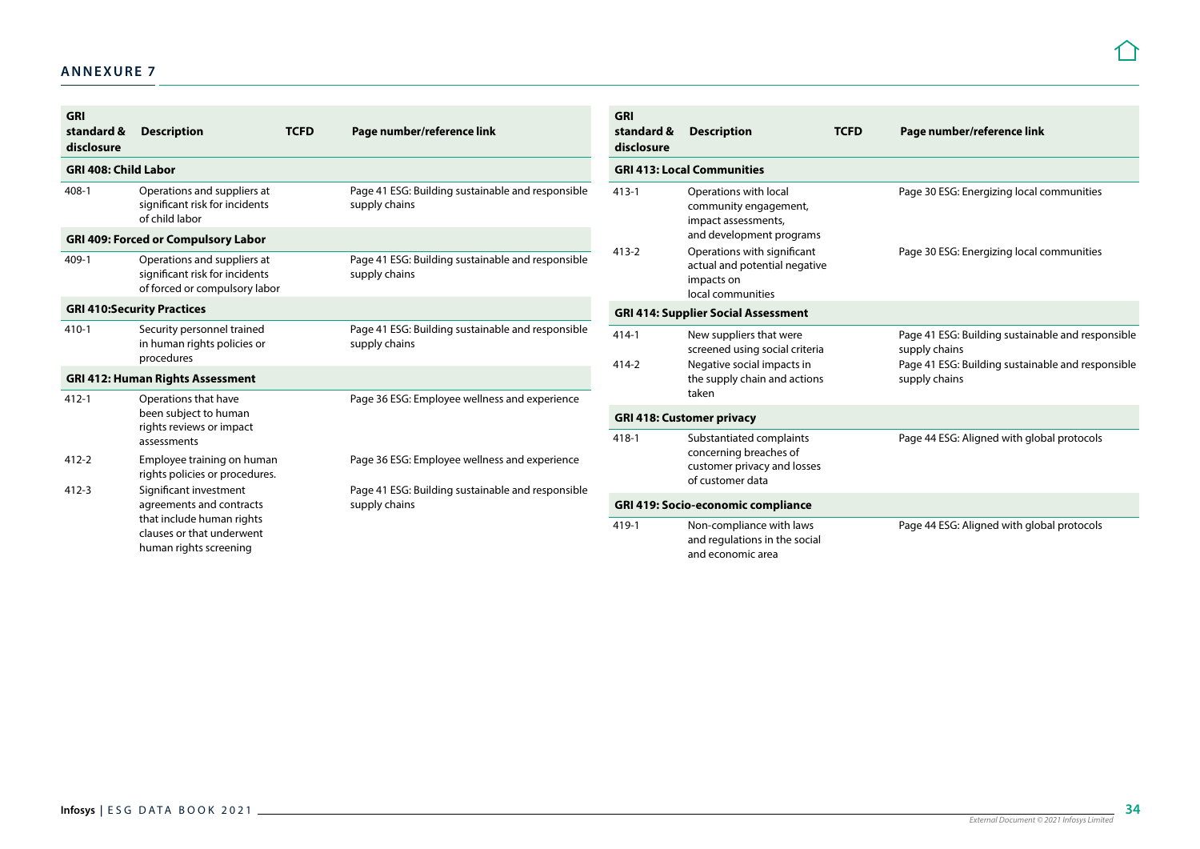## ANNEXURE 7

| GRI standard & disclosure | Description | TCFD | Page number/reference link |
|---|---|---|---|
| **GRI 408: Child Labor** | | | |
| 408-1 | Operations and suppliers at significant risk for incidents of child labor | | Page 41 ESG: Building sustainable and responsible supply chains |
| **GRI 409: Forced or Compulsory Labor** | | | |
| 409-1 | Operations and suppliers at significant risk for incidents of forced or compulsory labor | | Page 41 ESG: Building sustainable and responsible supply chains |
| **GRI 410:Security Practices** | | | |
| 410-1 | Security personnel trained in human rights policies or procedures | | Page 41 ESG: Building sustainable and responsible supply chains |
| **GRI 412: Human Rights Assessment** | | | |
| 412-1 | Operations that have been subject to human rights reviews or impact assessments | | Page 36 ESG: Employee wellness and experience |
| 412-2 | Employee training on human rights policies or procedures. | | Page 36 ESG: Employee wellness and experience |
| 412-3 | Significant investment agreements and contracts that include human rights clauses or that underwent human rights screening | | Page 41 ESG: Building sustainable and responsible supply chains |

| GRI standard & disclosure | Description | TCFD | Page number/reference link |
|---|---|---|---|
| **GRI 413: Local Communities** | | | |
| 413-1 | Operations with local community engagement, impact assessments, and development programs | | Page 30 ESG: Energizing local communities |
| 413-2 | Operations with significant actual and potential negative impacts on local communities | | Page 30 ESG: Energizing local communities |
| **GRI 414: Supplier Social Assessment** | | | |
| 414-1 | New suppliers that were screened using social criteria | | Page 41 ESG: Building sustainable and responsible supply chains |
| 414-2 | Negative social impacts in the supply chain and actions taken | | Page 41 ESG: Building sustainable and responsible supply chains |
| **GRI 418: Customer privacy** | | | |
| 418-1 | Substantiated complaints concerning breaches of customer privacy and losses of customer data | | Page 44 ESG: Aligned with global protocols |
| **GRI 419: Socio-economic compliance** | | | |
| 419-1 | Non-compliance with laws and regulations in the social and economic area | | Page 44 ESG: Aligned with global protocols |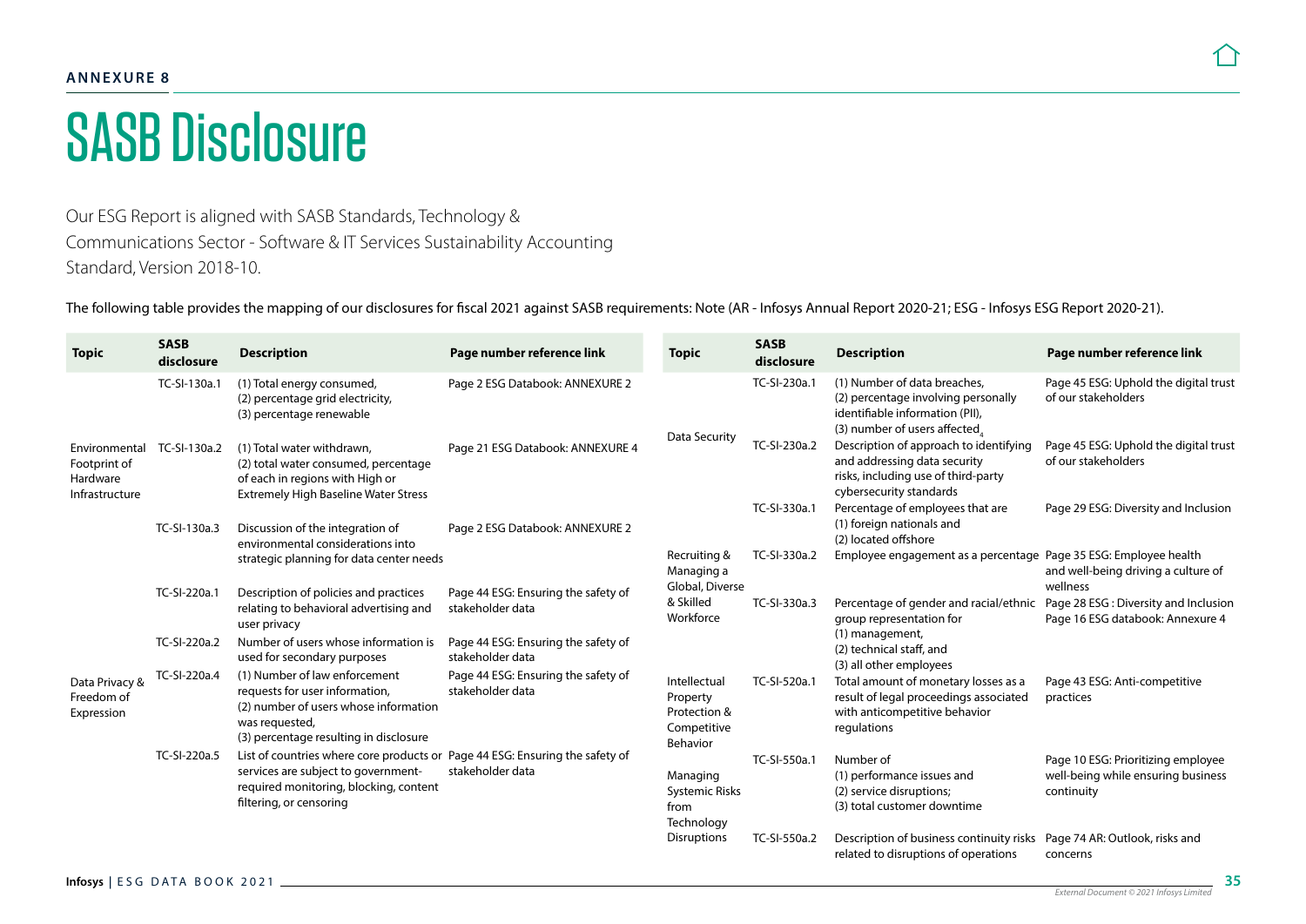**ANNEXURE 8**

# SASB Disclosure

Our ESG Report is aligned with SASB Standards, Technology & Communications Sector - Software & IT Services Sustainability Accounting Standard, Version 2018-10.

The following table provides the mapping of our disclosures for fiscal 2021 against SASB requirements: Note (AR - Infosys Annual Report 2020-21; ESG - Infosys ESG Report 2020-21).

| Topic | SASB disclosure | Description | Page number reference link |
|---|---|---|---|
| Environmental Footprint of Hardware Infrastructure | TC-SI-130a.1 | (1) Total energy consumed, (2) percentage grid electricity, (3) percentage renewable | Page 2 ESG Databook: ANNEXURE 2 |
| | TC-SI-130a.2 | (1) Total water withdrawn, (2) total water consumed, percentage of each in regions with High or Extremely High Baseline Water Stress | Page 21 ESG Databook: ANNEXURE 4 |
| | TC-SI-130a.3 | Discussion of the integration of environmental considerations into strategic planning for data center needs | Page 2 ESG Databook: ANNEXURE 2 |
| Data Privacy & Freedom of Expression | TC-SI-220a.1 | Description of policies and practices relating to behavioral advertising and user privacy | Page 44 ESG: Ensuring the safety of stakeholder data |
| | TC-SI-220a.2 | Number of users whose information is used for secondary purposes | Page 44 ESG: Ensuring the safety of stakeholder data |
| | TC-SI-220a.4 | (1) Number of law enforcement requests for user information, (2) number of users whose information was requested, (3) percentage resulting in disclosure | Page 44 ESG: Ensuring the safety of stakeholder data |
| | TC-SI-220a.5 | List of countries where core products or services are subject to government-required monitoring, blocking, content filtering, or censoring | Page 44 ESG: Ensuring the safety of stakeholder data |
| Data Security | TC-SI-230a.1 | (1) Number of data breaches, (2) percentage involving personally identifiable information (PII), (3) number of users affected[4] | Page 45 ESG: Uphold the digital trust of our stakeholders |
| | TC-SI-230a.2 | Description of approach to identifying and addressing data security risks, including use of third-party cybersecurity standards | Page 45 ESG: Uphold the digital trust of our stakeholders |
| Recruiting & Managing a Global, Diverse & Skilled Workforce | TC-SI-330a.1 | Percentage of employees that are (1) foreign nationals and (2) located offshore | Page 29 ESG: Diversity and Inclusion |
| | TC-SI-330a.2 | Employee engagement as a percentage | Page 35 ESG: Employee health and well-being driving a culture of wellness |
| | TC-SI-330a.3 | Percentage of gender and racial/ethnic group representation for (1) management, (2) technical staff, and (3) all other employees | Page 28 ESG : Diversity and Inclusion Page 16 ESG databook: Annexure 4 |
| Intellectual Property Protection & Competitive Behavior | TC-SI-520a.1 | Total amount of monetary losses as a result of legal proceedings associated with anticompetitive behavior regulations | Page 43 ESG: Anti-competitive practices |
| Managing Systemic Risks from Technology Disruptions | TC-SI-550a.1 | Number of (1) performance issues and (2) service disruptions; (3) total customer downtime | Page 10 ESG: Prioritizing employee well-being while ensuring business continuity |
| | TC-SI-550a.2 | Description of business continuity risks related to disruptions of operations | Page 74 AR: Outlook, risks and concerns |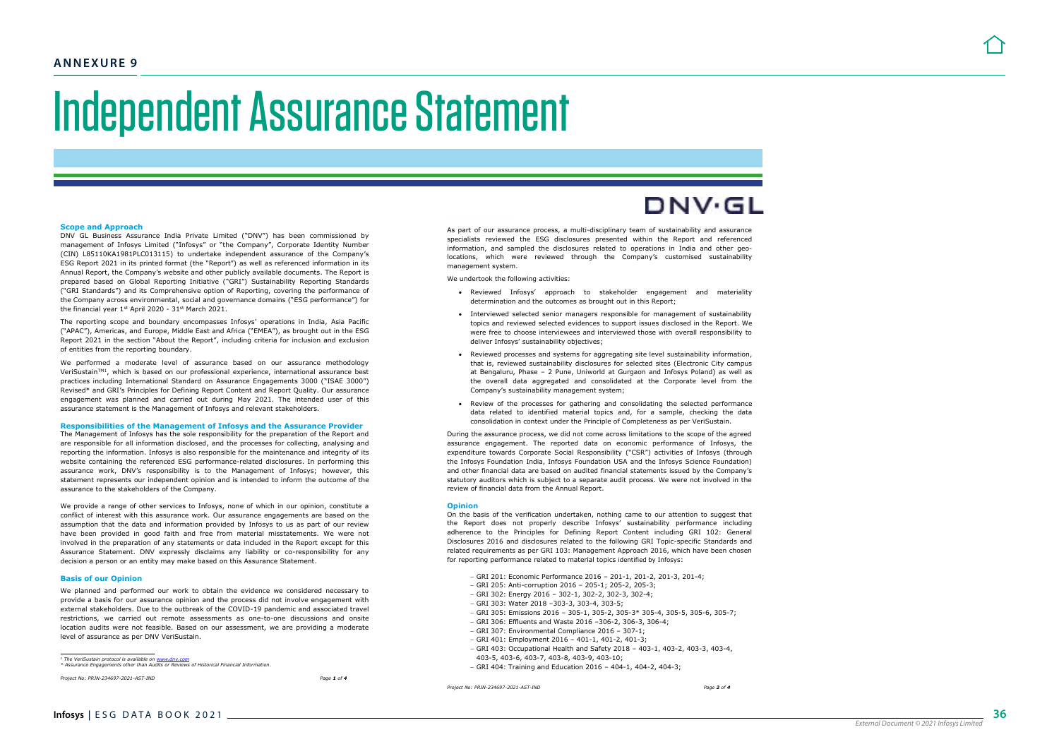# Independent Assurance Statement

### Scope and Approach

DNV GL Business Assurance India Private Limited ("DNV") has been commissioned by management of Infosys Limited ("Infosys" or "the Company", Corporate Identity Number (CIN) L85110KA1981PLC013115) to undertake independent assurance of the Company's ESG Report 2021 in its printed format (the "Report") as well as referenced information in its Annual Report, the Company's website and other publicly available documents. The Report is prepared based on Global Reporting Initiative ("GRI") Sustainability Reporting Standards ("GRI Standards") and its Comprehensive option of Reporting, covering the performance of the Company across environmental, social and governance domains ("ESG performance") for the financial year 1st April 2020 - 31st March 2021.

The reporting scope and boundary encompasses Infosys' operations in India, Asia Pacific ("APAC"), Americas, and Europe, Middle East and Africa ("EMEA"), as brought out in the ESG Report 2021 in the section "About the Report", including criteria for inclusion and exclusion of entities from the reporting boundary.

We performed a moderate level of assurance based on our assurance methodology VeriSustain™[1], which is based on our professional experience, international assurance best practices including International Standard on Assurance Engagements 3000 ("ISAE 3000") Revised* and GRI's Principles for Defining Report Content and Report Quality. Our assurance engagement was planned and carried out during May 2021. The intended user of this assurance statement is the Management of Infosys and relevant stakeholders.

### Responsibilities of the Management of Infosys and the Assurance Provider

The Management of Infosys has the sole responsibility for the preparation of the Report and are responsible for all information disclosed, and the processes for collecting, analysing and reporting the information. Infosys is also responsible for the maintenance and integrity of its website containing the referenced ESG performance-related disclosures. In performing this assurance work, DNV's responsibility is to the Management of Infosys; however, this statement represents our independent opinion and is intended to inform the outcome of the assurance to the stakeholders of the Company.

We provide a range of other services to Infosys, none of which in our opinion, constitute a conflict of interest with this assurance work. Our assurance engagements are based on the assumption that the data and information provided by Infosys to us as part of our review have been provided in good faith and free from material misstatements. We were not involved in the preparation of any statements or data included in the Report except for this Assurance Statement. DNV expressly disclaims any liability or co-responsibility for any decision a person or an entity may make based on this Assurance Statement.

### Basis of our Opinion

We planned and performed our work to obtain the evidence we considered necessary to provide a basis for our assurance opinion and the process did not involve engagement with external stakeholders. Due to the outbreak of the COVID-19 pandemic and associated travel restrictions, we carried out remote assessments as one-to-one discussions and onsite location audits were not feasible. Based on our assessment, we are providing a moderate level of assurance as per DNV VeriSustain.

[1] The VeriSustain protocol is available on www.dnv.com
\* Assurance Engagements other than Audits or Reviews of Historical Financial Information.

Project No: PRJN-234697-2021-AST-IND

As part of our assurance process, a multi-disciplinary team of sustainability and assurance specialists reviewed the ESG disclosures presented within the Report and referenced information, and sampled the disclosures related to operations in India and other geo-locations, which were reviewed through the Company's customised sustainability management system.

We undertook the following activities:

- Reviewed Infosys' approach to stakeholder engagement and materiality determination and the outcomes as brought out in this Report;
- Interviewed selected senior managers responsible for management of sustainability topics and reviewed selected evidences to support issues disclosed in the Report. We were free to choose interviewees and interviewed those with overall responsibility to deliver Infosys' sustainability objectives;
- Reviewed processes and systems for aggregating site level sustainability information, that is, reviewed sustainability disclosures for selected sites (Electronic City campus at Bengaluru, Phase – 2 Pune, Uniworld at Gurgaon and Infosys Poland) as well as the overall data aggregated and consolidated at the Corporate level from the Company's sustainability management system;
- Review of the processes for gathering and consolidating the selected performance data related to identified material topics and, for a sample, checking the data consolidation in context under the Principle of Completeness as per VeriSustain.

During the assurance process, we did not come across limitations to the scope of the agreed assurance engagement. The reported data on economic performance of Infosys, the expenditure towards Corporate Social Responsibility ("CSR") activities of Infosys (through the Infosys Foundation India, Infosys Foundation USA and the Infosys Science Foundation) and other financial data are based on audited financial statements issued by the Company's statutory auditors which is subject to a separate audit process. We were not involved in the review of financial data from the Annual Report.

### Opinion

On the basis of the verification undertaken, nothing came to our attention to suggest that the Report does not properly describe Infosys' sustainability performance including adherence to the Principles for Defining Report Content including GRI 102: General Disclosures 2016 and disclosures related to the following GRI Topic-specific Standards and related requirements as per GRI 103: Management Approach 2016, which have been chosen for reporting performance related to material topics identified by Infosys:

- GRI 201: Economic Performance 2016 – 201-1, 201-2, 201-3, 201-4;
- GRI 205: Anti-corruption 2016 – 205-1; 205-2, 205-3;
- GRI 302: Energy 2016 – 302-1, 302-2, 302-3, 302-4;
- GRI 303: Water 2018 –303-3, 303-4, 303-5;
- GRI 305: Emissions 2016 – 305-1, 305-2, 305-3* 305-4, 305-5, 305-6, 305-7;
- GRI 306: Effluents and Waste 2016 –306-2, 306-3, 306-4;
- GRI 307: Environmental Compliance 2016 – 307-1;
- GRI 401: Employment 2016 – 401-1, 401-2, 401-3;
- GRI 403: Occupational Health and Safety 2018 – 403-1, 403-2, 403-3, 403-4, 403-5, 403-6, 403-7, 403-8, 403-9, 403-10;
- GRI 404: Training and Education 2016 – 404-1, 404-2, 404-3;

Project No: PRJN-234697-2021-AST-IND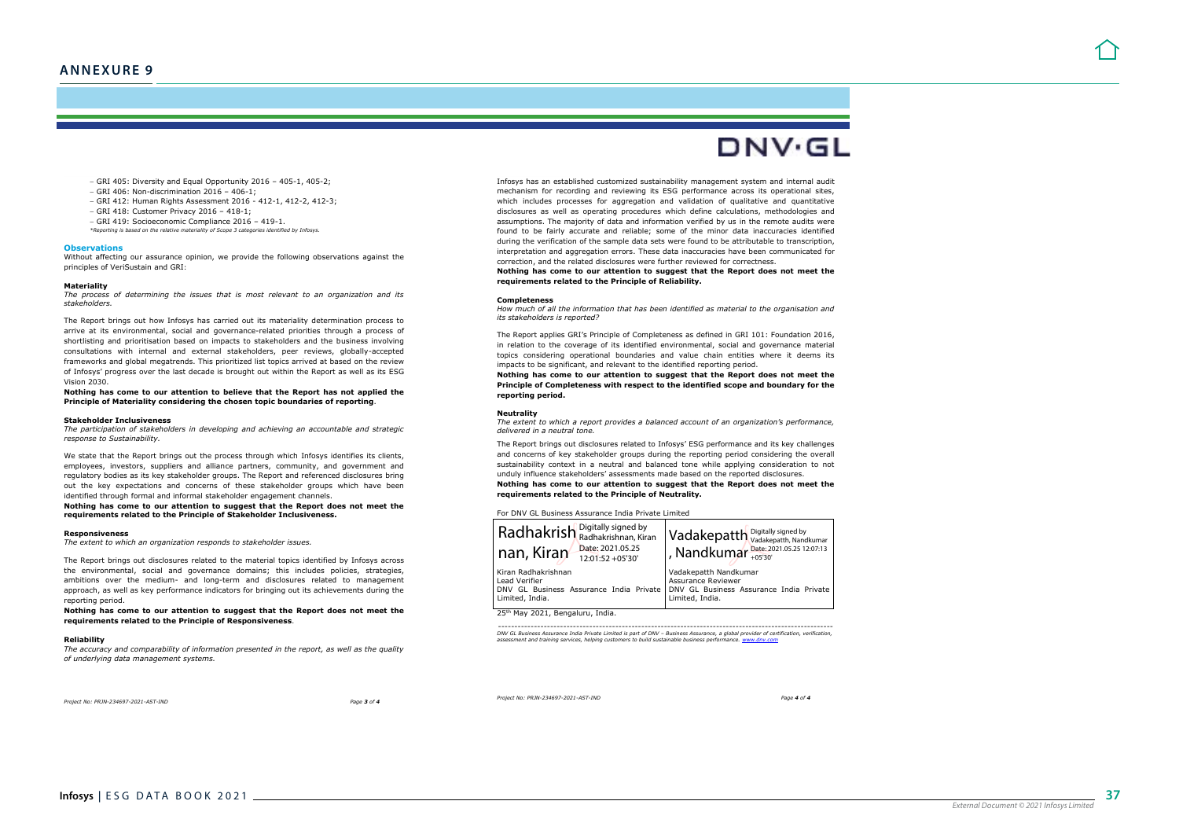# ANNEXURE 9

DNV·GL

- GRI 405: Diversity and Equal Opportunity 2016 – 405-1, 405-2;
- GRI 406: Non-discrimination 2016 – 406-1;
- GRI 412: Human Rights Assessment 2016 - 412-1, 412-2, 412-3;
- GRI 418: Customer Privacy 2016 – 418-1;
- GRI 419: Socioeconomic Compliance 2016 – 419-1.

*\*Reporting is based on the relative materiality of Scope 3 categories identified by Infosys.*

### Observations

Without affecting our assurance opinion, we provide the following observations against the principles of VeriSustain and GRI:

#### Materiality

*The process of determining the issues that is most relevant to an organization and its stakeholders.*

The Report brings out how Infosys has carried out its materiality determination process to arrive at its environmental, social and governance-related priorities through a process of shortlisting and prioritisation based on impacts to stakeholders and the business involving consultations with internal and external stakeholders, peer reviews, globally-accepted frameworks and global megatrends. This prioritized list topics arrived at based on the review of Infosys' progress over the last decade is brought out within the Report as well as its ESG Vision 2030.

**Nothing has come to our attention to believe that the Report has not applied the Principle of Materiality considering the chosen topic boundaries of reporting**.

#### Stakeholder Inclusiveness

*The participation of stakeholders in developing and achieving an accountable and strategic response to Sustainability.*

We state that the Report brings out the process through which Infosys identifies its clients, employees, investors, suppliers and alliance partners, community, and government and regulatory bodies as its key stakeholder groups. The Report and referenced disclosures bring out the key expectations and concerns of these stakeholder groups which have been identified through formal and informal stakeholder engagement channels.

**Nothing has come to our attention to suggest that the Report does not meet the requirements related to the Principle of Stakeholder Inclusiveness.**

#### Responsiveness

*The extent to which an organization responds to stakeholder issues.*

The Report brings out disclosures related to the material topics identified by Infosys across the environmental, social and governance domains; this includes policies, strategies, ambitions over the medium- and long-term and disclosures related to management approach, as well as key performance indicators for bringing out its achievements during the reporting period.

**Nothing has come to our attention to suggest that the Report does not meet the requirements related to the Principle of Responsiveness**.

#### Reliability

*The accuracy and comparability of information presented in the report, as well as the quality of underlying data management systems.*

Infosys has an established customized sustainability management system and internal audit mechanism for recording and reviewing its ESG performance across its operational sites, which includes processes for aggregation and validation of qualitative and quantitative disclosures as well as operating procedures which define calculations, methodologies and assumptions. The majority of data and information verified by us in the remote audits were found to be fairly accurate and reliable; some of the minor data inaccuracies identified during the verification of the sample data sets were found to be attributable to transcription, interpretation and aggregation errors. These data inaccuracies have been communicated for correction, and the related disclosures were further reviewed for correctness.

**Nothing has come to our attention to suggest that the Report does not meet the requirements related to the Principle of Reliability.**

#### Completeness

*How much of all the information that has been identified as material to the organisation and its stakeholders is reported?*

The Report applies GRI's Principle of Completeness as defined in GRI 101: Foundation 2016, in relation to the coverage of its identified environmental, social and governance material topics considering operational boundaries and value chain entities where it deems its impacts to be significant, and relevant to the identified reporting period.

**Nothing has come to our attention to suggest that the Report does not meet the Principle of Completeness with respect to the identified scope and boundary for the reporting period.**

#### Neutrality

*The extent to which a report provides a balanced account of an organization's performance, delivered in a neutral tone.*

The Report brings out disclosures related to Infosys' ESG performance and its key challenges and concerns of key stakeholder groups during the reporting period considering the overall sustainability context in a neutral and balanced tone while applying consideration to not unduly influence stakeholders' assessments made based on the reported disclosures.

**Nothing has come to our attention to suggest that the Report does not meet the requirements related to the Principle of Neutrality.**

For DNV GL Business Assurance India Private Limited

| Radhakrishnan, Kiran (Digitally signed by Radhakrishnan, Kiran Date: 2021.05.25 12:01:52 +05'30') | Vadakepatth, Nandkumar (Digitally signed by Vadakepatth, Nandkumar Date: 2021.05.25 12:07:13 +05'30') |
|---|---|
| Kiran Radhakrishnan<br>Lead Verifier<br>DNV GL Business Assurance India Private Limited, India. | Vadakepatth Nandkumar<br>Assurance Reviewer<br>DNV GL Business Assurance India Private Limited, India. |

25th May 2021, Bengaluru, India.

*DNV GL Business Assurance India Private Limited is part of DNV – Business Assurance, a global provider of certification, verification, assessment and training services, helping customers to build sustainable business performance. www.dnv.com*

*Project No: PRJN-234697-2021-AST-IND*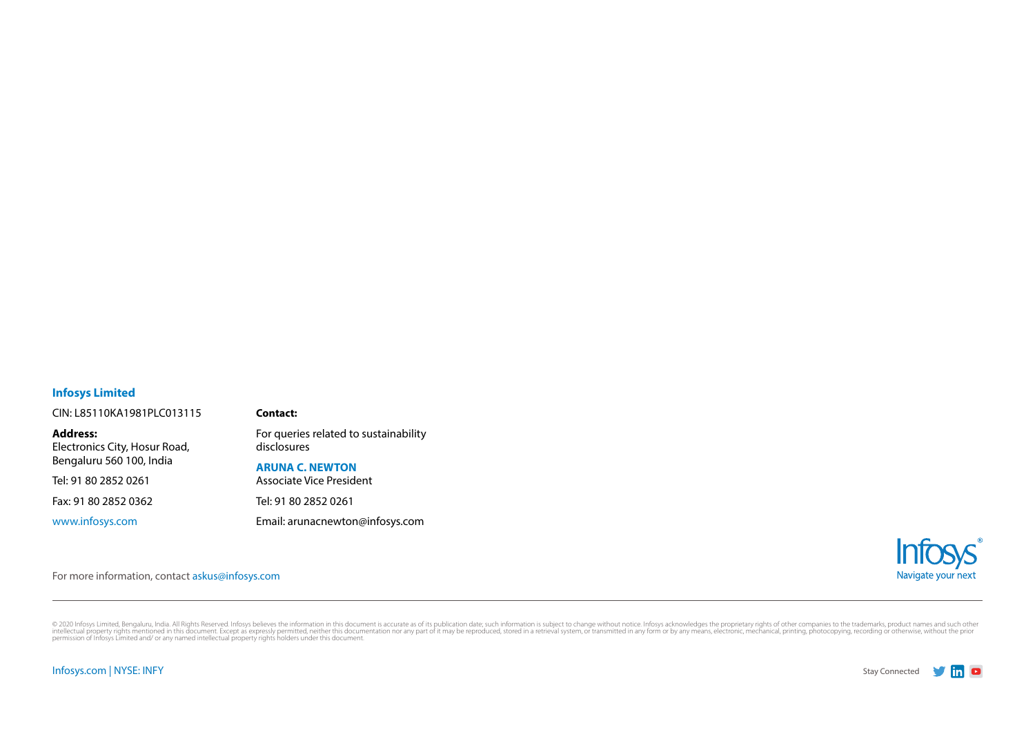**Infosys Limited**

CIN: L85110KA1981PLC013115

**Address:**
Electronics City, Hosur Road,
Bengaluru 560 100, India

Tel: 91 80 2852 0261

Fax: 91 80 2852 0362

www.infosys.com

**Contact:**

For queries related to sustainability disclosures

**ARUNA C. NEWTON**
Associate Vice President

Tel: 91 80 2852 0261

Email: arunacnewton@infosys.com

For more information, contact askus@infosys.com

Infosys®
Navigate your next

© 2020 Infosys Limited, Bengaluru, India. All Rights Reserved. Infosys believes the information in this document is accurate as of its publication date; such information is subject to change without notice. Infosys acknowledges the proprietary rights of other companies to the trademarks, product names and such other intellectual property rights mentioned in this document. Except as expressly permitted, neither this documentation nor any part of it may be reproduced, stored in a retrieval system, or transmitted in any form or by any means, electronic, mechanical, printing, photocopying, recording or otherwise, without the prior permission of Infosys Limited and/ or any named intellectual property rights holders under this document.

Infosys.com | NYSE: INFY

Stay Connected